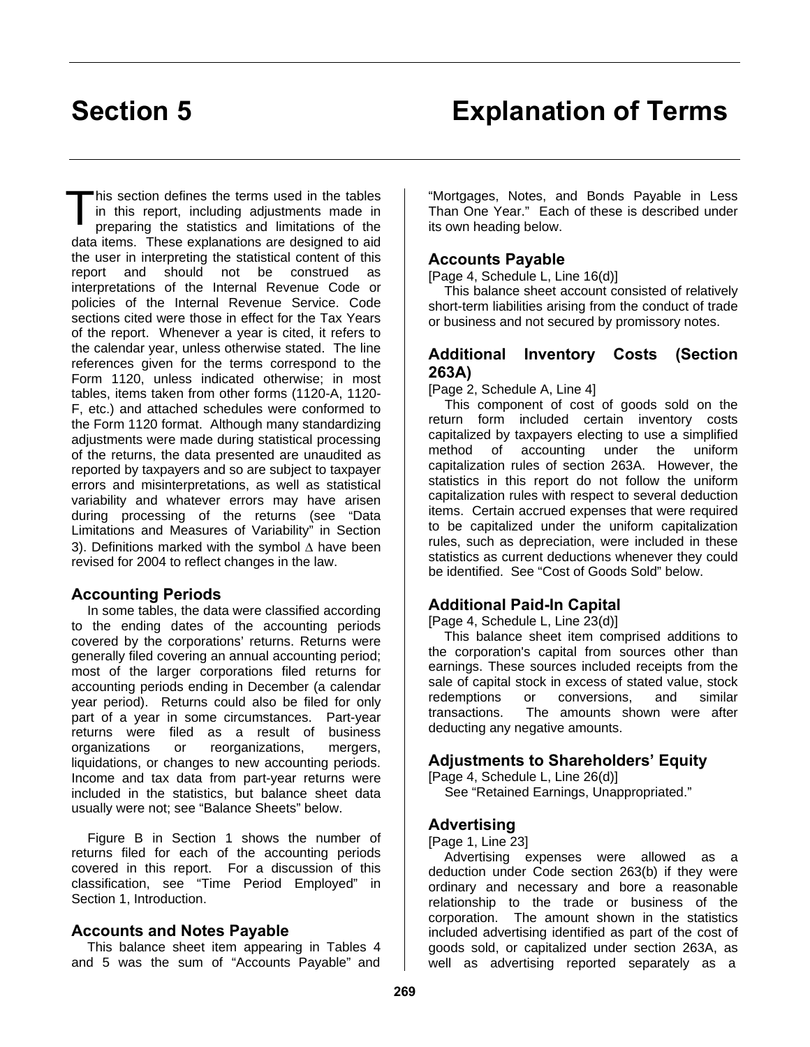# Section 5 Explanation of Terms

This section defines the terms used in the tables in this report, including adjustments made in preparing the statistics and limitations of the data items. These explanations are designed to aid the user in interpreting the statistical content of this report and should not be construed as interpretations of the Internal Revenue Code or policies of the Internal Revenue Service. Code sections cited were those in effect for the Tax Years of the report. Whenever a year is cited, it refers to the calendar year, unless otherwise stated. The line references given for the terms correspond to the Form 1120, unless indicated otherwise; in most tables, items taken from other forms (1120-A, 1120-F, etc.) and attached schedules were conformed to the Form 1120 format. Although many standardizing adjustments were made during statistical processing of the returns, the data presented are unaudited as reported by taxpayers and so are subject to taxpayer errors and misinterpretations, as well as statistical variability and whatever errors may have arisen during processing of the returns (see "Data Limitations and Measures of Variability" in Section 3). Definitions marked with the symbol $\Delta$ have been revised for 2004 to reflect changes in the law.

## Accounting Periods

In some tables, the data were classified according to the ending dates of the accounting periods covered by the corporations' returns. Returns were generally filed covering an annual accounting period; most of the larger corporations filed returns for accounting periods ending in December (a calendar year period). Returns could also be filed for only part of a year in some circumstances. Part-year returns were filed as a result of business organizations or reorganizations, mergers, liquidations, or changes to new accounting periods. Income and tax data from part-year returns were included in the statistics, but balance sheet data usually were not; see "Balance Sheets" below.

Figure B in Section 1 shows the number of returns filed for each of the accounting periods covered in this report. For a discussion of this classification, see "Time Period Employed" in Section 1, Introduction.

## Accounts and Notes Payable

This balance sheet item appearing in Tables 4 and 5 was the sum of "Accounts Payable" and "Mortgages, Notes, and Bonds Payable in Less Than One Year." Each of these is described under its own heading below.

## Accounts Payable

[Page 4, Schedule L, Line 16(d)]

This balance sheet account consisted of relatively short-term liabilities arising from the conduct of trade or business and not secured by promissory notes.

## Additional Inventory Costs (Section 263A)

[Page 2, Schedule A, Line 4]

This component of cost of goods sold on the return form included certain inventory costs capitalized by taxpayers electing to use a simplified method of accounting under the uniform capitalization rules of section 263A. However, the statistics in this report do not follow the uniform capitalization rules with respect to several deduction items. Certain accrued expenses that were required to be capitalized under the uniform capitalization rules, such as depreciation, were included in these statistics as current deductions whenever they could be identified. See "Cost of Goods Sold" below.

## Additional Paid-In Capital

[Page 4, Schedule L, Line 23(d)]

This balance sheet item comprised additions to the corporation's capital from sources other than earnings. These sources included receipts from the sale of capital stock in excess of stated value, stock redemptions or conversions, and similar transactions. The amounts shown were after deducting any negative amounts.

## Adjustments to Shareholders' Equity

[Page 4, Schedule L, Line 26(d)]

See "Retained Earnings, Unappropriated."

## Advertising

[Page 1, Line 23]

Advertising expenses were allowed as a deduction under Code section 263(b) if they were ordinary and necessary and bore a reasonable relationship to the trade or business of the corporation. The amount shown in the statistics included advertising identified as part of the cost of goods sold, or capitalized under section 263A, as well as advertising reported separately as a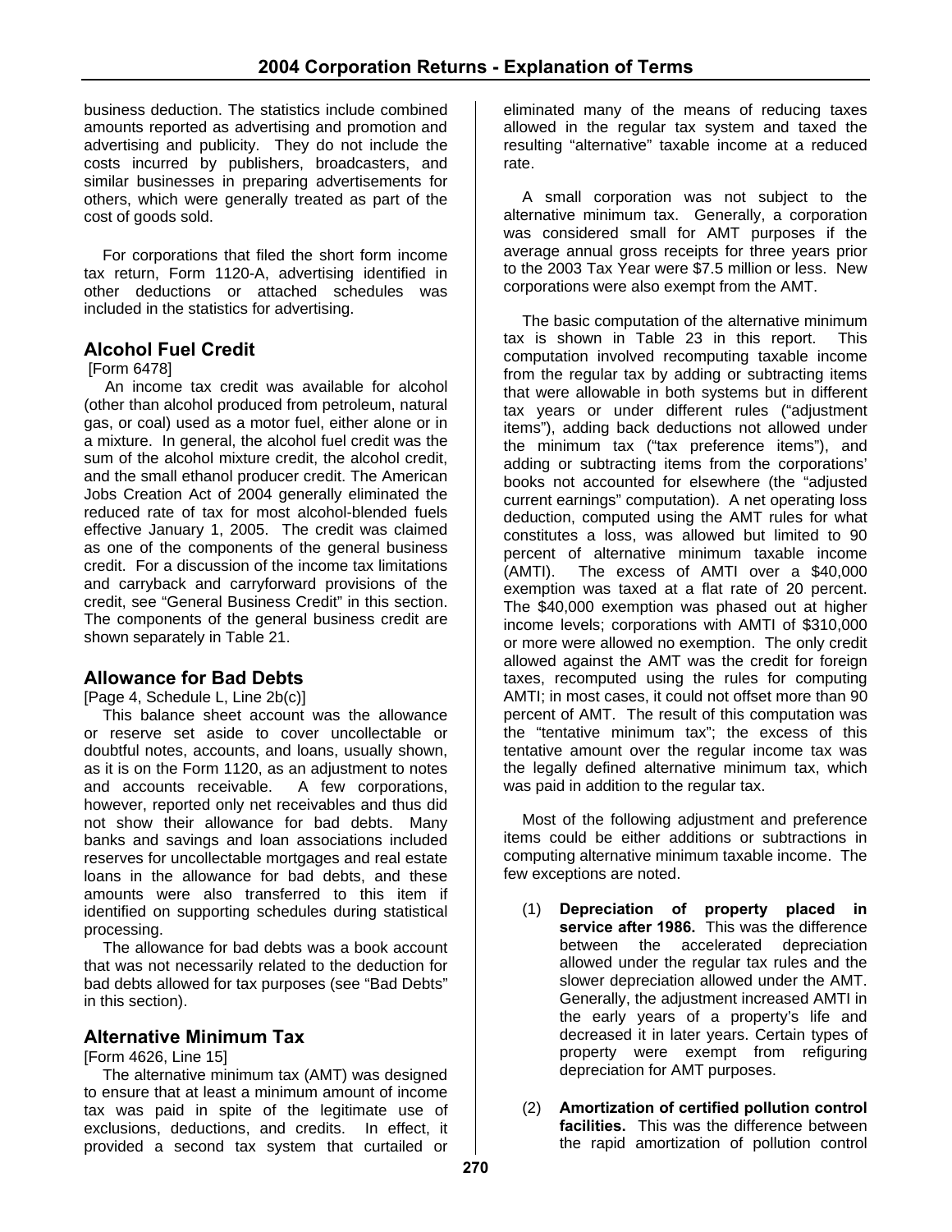business deduction. The statistics include combined amounts reported as advertising and promotion and advertising and publicity. They do not include the costs incurred by publishers, broadcasters, and similar businesses in preparing advertisements for others, which were generally treated as part of the cost of goods sold.

For corporations that filed the short form income tax return, Form 1120-A, advertising identified in other deductions or attached schedules was included in the statistics for advertising.

## Alcohol Fuel Credit

[Form 6478]

An income tax credit was available for alcohol (other than alcohol produced from petroleum, natural gas, or coal) used as a motor fuel, either alone or in a mixture. In general, the alcohol fuel credit was the sum of the alcohol mixture credit, the alcohol credit, and the small ethanol producer credit. The American Jobs Creation Act of 2004 generally eliminated the reduced rate of tax for most alcohol-blended fuels effective January 1, 2005. The credit was claimed as one of the components of the general business credit. For a discussion of the income tax limitations and carryback and carryforward provisions of the credit, see "General Business Credit" in this section. The components of the general business credit are shown separately in Table 21.

## Allowance for Bad Debts

[Page 4, Schedule L, Line 2b(c)]

This balance sheet account was the allowance or reserve set aside to cover uncollectable or doubtful notes, accounts, and loans, usually shown, as it is on the Form 1120, as an adjustment to notes and accounts receivable. A few corporations, however, reported only net receivables and thus did not show their allowance for bad debts. Many banks and savings and loan associations included reserves for uncollectable mortgages and real estate loans in the allowance for bad debts, and these amounts were also transferred to this item if identified on supporting schedules during statistical processing.

The allowance for bad debts was a book account that was not necessarily related to the deduction for bad debts allowed for tax purposes (see "Bad Debts" in this section).

## Alternative Minimum Tax

[Form 4626, Line 15]

The alternative minimum tax (AMT) was designed to ensure that at least a minimum amount of income tax was paid in spite of the legitimate use of exclusions, deductions, and credits. In effect, it provided a second tax system that curtailed or eliminated many of the means of reducing taxes allowed in the regular tax system and taxed the resulting "alternative" taxable income at a reduced rate.

A small corporation was not subject to the alternative minimum tax. Generally, a corporation was considered small for AMT purposes if the average annual gross receipts for three years prior to the 2003 Tax Year were $7.5 million or less. New corporations were also exempt from the AMT.

The basic computation of the alternative minimum tax is shown in Table 23 in this report. This computation involved recomputing taxable income from the regular tax by adding or subtracting items that were allowable in both systems but in different tax years or under different rules ("adjustment items"), adding back deductions not allowed under the minimum tax ("tax preference items"), and adding or subtracting items from the corporations' books not accounted for elsewhere (the "adjusted current earnings" computation). A net operating loss deduction, computed using the AMT rules for what constitutes a loss, was allowed but limited to 90 percent of alternative minimum taxable income (AMTI). The excess of AMTI over a $40,000 exemption was taxed at a flat rate of 20 percent. The $40,000 exemption was phased out at higher income levels; corporations with AMTI of $310,000 or more were allowed no exemption. The only credit allowed against the AMT was the credit for foreign taxes, recomputed using the rules for computing AMTI; in most cases, it could not offset more than 90 percent of AMT. The result of this computation was the "tentative minimum tax"; the excess of this tentative amount over the regular income tax was the legally defined alternative minimum tax, which was paid in addition to the regular tax.

Most of the following adjustment and preference items could be either additions or subtractions in computing alternative minimum taxable income. The few exceptions are noted.

(1) **Depreciation of property placed in service after 1986.** This was the difference between the accelerated depreciation allowed under the regular tax rules and the slower depreciation allowed under the AMT. Generally, the adjustment increased AMTI in the early years of a property's life and decreased it in later years. Certain types of property were exempt from refiguring depreciation for AMT purposes.

(2) **Amortization of certified pollution control facilities.** This was the difference between the rapid amortization of pollution control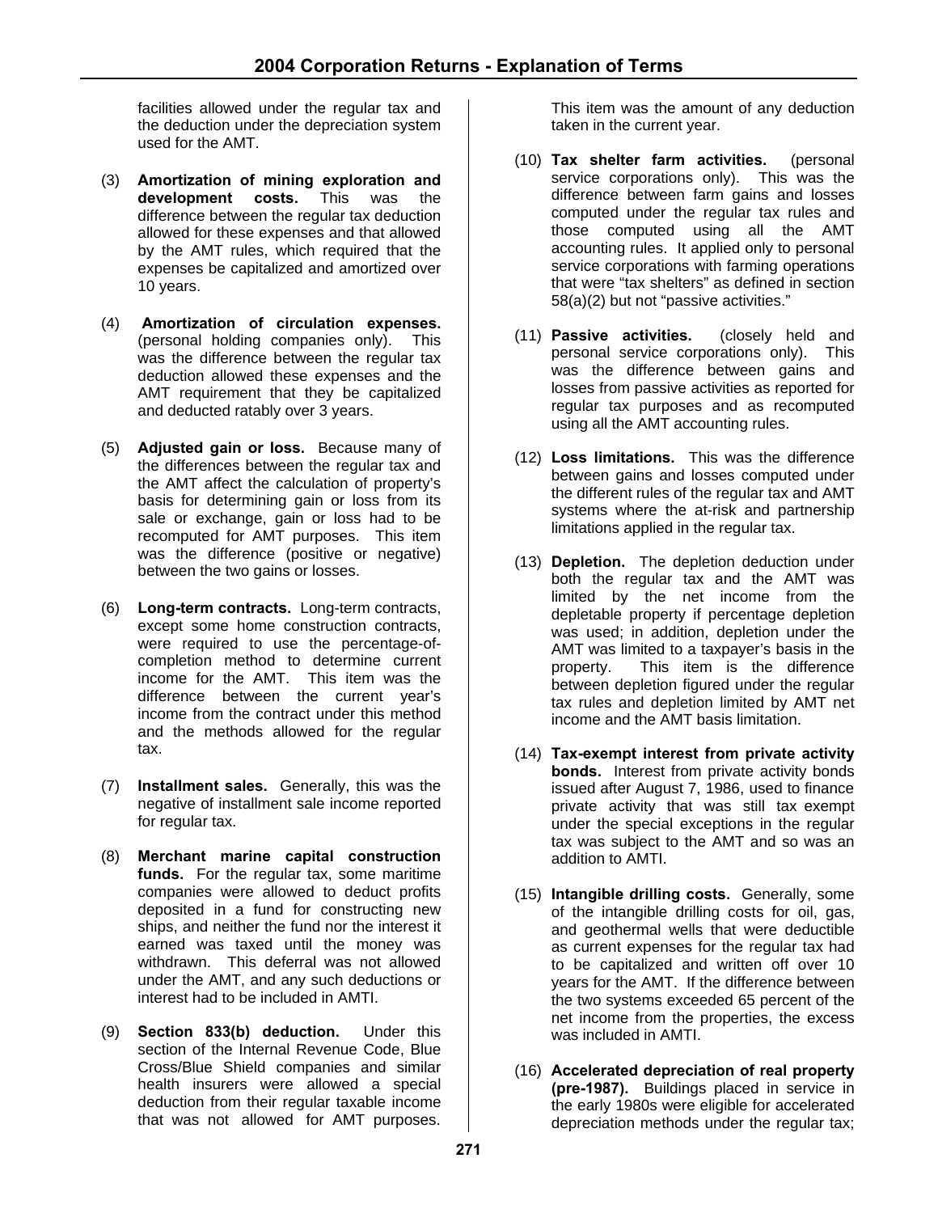facilities allowed under the regular tax and the deduction under the depreciation system used for the AMT.

(3) **Amortization of mining exploration and development costs.** This was the difference between the regular tax deduction allowed for these expenses and that allowed by the AMT rules, which required that the expenses be capitalized and amortized over 10 years.

(4) **Amortization of circulation expenses.** (personal holding companies only). This was the difference between the regular tax deduction allowed these expenses and the AMT requirement that they be capitalized and deducted ratably over 3 years.

(5) **Adjusted gain or loss.** Because many of the differences between the regular tax and the AMT affect the calculation of property's basis for determining gain or loss from its sale or exchange, gain or loss had to be recomputed for AMT purposes. This item was the difference (positive or negative) between the two gains or losses.

(6) **Long-term contracts.** Long-term contracts, except some home construction contracts, were required to use the percentage-of-completion method to determine current income for the AMT. This item was the difference between the current year's income from the contract under this method and the methods allowed for the regular tax.

(7) **Installment sales.** Generally, this was the negative of installment sale income reported for regular tax.

(8) **Merchant marine capital construction funds.** For the regular tax, some maritime companies were allowed to deduct profits deposited in a fund for constructing new ships, and neither the fund nor the interest it earned was taxed until the money was withdrawn. This deferral was not allowed under the AMT, and any such deductions or interest had to be included in AMTI.

(9) **Section 833(b) deduction.** Under this section of the Internal Revenue Code, Blue Cross/Blue Shield companies and similar health insurers were allowed a special deduction from their regular taxable income that was not allowed for AMT purposes. This item was the amount of any deduction taken in the current year.

(10) **Tax shelter farm activities.** (personal service corporations only). This was the difference between farm gains and losses computed under the regular tax rules and those computed using all the AMT accounting rules. It applied only to personal service corporations with farming operations that were "tax shelters" as defined in section 58(a)(2) but not "passive activities."

(11) **Passive activities.** (closely held and personal service corporations only). This was the difference between gains and losses from passive activities as reported for regular tax purposes and as recomputed using all the AMT accounting rules.

(12) **Loss limitations.** This was the difference between gains and losses computed under the different rules of the regular tax and AMT systems where the at-risk and partnership limitations applied in the regular tax.

(13) **Depletion.** The depletion deduction under both the regular tax and the AMT was limited by the net income from the depletable property if percentage depletion was used; in addition, depletion under the AMT was limited to a taxpayer's basis in the property. This item is the difference between depletion figured under the regular tax rules and depletion limited by AMT net income and the AMT basis limitation.

(14) **Tax-exempt interest from private activity bonds.** Interest from private activity bonds issued after August 7, 1986, used to finance private activity that was still tax exempt under the special exceptions in the regular tax was subject to the AMT and so was an addition to AMTI.

(15) **Intangible drilling costs.** Generally, some of the intangible drilling costs for oil, gas, and geothermal wells that were deductible as current expenses for the regular tax had to be capitalized and written off over 10 years for the AMT. If the difference between the two systems exceeded 65 percent of the net income from the properties, the excess was included in AMTI.

(16) **Accelerated depreciation of real property (pre-1987).** Buildings placed in service in the early 1980s were eligible for accelerated depreciation methods under the regular tax;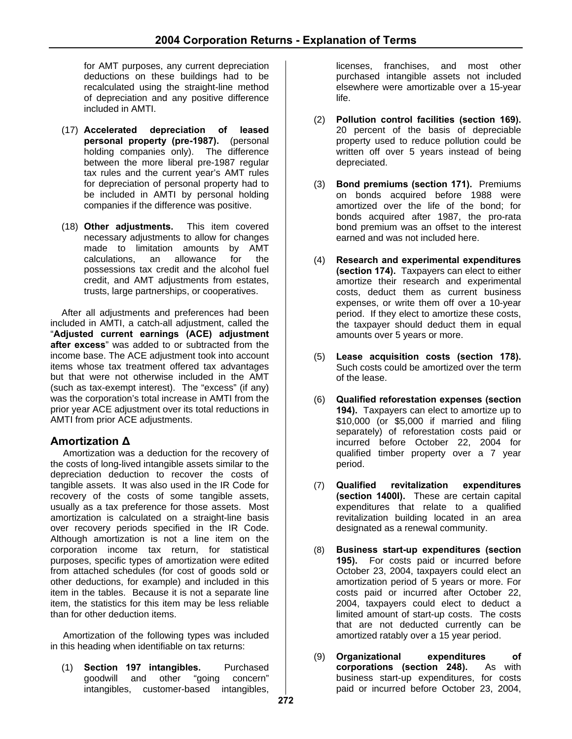for AMT purposes, any current depreciation deductions on these buildings had to be recalculated using the straight-line method of depreciation and any positive difference included in AMTI.

(17) **Accelerated depreciation of leased personal property (pre-1987).** (personal holding companies only). The difference between the more liberal pre-1987 regular tax rules and the current year's AMT rules for depreciation of personal property had to be included in AMTI by personal holding companies if the difference was positive.

(18) **Other adjustments.** This item covered necessary adjustments to allow for changes made to limitation amounts by AMT calculations, an allowance for the possessions tax credit and the alcohol fuel credit, and AMT adjustments from estates, trusts, large partnerships, or cooperatives.

After all adjustments and preferences had been included in AMTI, a catch-all adjustment, called the "**Adjusted current earnings (ACE) adjustment after excess**" was added to or subtracted from the income base. The ACE adjustment took into account items whose tax treatment offered tax advantages but that were not otherwise included in the AMT (such as tax-exempt interest). The "excess" (if any) was the corporation's total increase in AMTI from the prior year ACE adjustment over its total reductions in AMTI from prior ACE adjustments.

## Amortization Δ

Amortization was a deduction for the recovery of the costs of long-lived intangible assets similar to the depreciation deduction to recover the costs of tangible assets. It was also used in the IR Code for recovery of the costs of some tangible assets, usually as a tax preference for those assets. Most amortization is calculated on a straight-line basis over recovery periods specified in the IR Code. Although amortization is not a line item on the corporation income tax return, for statistical purposes, specific types of amortization were edited from attached schedules (for cost of goods sold or other deductions, for example) and included in this item in the tables. Because it is not a separate line item, the statistics for this item may be less reliable than for other deduction items.

Amortization of the following types was included in this heading when identifiable on tax returns:

(1) **Section 197 intangibles.** Purchased goodwill and other "going concern" intangibles, customer-based intangibles, licenses, franchises, and most other purchased intangible assets not included elsewhere were amortizable over a 15-year life.

(2) **Pollution control facilities (section 169).** 20 percent of the basis of depreciable property used to reduce pollution could be written off over 5 years instead of being depreciated.

(3) **Bond premiums (section 171).** Premiums on bonds acquired before 1988 were amortized over the life of the bond; for bonds acquired after 1987, the pro-rata bond premium was an offset to the interest earned and was not included here.

(4) **Research and experimental expenditures (section 174).** Taxpayers can elect to either amortize their research and experimental costs, deduct them as current business expenses, or write them off over a 10-year period. If they elect to amortize these costs, the taxpayer should deduct them in equal amounts over 5 years or more.

(5) **Lease acquisition costs (section 178).** Such costs could be amortized over the term of the lease.

(6) **Qualified reforestation expenses (section 194).** Taxpayers can elect to amortize up to $10,000 (or $5,000 if married and filing separately) of reforestation costs paid or incurred before October 22, 2004 for qualified timber property over a 7 year period.

(7) **Qualified revitalization expenditures (section 1400I).** These are certain capital expenditures that relate to a qualified revitalization building located in an area designated as a renewal community.

(8) **Business start-up expenditures (section 195).** For costs paid or incurred before October 23, 2004, taxpayers could elect an amortization period of 5 years or more. For costs paid or incurred after October 22, 2004, taxpayers could elect to deduct a limited amount of start-up costs. The costs that are not deducted currently can be amortized ratably over a 15 year period.

(9) **Organizational expenditures of corporations (section 248).** As with business start-up expenditures, for costs paid or incurred before October 23, 2004,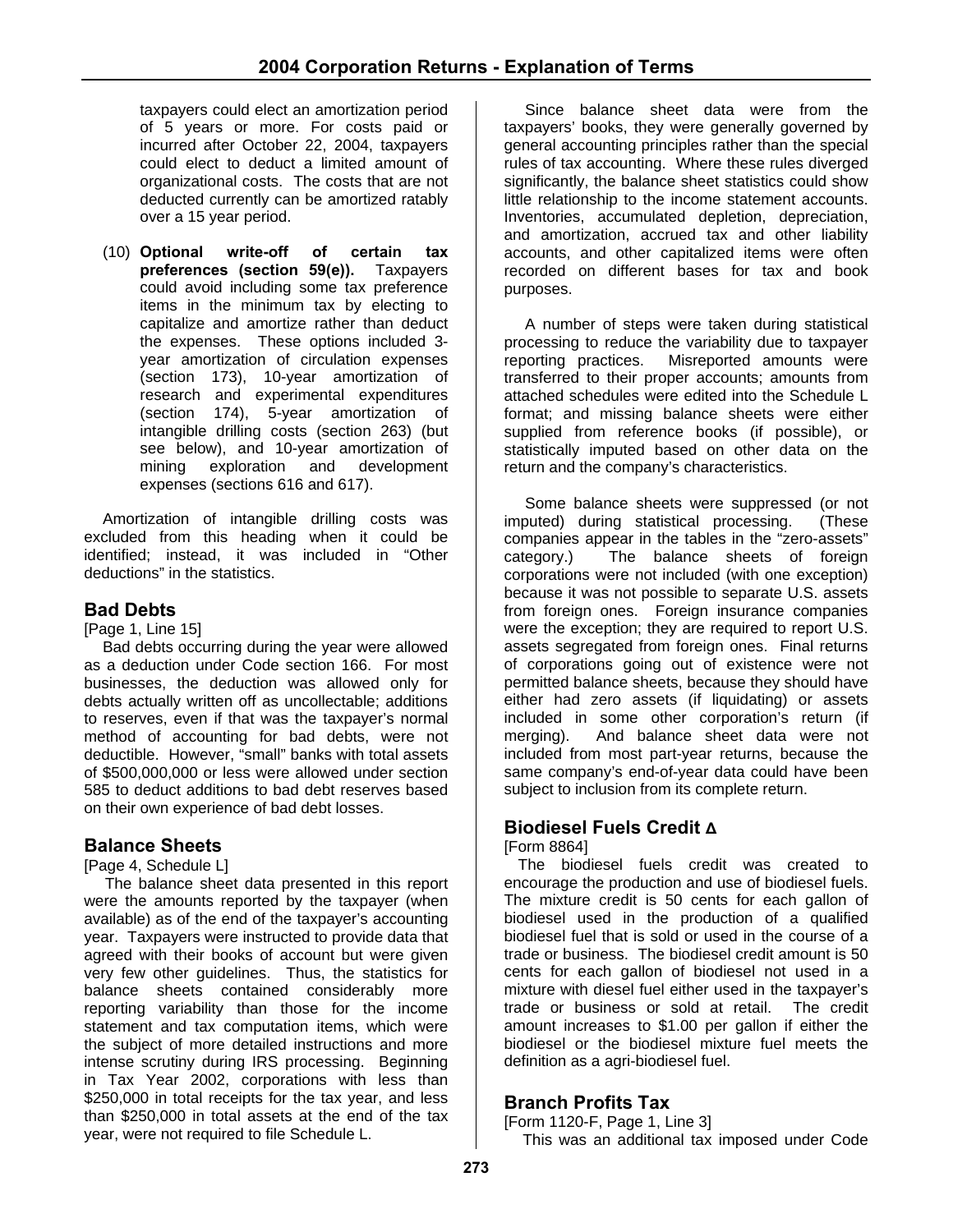taxpayers could elect an amortization period of 5 years or more. For costs paid or incurred after October 22, 2004, taxpayers could elect to deduct a limited amount of organizational costs. The costs that are not deducted currently can be amortized ratably over a 15 year period.

(10) **Optional write-off of certain tax preferences (section 59(e)).** Taxpayers could avoid including some tax preference items in the minimum tax by electing to capitalize and amortize rather than deduct the expenses. These options included 3-year amortization of circulation expenses (section 173), 10-year amortization of research and experimental expenditures (section 174), 5-year amortization of intangible drilling costs (section 263) (but see below), and 10-year amortization of mining exploration and development expenses (sections 616 and 617).

Amortization of intangible drilling costs was excluded from this heading when it could be identified; instead, it was included in "Other deductions" in the statistics.

## Bad Debts

[Page 1, Line 15]

Bad debts occurring during the year were allowed as a deduction under Code section 166. For most businesses, the deduction was allowed only for debts actually written off as uncollectable; additions to reserves, even if that was the taxpayer's normal method of accounting for bad debts, were not deductible. However, "small" banks with total assets of $500,000,000 or less were allowed under section 585 to deduct additions to bad debt reserves based on their own experience of bad debt losses.

## Balance Sheets

[Page 4, Schedule L]

The balance sheet data presented in this report were the amounts reported by the taxpayer (when available) as of the end of the taxpayer's accounting year. Taxpayers were instructed to provide data that agreed with their books of account but were given very few other guidelines. Thus, the statistics for balance sheets contained considerably more reporting variability than those for the income statement and tax computation items, which were the subject of more detailed instructions and more intense scrutiny during IRS processing. Beginning in Tax Year 2002, corporations with less than $250,000 in total receipts for the tax year, and less than $250,000 in total assets at the end of the tax year, were not required to file Schedule L.

Since balance sheet data were from the taxpayers' books, they were generally governed by general accounting principles rather than the special rules of tax accounting. Where these rules diverged significantly, the balance sheet statistics could show little relationship to the income statement accounts. Inventories, accumulated depletion, depreciation, and amortization, accrued tax and other liability accounts, and other capitalized items were often recorded on different bases for tax and book purposes.

A number of steps were taken during statistical processing to reduce the variability due to taxpayer reporting practices. Misreported amounts were transferred to their proper accounts; amounts from attached schedules were edited into the Schedule L format; and missing balance sheets were either supplied from reference books (if possible), or statistically imputed based on other data on the return and the company's characteristics.

Some balance sheets were suppressed (or not imputed) during statistical processing. (These companies appear in the tables in the "zero-assets" category.) The balance sheets of foreign corporations were not included (with one exception) because it was not possible to separate U.S. assets from foreign ones. Foreign insurance companies were the exception; they are required to report U.S. assets segregated from foreign ones. Final returns of corporations going out of existence were not permitted balance sheets, because they should have either had zero assets (if liquidating) or assets included in some other corporation's return (if merging). And balance sheet data were not included from most part-year returns, because the same company's end-of-year data could have been subject to inclusion from its complete return.

## Biodiesel Fuels Credit Δ

[Form 8864]

The biodiesel fuels credit was created to encourage the production and use of biodiesel fuels. The mixture credit is 50 cents for each gallon of biodiesel used in the production of a qualified biodiesel fuel that is sold or used in the course of a trade or business. The biodiesel credit amount is 50 cents for each gallon of biodiesel not used in a mixture with diesel fuel either used in the taxpayer's trade or business or sold at retail. The credit amount increases to $1.00 per gallon if either the biodiesel or the biodiesel mixture fuel meets the definition as a agri-biodiesel fuel.

## Branch Profits Tax

[Form 1120-F, Page 1, Line 3]

This was an additional tax imposed under Code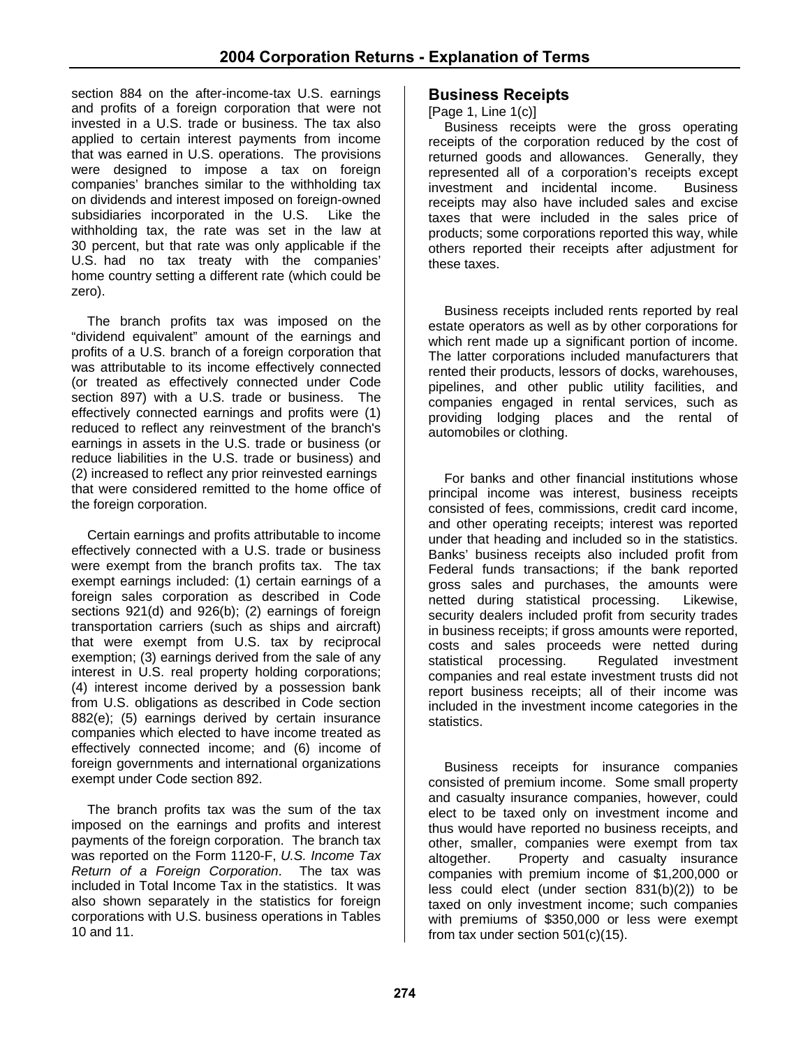section 884 on the after-income-tax U.S. earnings and profits of a foreign corporation that were not invested in a U.S. trade or business. The tax also applied to certain interest payments from income that was earned in U.S. operations. The provisions were designed to impose a tax on foreign companies' branches similar to the withholding tax on dividends and interest imposed on foreign-owned subsidiaries incorporated in the U.S. Like the withholding tax, the rate was set in the law at 30 percent, but that rate was only applicable if the U.S. had no tax treaty with the companies' home country setting a different rate (which could be zero).

The branch profits tax was imposed on the "dividend equivalent" amount of the earnings and profits of a U.S. branch of a foreign corporation that was attributable to its income effectively connected (or treated as effectively connected under Code section 897) with a U.S. trade or business. The effectively connected earnings and profits were (1) reduced to reflect any reinvestment of the branch's earnings in assets in the U.S. trade or business (or reduce liabilities in the U.S. trade or business) and (2) increased to reflect any prior reinvested earnings that were considered remitted to the home office of the foreign corporation.

Certain earnings and profits attributable to income effectively connected with a U.S. trade or business were exempt from the branch profits tax. The tax exempt earnings included: (1) certain earnings of a foreign sales corporation as described in Code sections 921(d) and 926(b); (2) earnings of foreign transportation carriers (such as ships and aircraft) that were exempt from U.S. tax by reciprocal exemption; (3) earnings derived from the sale of any interest in U.S. real property holding corporations; (4) interest income derived by a possession bank from U.S. obligations as described in Code section 882(e); (5) earnings derived by certain insurance companies which elected to have income treated as effectively connected income; and (6) income of foreign governments and international organizations exempt under Code section 892.

The branch profits tax was the sum of the tax imposed on the earnings and profits and interest payments of the foreign corporation. The branch tax was reported on the Form 1120-F, *U.S. Income Tax Return of a Foreign Corporation*. The tax was included in Total Income Tax in the statistics. It was also shown separately in the statistics for foreign corporations with U.S. business operations in Tables 10 and 11.

## Business Receipts

[Page 1, Line 1(c)]

Business receipts were the gross operating receipts of the corporation reduced by the cost of returned goods and allowances. Generally, they represented all of a corporation's receipts except investment and incidental income. Business receipts may also have included sales and excise taxes that were included in the sales price of products; some corporations reported this way, while others reported their receipts after adjustment for these taxes.

Business receipts included rents reported by real estate operators as well as by other corporations for which rent made up a significant portion of income. The latter corporations included manufacturers that rented their products, lessors of docks, warehouses, pipelines, and other public utility facilities, and companies engaged in rental services, such as providing lodging places and the rental of automobiles or clothing.

For banks and other financial institutions whose principal income was interest, business receipts consisted of fees, commissions, credit card income, and other operating receipts; interest was reported under that heading and included so in the statistics. Banks' business receipts also included profit from Federal funds transactions; if the bank reported gross sales and purchases, the amounts were netted during statistical processing. Likewise, security dealers included profit from security trades in business receipts; if gross amounts were reported, costs and sales proceeds were netted during statistical processing. Regulated investment companies and real estate investment trusts did not report business receipts; all of their income was included in the investment income categories in the statistics.

Business receipts for insurance companies consisted of premium income. Some small property and casualty insurance companies, however, could elect to be taxed only on investment income and thus would have reported no business receipts, and other, smaller, companies were exempt from tax altogether. Property and casualty insurance companies with premium income of $1,200,000 or less could elect (under section 831(b)(2)) to be taxed on only investment income; such companies with premiums of $350,000 or less were exempt from tax under section 501(c)(15).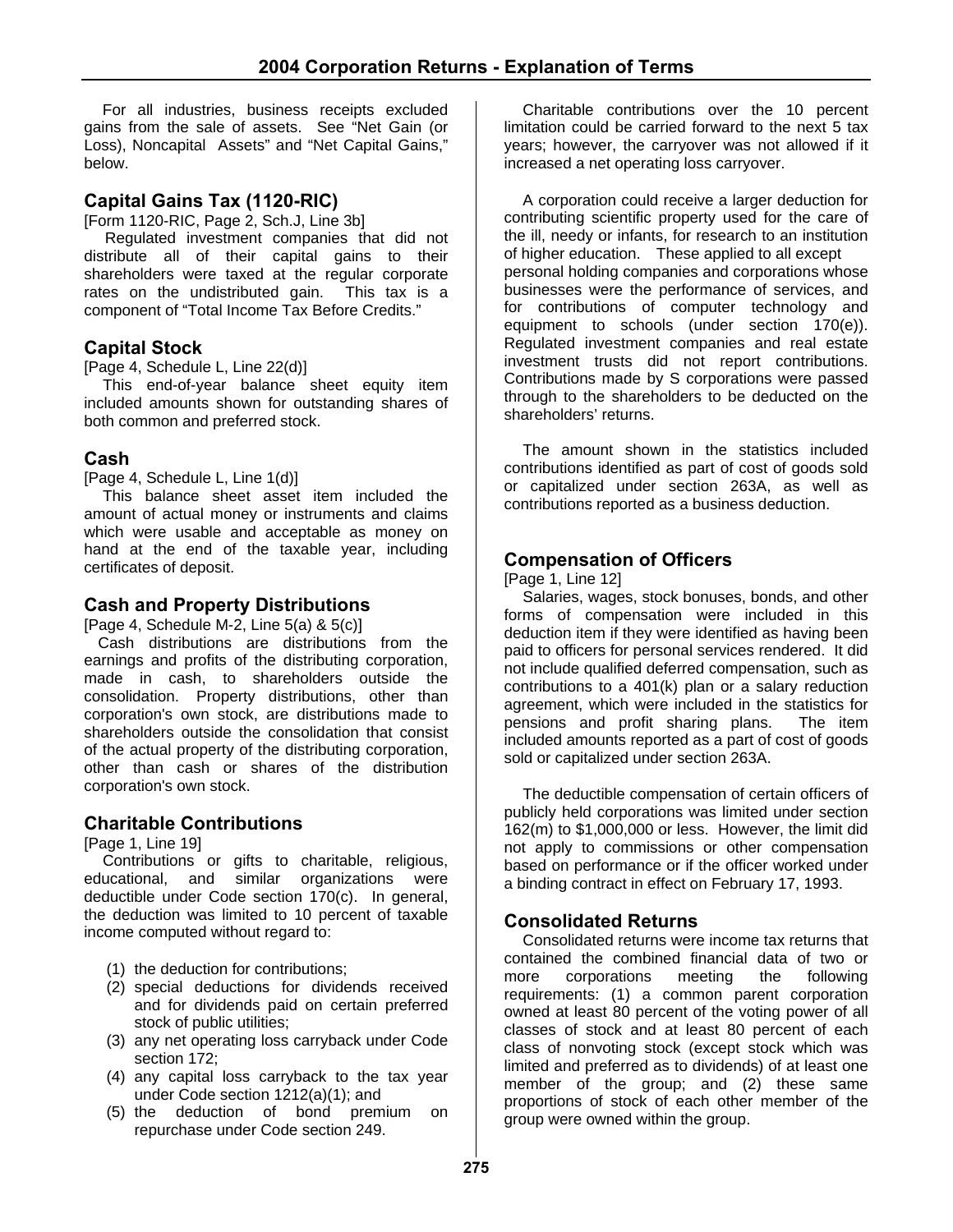For all industries, business receipts excluded gains from the sale of assets. See "Net Gain (or Loss), Noncapital Assets" and "Net Capital Gains," below.

## Capital Gains Tax (1120-RIC)

[Form 1120-RIC, Page 2, Sch.J, Line 3b]

Regulated investment companies that did not distribute all of their capital gains to their shareholders were taxed at the regular corporate rates on the undistributed gain. This tax is a component of "Total Income Tax Before Credits."

## Capital Stock

[Page 4, Schedule L, Line 22(d)]

This end-of-year balance sheet equity item included amounts shown for outstanding shares of both common and preferred stock.

## Cash

[Page 4, Schedule L, Line 1(d)]

This balance sheet asset item included the amount of actual money or instruments and claims which were usable and acceptable as money on hand at the end of the taxable year, including certificates of deposit.

## Cash and Property Distributions

[Page 4, Schedule M-2, Line 5(a) & 5(c)]

Cash distributions are distributions from the earnings and profits of the distributing corporation, made in cash, to shareholders outside the consolidation. Property distributions, other than corporation's own stock, are distributions made to shareholders outside the consolidation that consist of the actual property of the distributing corporation, other than cash or shares of the distribution corporation's own stock.

## Charitable Contributions

[Page 1, Line 19]

Contributions or gifts to charitable, religious, educational, and similar organizations were deductible under Code section 170(c). In general, the deduction was limited to 10 percent of taxable income computed without regard to:

1. the deduction for contributions;
2. special deductions for dividends received and for dividends paid on certain preferred stock of public utilities;
3. any net operating loss carryback under Code section 172;
4. any capital loss carryback to the tax year under Code section 1212(a)(1); and
5. the deduction of bond premium on repurchase under Code section 249.

Charitable contributions over the 10 percent limitation could be carried forward to the next 5 tax years; however, the carryover was not allowed if it increased a net operating loss carryover.

A corporation could receive a larger deduction for contributing scientific property used for the care of the ill, needy or infants, for research to an institution of higher education. These applied to all except personal holding companies and corporations whose businesses were the performance of services, and for contributions of computer technology and equipment to schools (under section 170(e)). Regulated investment companies and real estate investment trusts did not report contributions. Contributions made by S corporations were passed through to the shareholders to be deducted on the shareholders' returns.

The amount shown in the statistics included contributions identified as part of cost of goods sold or capitalized under section 263A, as well as contributions reported as a business deduction.

## Compensation of Officers

[Page 1, Line 12]

Salaries, wages, stock bonuses, bonds, and other forms of compensation were included in this deduction item if they were identified as having been paid to officers for personal services rendered. It did not include qualified deferred compensation, such as contributions to a 401(k) plan or a salary reduction agreement, which were included in the statistics for pensions and profit sharing plans. The item included amounts reported as a part of cost of goods sold or capitalized under section 263A.

The deductible compensation of certain officers of publicly held corporations was limited under section 162(m) to $1,000,000 or less. However, the limit did not apply to commissions or other compensation based on performance or if the officer worked under a binding contract in effect on February 17, 1993.

## Consolidated Returns

Consolidated returns were income tax returns that contained the combined financial data of two or more corporations meeting the following requirements: (1) a common parent corporation owned at least 80 percent of the voting power of all classes of stock and at least 80 percent of each class of nonvoting stock (except stock which was limited and preferred as to dividends) of at least one member of the group; and (2) these same proportions of stock of each other member of the group were owned within the group.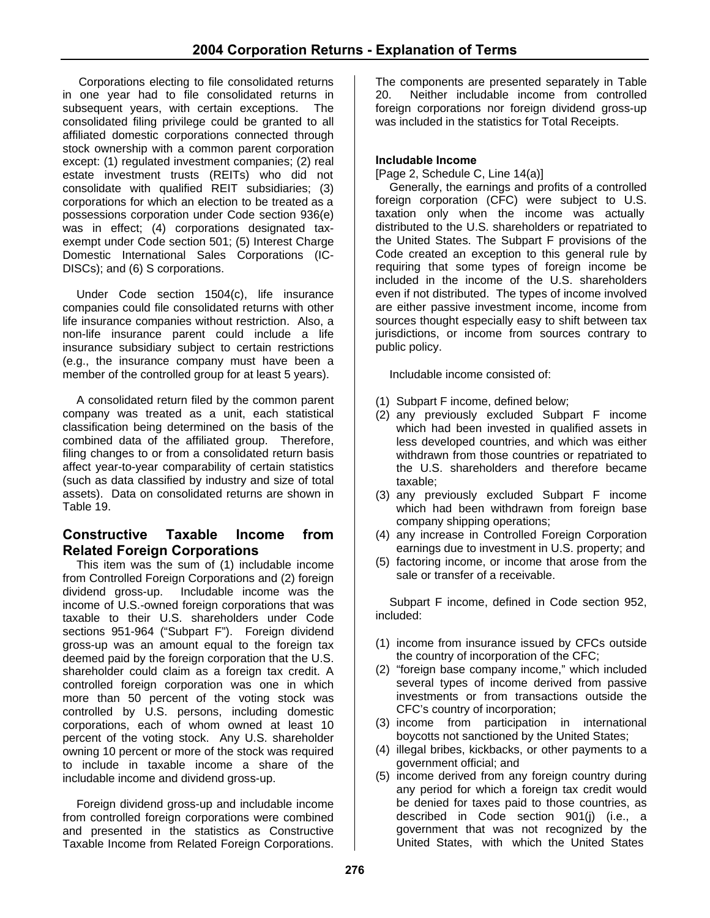Corporations electing to file consolidated returns in one year had to file consolidated returns in subsequent years, with certain exceptions. The consolidated filing privilege could be granted to all affiliated domestic corporations connected through stock ownership with a common parent corporation except: (1) regulated investment companies; (2) real estate investment trusts (REITs) who did not consolidate with qualified REIT subsidiaries; (3) corporations for which an election to be treated as a possessions corporation under Code section 936(e) was in effect; (4) corporations designated tax-exempt under Code section 501; (5) Interest Charge Domestic International Sales Corporations (IC-DISCs); and (6) S corporations.

Under Code section 1504(c), life insurance companies could file consolidated returns with other life insurance companies without restriction. Also, a non-life insurance parent could include a life insurance subsidiary subject to certain restrictions (e.g., the insurance company must have been a member of the controlled group for at least 5 years).

A consolidated return filed by the common parent company was treated as a unit, each statistical classification being determined on the basis of the combined data of the affiliated group. Therefore, filing changes to or from a consolidated return basis affect year-to-year comparability of certain statistics (such as data classified by industry and size of total assets). Data on consolidated returns are shown in Table 19.

## Constructive Taxable Income from Related Foreign Corporations

This item was the sum of (1) includable income from Controlled Foreign Corporations and (2) foreign dividend gross-up. Includable income was the income of U.S.-owned foreign corporations that was taxable to their U.S. shareholders under Code sections 951-964 ("Subpart F"). Foreign dividend gross-up was an amount equal to the foreign tax deemed paid by the foreign corporation that the U.S. shareholder could claim as a foreign tax credit. A controlled foreign corporation was one in which more than 50 percent of the voting stock was controlled by U.S. persons, including domestic corporations, each of whom owned at least 10 percent of the voting stock. Any U.S. shareholder owning 10 percent or more of the stock was required to include in taxable income a share of the includable income and dividend gross-up.

Foreign dividend gross-up and includable income from controlled foreign corporations were combined and presented in the statistics as Constructive Taxable Income from Related Foreign Corporations. The components are presented separately in Table 20. Neither includable income from controlled foreign corporations nor foreign dividend gross-up was included in the statistics for Total Receipts.

**Includable Income**

[Page 2, Schedule C, Line 14(a)]

Generally, the earnings and profits of a controlled foreign corporation (CFC) were subject to U.S. taxation only when the income was actually distributed to the U.S. shareholders or repatriated to the United States. The Subpart F provisions of the Code created an exception to this general rule by requiring that some types of foreign income be included in the income of the U.S. shareholders even if not distributed. The types of income involved are either passive investment income, income from sources thought especially easy to shift between tax jurisdictions, or income from sources contrary to public policy.

Includable income consisted of:

(1) Subpart F income, defined below;
(2) any previously excluded Subpart F income which had been invested in qualified assets in less developed countries, and which was either withdrawn from those countries or repatriated to the U.S. shareholders and therefore became taxable;
(3) any previously excluded Subpart F income which had been withdrawn from foreign base company shipping operations;
(4) any increase in Controlled Foreign Corporation earnings due to investment in U.S. property; and
(5) factoring income, or income that arose from the sale or transfer of a receivable.

Subpart F income, defined in Code section 952, included:

(1) income from insurance issued by CFCs outside the country of incorporation of the CFC;
(2) "foreign base company income," which included several types of income derived from passive investments or from transactions outside the CFC's country of incorporation;
(3) income from participation in international boycotts not sanctioned by the United States;
(4) illegal bribes, kickbacks, or other payments to a government official; and
(5) income derived from any foreign country during any period for which a foreign tax credit would be denied for taxes paid to those countries, as described in Code section 901(j) (i.e., a government that was not recognized by the United States, with which the United States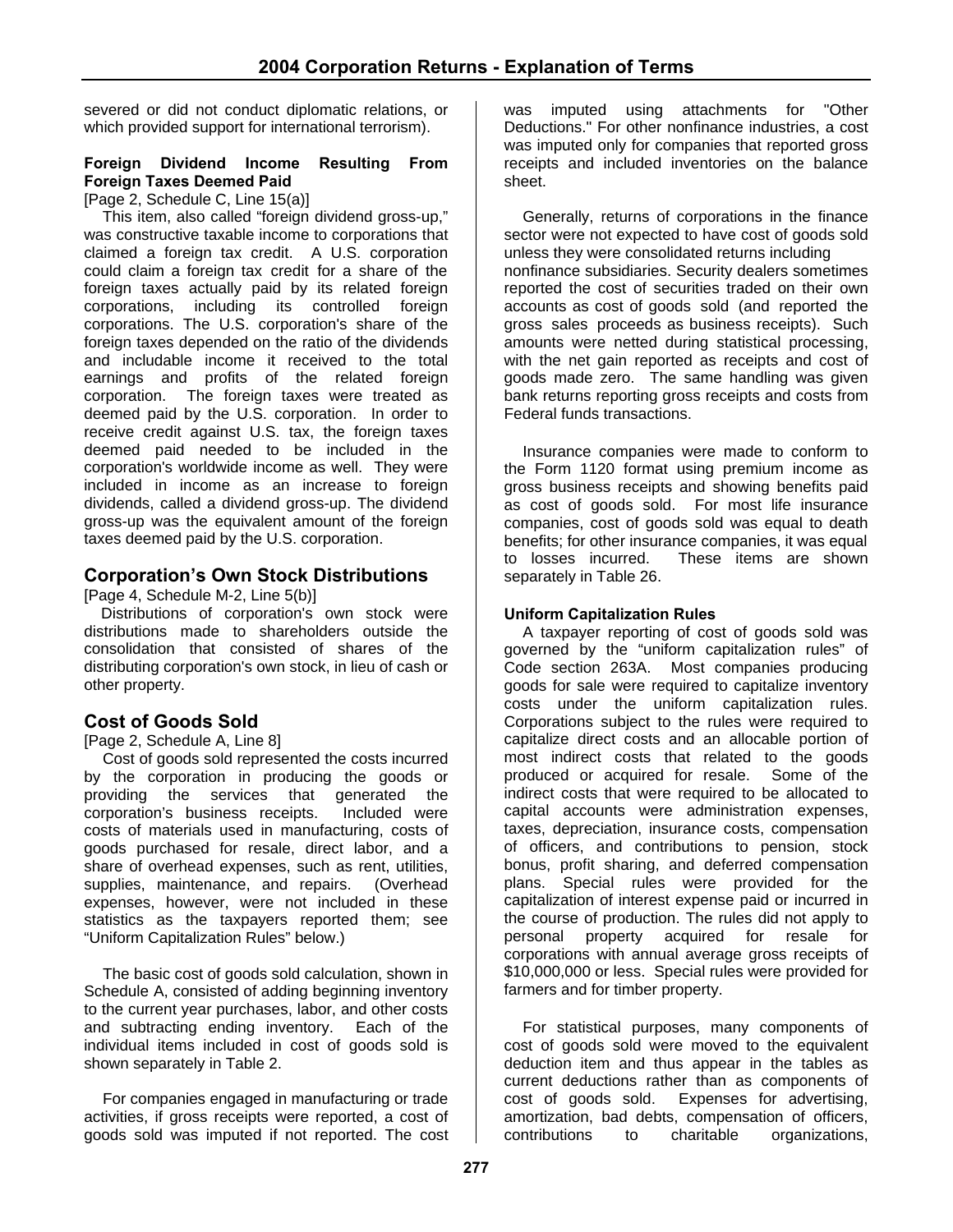severed or did not conduct diplomatic relations, or which provided support for international terrorism).

**Foreign Dividend Income Resulting From Foreign Taxes Deemed Paid**
[Page 2, Schedule C, Line 15(a)]

This item, also called "foreign dividend gross-up," was constructive taxable income to corporations that claimed a foreign tax credit. A U.S. corporation could claim a foreign tax credit for a share of the foreign taxes actually paid by its related foreign corporations, including its controlled foreign corporations. The U.S. corporation's share of the foreign taxes depended on the ratio of the dividends and includable income it received to the total earnings and profits of the related foreign corporation. The foreign taxes were treated as deemed paid by the U.S. corporation. In order to receive credit against U.S. tax, the foreign taxes deemed paid needed to be included in the corporation's worldwide income as well. They were included in income as an increase to foreign dividends, called a dividend gross-up. The dividend gross-up was the equivalent amount of the foreign taxes deemed paid by the U.S. corporation.

## Corporation's Own Stock Distributions

[Page 4, Schedule M-2, Line 5(b)]

Distributions of corporation's own stock were distributions made to shareholders outside the consolidation that consisted of shares of the distributing corporation's own stock, in lieu of cash or other property.

## Cost of Goods Sold

[Page 2, Schedule A, Line 8]

Cost of goods sold represented the costs incurred by the corporation in producing the goods or providing the services that generated the corporation's business receipts. Included were costs of materials used in manufacturing, costs of goods purchased for resale, direct labor, and a share of overhead expenses, such as rent, utilities, supplies, maintenance, and repairs. (Overhead expenses, however, were not included in these statistics as the taxpayers reported them; see "Uniform Capitalization Rules" below.)

The basic cost of goods sold calculation, shown in Schedule A, consisted of adding beginning inventory to the current year purchases, labor, and other costs and subtracting ending inventory. Each of the individual items included in cost of goods sold is shown separately in Table 2.

For companies engaged in manufacturing or trade activities, if gross receipts were reported, a cost of goods sold was imputed if not reported. The cost was imputed using attachments for "Other Deductions." For other nonfinance industries, a cost was imputed only for companies that reported gross receipts and included inventories on the balance sheet.

Generally, returns of corporations in the finance sector were not expected to have cost of goods sold unless they were consolidated returns including nonfinance subsidiaries. Security dealers sometimes reported the cost of securities traded on their own accounts as cost of goods sold (and reported the gross sales proceeds as business receipts). Such amounts were netted during statistical processing, with the net gain reported as receipts and cost of goods made zero. The same handling was given bank returns reporting gross receipts and costs from Federal funds transactions.

Insurance companies were made to conform to the Form 1120 format using premium income as gross business receipts and showing benefits paid as cost of goods sold. For most life insurance companies, cost of goods sold was equal to death benefits; for other insurance companies, it was equal to losses incurred. These items are shown separately in Table 26.

**Uniform Capitalization Rules**

A taxpayer reporting of cost of goods sold was governed by the "uniform capitalization rules" of Code section 263A. Most companies producing goods for sale were required to capitalize inventory costs under the uniform capitalization rules. Corporations subject to the rules were required to capitalize direct costs and an allocable portion of most indirect costs that related to the goods produced or acquired for resale. Some of the indirect costs that were required to be allocated to capital accounts were administration expenses, taxes, depreciation, insurance costs, compensation of officers, and contributions to pension, stock bonus, profit sharing, and deferred compensation plans. Special rules were provided for the capitalization of interest expense paid or incurred in the course of production. The rules did not apply to personal property acquired for resale for corporations with annual average gross receipts of $10,000,000 or less. Special rules were provided for farmers and for timber property.

For statistical purposes, many components of cost of goods sold were moved to the equivalent deduction item and thus appear in the tables as current deductions rather than as components of cost of goods sold. Expenses for advertising, amortization, bad debts, compensation of officers, contributions to charitable organizations,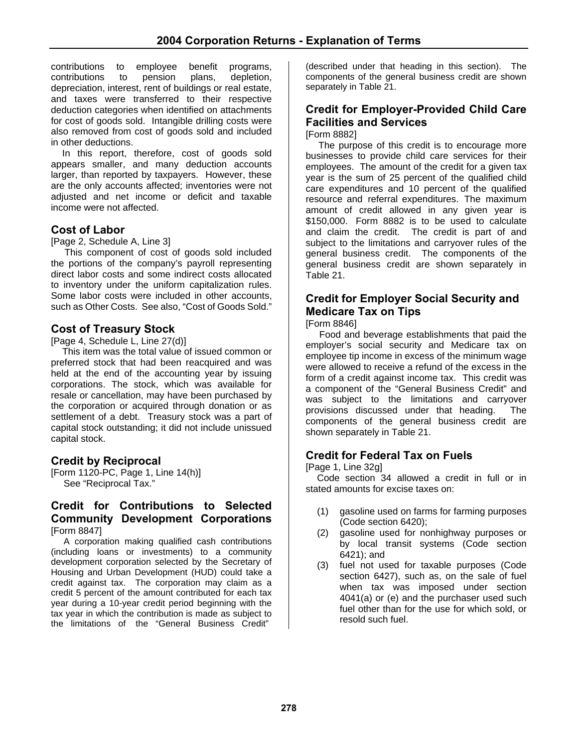contributions to employee benefit programs, contributions to pension plans, depletion, depreciation, interest, rent of buildings or real estate, and taxes were transferred to their respective deduction categories when identified on attachments for cost of goods sold. Intangible drilling costs were also removed from cost of goods sold and included in other deductions.

In this report, therefore, cost of goods sold appears smaller, and many deduction accounts larger, than reported by taxpayers. However, these are the only accounts affected; inventories were not adjusted and net income or deficit and taxable income were not affected.

## Cost of Labor

[Page 2, Schedule A, Line 3]

This component of cost of goods sold included the portions of the company's payroll representing direct labor costs and some indirect costs allocated to inventory under the uniform capitalization rules. Some labor costs were included in other accounts, such as Other Costs. See also, "Cost of Goods Sold."

## Cost of Treasury Stock

[Page 4, Schedule L, Line 27(d)]

This item was the total value of issued common or preferred stock that had been reacquired and was held at the end of the accounting year by issuing corporations. The stock, which was available for resale or cancellation, may have been purchased by the corporation or acquired through donation or as settlement of a debt. Treasury stock was a part of capital stock outstanding; it did not include unissued capital stock.

## Credit by Reciprocal

[Form 1120-PC, Page 1, Line 14(h)]

See "Reciprocal Tax."

## Credit for Contributions to Selected Community Development Corporations

[Form 8847]

A corporation making qualified cash contributions (including loans or investments) to a community development corporation selected by the Secretary of Housing and Urban Development (HUD) could take a credit against tax. The corporation may claim as a credit 5 percent of the amount contributed for each tax year during a 10-year credit period beginning with the tax year in which the contribution is made as subject to the limitations of the "General Business Credit" (described under that heading in this section). The components of the general business credit are shown separately in Table 21.

## Credit for Employer-Provided Child Care Facilities and Services

[Form 8882]

The purpose of this credit is to encourage more businesses to provide child care services for their employees. The amount of the credit for a given tax year is the sum of 25 percent of the qualified child care expenditures and 10 percent of the qualified resource and referral expenditures. The maximum amount of credit allowed in any given year is $150,000. Form 8882 is to be used to calculate and claim the credit. The credit is part of and subject to the limitations and carryover rules of the general business credit. The components of the general business credit are shown separately in Table 21.

## Credit for Employer Social Security and Medicare Tax on Tips

[Form 8846]

Food and beverage establishments that paid the employer's social security and Medicare tax on employee tip income in excess of the minimum wage were allowed to receive a refund of the excess in the form of a credit against income tax. This credit was a component of the "General Business Credit" and was subject to the limitations and carryover provisions discussed under that heading. The components of the general business credit are shown separately in Table 21.

## Credit for Federal Tax on Fuels

[Page 1, Line 32g]

Code section 34 allowed a credit in full or in stated amounts for excise taxes on:

(1) gasoline used on farms for farming purposes (Code section 6420);
(2) gasoline used for nonhighway purposes or by local transit systems (Code section 6421); and
(3) fuel not used for taxable purposes (Code section 6427), such as, on the sale of fuel when tax was imposed under section 4041(a) or (e) and the purchaser used such fuel other than for the use for which sold, or resold such fuel.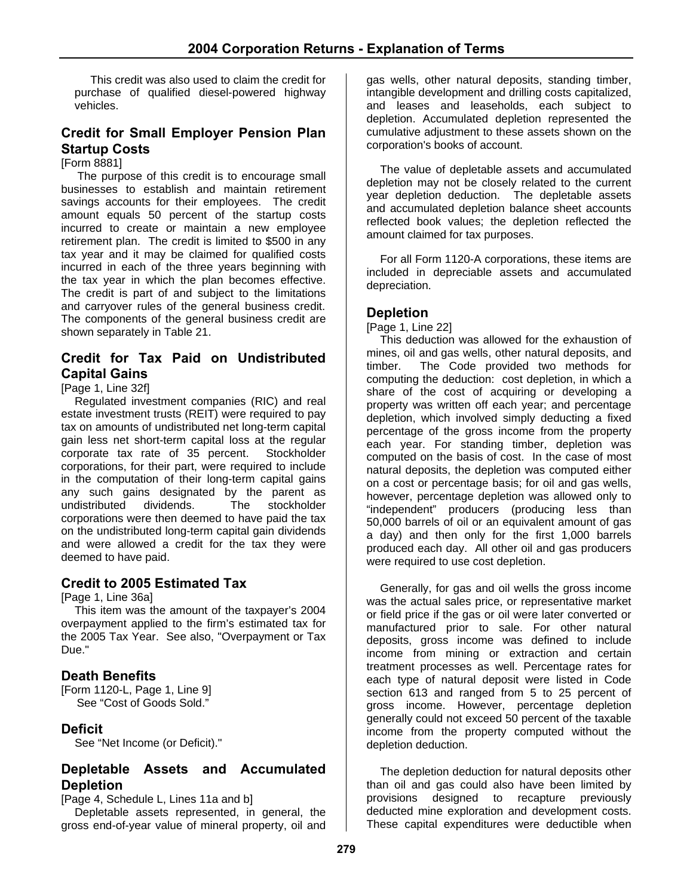This credit was also used to claim the credit for purchase of qualified diesel-powered highway vehicles.

## Credit for Small Employer Pension Plan Startup Costs

[Form 8881]

The purpose of this credit is to encourage small businesses to establish and maintain retirement savings accounts for their employees. The credit amount equals 50 percent of the startup costs incurred to create or maintain a new employee retirement plan. The credit is limited to $500 in any tax year and it may be claimed for qualified costs incurred in each of the three years beginning with the tax year in which the plan becomes effective. The credit is part of and subject to the limitations and carryover rules of the general business credit. The components of the general business credit are shown separately in Table 21.

## Credit for Tax Paid on Undistributed Capital Gains

[Page 1, Line 32f]

Regulated investment companies (RIC) and real estate investment trusts (REIT) were required to pay tax on amounts of undistributed net long-term capital gain less net short-term capital loss at the regular corporate tax rate of 35 percent. Stockholder corporations, for their part, were required to include in the computation of their long-term capital gains any such gains designated by the parent as undistributed dividends. The stockholder corporations were then deemed to have paid the tax on the undistributed long-term capital gain dividends and were allowed a credit for the tax they were deemed to have paid.

## Credit to 2005 Estimated Tax

[Page 1, Line 36a]

This item was the amount of the taxpayer's 2004 overpayment applied to the firm's estimated tax for the 2005 Tax Year. See also, "Overpayment or Tax Due."

## Death Benefits

[Form 1120-L, Page 1, Line 9]

See "Cost of Goods Sold."

## Deficit

See "Net Income (or Deficit)."

## Depletable Assets and Accumulated Depletion

[Page 4, Schedule L, Lines 11a and b]

Depletable assets represented, in general, the gross end-of-year value of mineral property, oil and gas wells, other natural deposits, standing timber, intangible development and drilling costs capitalized, and leases and leaseholds, each subject to depletion. Accumulated depletion represented the cumulative adjustment to these assets shown on the corporation's books of account.

The value of depletable assets and accumulated depletion may not be closely related to the current year depletion deduction. The depletable assets and accumulated depletion balance sheet accounts reflected book values; the depletion reflected the amount claimed for tax purposes.

For all Form 1120-A corporations, these items are included in depreciable assets and accumulated depreciation.

## Depletion

[Page 1, Line 22]

This deduction was allowed for the exhaustion of mines, oil and gas wells, other natural deposits, and timber. The Code provided two methods for computing the deduction: cost depletion, in which a share of the cost of acquiring or developing a property was written off each year; and percentage depletion, which involved simply deducting a fixed percentage of the gross income from the property each year. For standing timber, depletion was computed on the basis of cost. In the case of most natural deposits, the depletion was computed either on a cost or percentage basis; for oil and gas wells, however, percentage depletion was allowed only to "independent" producers (producing less than 50,000 barrels of oil or an equivalent amount of gas a day) and then only for the first 1,000 barrels produced each day. All other oil and gas producers were required to use cost depletion.

Generally, for gas and oil wells the gross income was the actual sales price, or representative market or field price if the gas or oil were later converted or manufactured prior to sale. For other natural deposits, gross income was defined to include income from mining or extraction and certain treatment processes as well. Percentage rates for each type of natural deposit were listed in Code section 613 and ranged from 5 to 25 percent of gross income. However, percentage depletion generally could not exceed 50 percent of the taxable income from the property computed without the depletion deduction.

The depletion deduction for natural deposits other than oil and gas could also have been limited by provisions designed to recapture previously deducted mine exploration and development costs. These capital expenditures were deductible when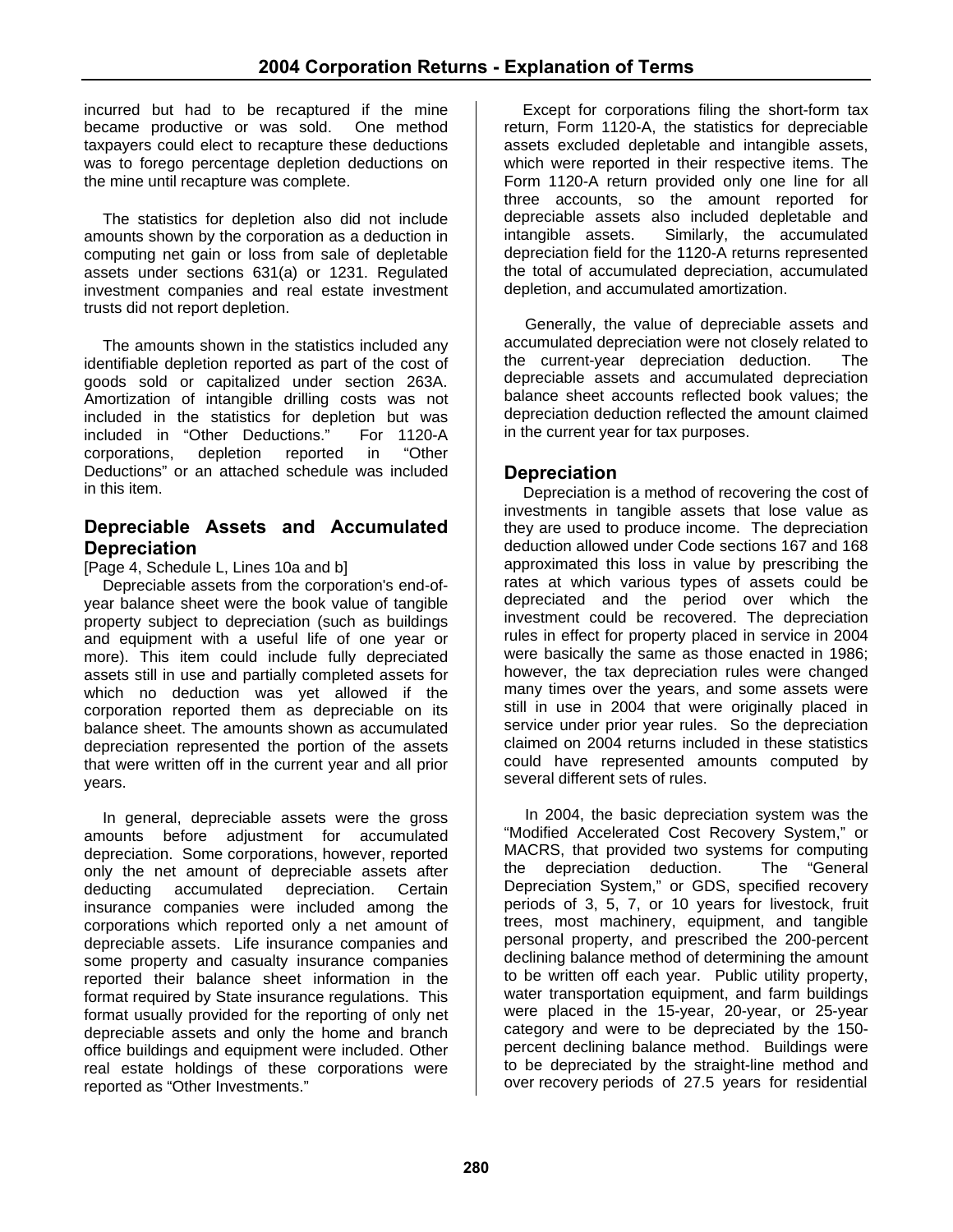incurred but had to be recaptured if the mine became productive or was sold. One method taxpayers could elect to recapture these deductions was to forego percentage depletion deductions on the mine until recapture was complete.

The statistics for depletion also did not include amounts shown by the corporation as a deduction in computing net gain or loss from sale of depletable assets under sections 631(a) or 1231. Regulated investment companies and real estate investment trusts did not report depletion.

The amounts shown in the statistics included any identifiable depletion reported as part of the cost of goods sold or capitalized under section 263A. Amortization of intangible drilling costs was not included in the statistics for depletion but was included in "Other Deductions." For 1120-A corporations, depletion reported in "Other Deductions" or an attached schedule was included in this item.

## Depreciable Assets and Accumulated Depreciation

[Page 4, Schedule L, Lines 10a and b]

Depreciable assets from the corporation's end-of-year balance sheet were the book value of tangible property subject to depreciation (such as buildings and equipment with a useful life of one year or more). This item could include fully depreciated assets still in use and partially completed assets for which no deduction was yet allowed if the corporation reported them as depreciable on its balance sheet. The amounts shown as accumulated depreciation represented the portion of the assets that were written off in the current year and all prior years.

In general, depreciable assets were the gross amounts before adjustment for accumulated depreciation. Some corporations, however, reported only the net amount of depreciable assets after deducting accumulated depreciation. Certain insurance companies were included among the corporations which reported only a net amount of depreciable assets. Life insurance companies and some property and casualty insurance companies reported their balance sheet information in the format required by State insurance regulations. This format usually provided for the reporting of only net depreciable assets and only the home and branch office buildings and equipment were included. Other real estate holdings of these corporations were reported as "Other Investments."

Except for corporations filing the short-form tax return, Form 1120-A, the statistics for depreciable assets excluded depletable and intangible assets, which were reported in their respective items. The Form 1120-A return provided only one line for all three accounts, so the amount reported for depreciable assets also included depletable and intangible assets. Similarly, the accumulated depreciation field for the 1120-A returns represented the total of accumulated depreciation, accumulated depletion, and accumulated amortization.

Generally, the value of depreciable assets and accumulated depreciation were not closely related to the current-year depreciation deduction. The depreciable assets and accumulated depreciation balance sheet accounts reflected book values; the depreciation deduction reflected the amount claimed in the current year for tax purposes.

## Depreciation

Depreciation is a method of recovering the cost of investments in tangible assets that lose value as they are used to produce income. The depreciation deduction allowed under Code sections 167 and 168 approximated this loss in value by prescribing the rates at which various types of assets could be depreciated and the period over which the investment could be recovered. The depreciation rules in effect for property placed in service in 2004 were basically the same as those enacted in 1986; however, the tax depreciation rules were changed many times over the years, and some assets were still in use in 2004 that were originally placed in service under prior year rules. So the depreciation claimed on 2004 returns included in these statistics could have represented amounts computed by several different sets of rules.

In 2004, the basic depreciation system was the "Modified Accelerated Cost Recovery System," or MACRS, that provided two systems for computing the depreciation deduction. The "General Depreciation System," or GDS, specified recovery periods of 3, 5, 7, or 10 years for livestock, fruit trees, most machinery, equipment, and tangible personal property, and prescribed the 200-percent declining balance method of determining the amount to be written off each year. Public utility property, water transportation equipment, and farm buildings were placed in the 15-year, 20-year, or 25-year category and were to be depreciated by the 150-percent declining balance method. Buildings were to be depreciated by the straight-line method and over recovery periods of 27.5 years for residential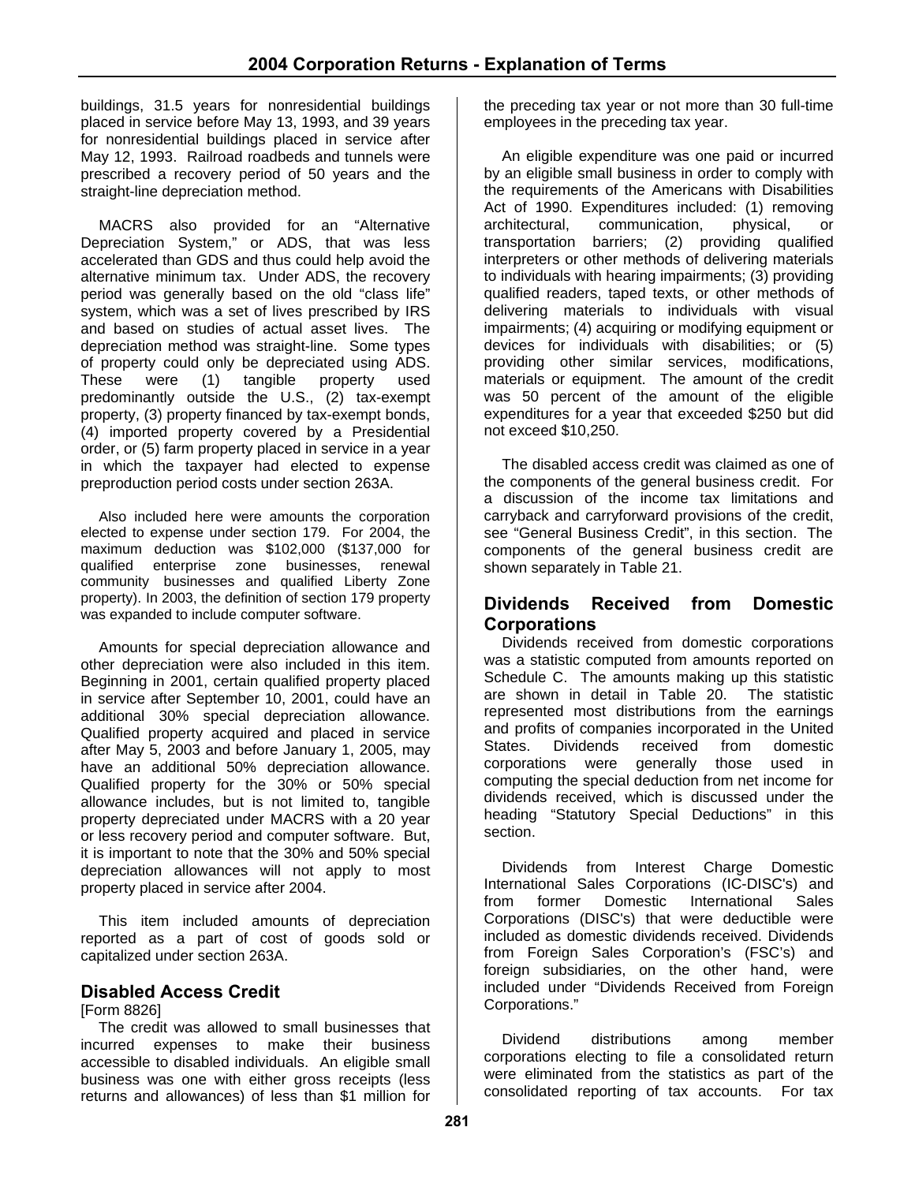buildings, 31.5 years for nonresidential buildings placed in service before May 13, 1993, and 39 years for nonresidential buildings placed in service after May 12, 1993. Railroad roadbeds and tunnels were prescribed a recovery period of 50 years and the straight-line depreciation method.

MACRS also provided for an "Alternative Depreciation System," or ADS, that was less accelerated than GDS and thus could help avoid the alternative minimum tax. Under ADS, the recovery period was generally based on the old "class life" system, which was a set of lives prescribed by IRS and based on studies of actual asset lives. The depreciation method was straight-line. Some types of property could only be depreciated using ADS. These were (1) tangible property used predominantly outside the U.S., (2) tax-exempt property, (3) property financed by tax-exempt bonds, (4) imported property covered by a Presidential order, or (5) farm property placed in service in a year in which the taxpayer had elected to expense preproduction period costs under section 263A.

Also included here were amounts the corporation elected to expense under section 179. For 2004, the maximum deduction was $102,000 ($137,000 for qualified enterprise zone businesses, renewal community businesses and qualified Liberty Zone property). In 2003, the definition of section 179 property was expanded to include computer software.

Amounts for special depreciation allowance and other depreciation were also included in this item. Beginning in 2001, certain qualified property placed in service after September 10, 2001, could have an additional 30% special depreciation allowance. Qualified property acquired and placed in service after May 5, 2003 and before January 1, 2005, may have an additional 50% depreciation allowance. Qualified property for the 30% or 50% special allowance includes, but is not limited to, tangible property depreciated under MACRS with a 20 year or less recovery period and computer software. But, it is important to note that the 30% and 50% special depreciation allowances will not apply to most property placed in service after 2004.

This item included amounts of depreciation reported as a part of cost of goods sold or capitalized under section 263A.

## Disabled Access Credit

[Form 8826]

The credit was allowed to small businesses that incurred expenses to make their business accessible to disabled individuals. An eligible small business was one with either gross receipts (less returns and allowances) of less than $1 million for the preceding tax year or not more than 30 full-time employees in the preceding tax year.

An eligible expenditure was one paid or incurred by an eligible small business in order to comply with the requirements of the Americans with Disabilities Act of 1990. Expenditures included: (1) removing architectural, communication, physical, or transportation barriers; (2) providing qualified interpreters or other methods of delivering materials to individuals with hearing impairments; (3) providing qualified readers, taped texts, or other methods of delivering materials to individuals with visual impairments; (4) acquiring or modifying equipment or devices for individuals with disabilities; or (5) providing other similar services, modifications, materials or equipment. The amount of the credit was 50 percent of the amount of the eligible expenditures for a year that exceeded $250 but did not exceed $10,250.

The disabled access credit was claimed as one of the components of the general business credit. For a discussion of the income tax limitations and carryback and carryforward provisions of the credit, see "General Business Credit", in this section. The components of the general business credit are shown separately in Table 21.

## Dividends Received from Domestic Corporations

Dividends received from domestic corporations was a statistic computed from amounts reported on Schedule C. The amounts making up this statistic are shown in detail in Table 20. The statistic represented most distributions from the earnings and profits of companies incorporated in the United States. Dividends received from domestic corporations were generally those used in computing the special deduction from net income for dividends received, which is discussed under the heading "Statutory Special Deductions" in this section.

Dividends from Interest Charge Domestic International Sales Corporations (IC-DISC's) and from former Domestic International Sales Corporations (DISC's) that were deductible were included as domestic dividends received. Dividends from Foreign Sales Corporation's (FSC's) and foreign subsidiaries, on the other hand, were included under "Dividends Received from Foreign Corporations."

Dividend distributions among member corporations electing to file a consolidated return were eliminated from the statistics as part of the consolidated reporting of tax accounts. For tax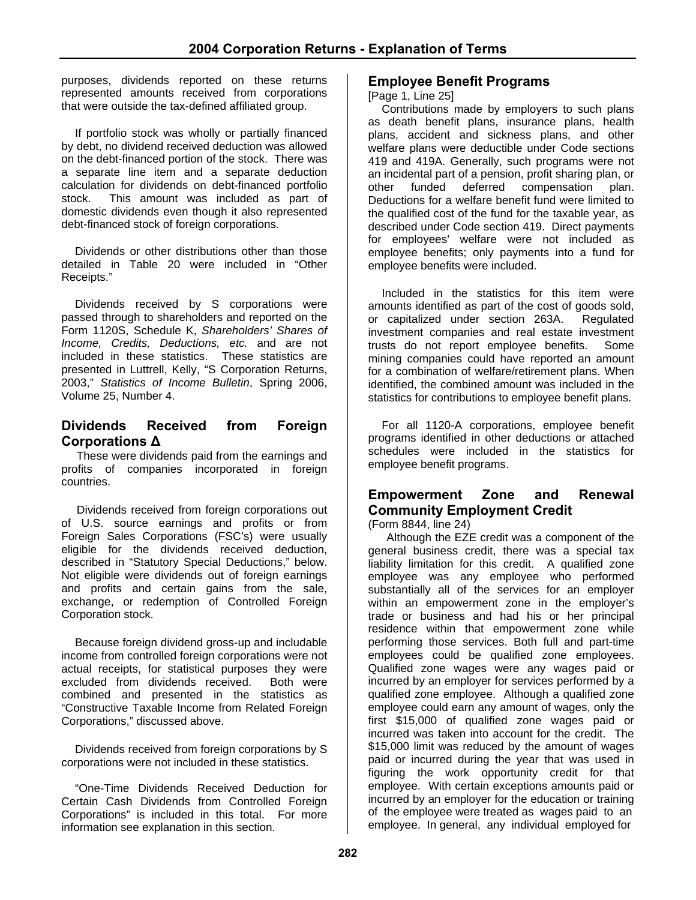purposes, dividends reported on these returns represented amounts received from corporations that were outside the tax-defined affiliated group.

If portfolio stock was wholly or partially financed by debt, no dividend received deduction was allowed on the debt-financed portion of the stock. There was a separate line item and a separate deduction calculation for dividends on debt-financed portfolio stock. This amount was included as part of domestic dividends even though it also represented debt-financed stock of foreign corporations.

Dividends or other distributions other than those detailed in Table 20 were included in "Other Receipts."

Dividends received by S corporations were passed through to shareholders and reported on the Form 1120S, Schedule K, *Shareholders' Shares of Income, Credits, Deductions, etc.* and are not included in these statistics. These statistics are presented in Luttrell, Kelly, "S Corporation Returns, 2003," *Statistics of Income Bulletin*, Spring 2006, Volume 25, Number 4.

## Dividends Received from Foreign Corporations Δ

These were dividends paid from the earnings and profits of companies incorporated in foreign countries.

Dividends received from foreign corporations out of U.S. source earnings and profits or from Foreign Sales Corporations (FSC's) were usually eligible for the dividends received deduction, described in "Statutory Special Deductions," below. Not eligible were dividends out of foreign earnings and profits and certain gains from the sale, exchange, or redemption of Controlled Foreign Corporation stock.

Because foreign dividend gross-up and includable income from controlled foreign corporations were not actual receipts, for statistical purposes they were excluded from dividends received. Both were combined and presented in the statistics as "Constructive Taxable Income from Related Foreign Corporations," discussed above.

Dividends received from foreign corporations by S corporations were not included in these statistics.

"One-Time Dividends Received Deduction for Certain Cash Dividends from Controlled Foreign Corporations" is included in this total. For more information see explanation in this section.

## Employee Benefit Programs

[Page 1, Line 25]

Contributions made by employers to such plans as death benefit plans, insurance plans, health plans, accident and sickness plans, and other welfare plans were deductible under Code sections 419 and 419A. Generally, such programs were not an incidental part of a pension, profit sharing plan, or other funded deferred compensation plan. Deductions for a welfare benefit fund were limited to the qualified cost of the fund for the taxable year, as described under Code section 419. Direct payments for employees' welfare were not included as employee benefits; only payments into a fund for employee benefits were included.

Included in the statistics for this item were amounts identified as part of the cost of goods sold, or capitalized under section 263A. Regulated investment companies and real estate investment trusts do not report employee benefits. Some mining companies could have reported an amount for a combination of welfare/retirement plans. When identified, the combined amount was included in the statistics for contributions to employee benefit plans.

For all 1120-A corporations, employee benefit programs identified in other deductions or attached schedules were included in the statistics for employee benefit programs.

## Empowerment Zone and Renewal Community Employment Credit

(Form 8844, line 24)

Although the EZE credit was a component of the general business credit, there was a special tax liability limitation for this credit. A qualified zone employee was any employee who performed substantially all of the services for an employer within an empowerment zone in the employer's trade or business and had his or her principal residence within that empowerment zone while performing those services. Both full and part-time employees could be qualified zone employees. Qualified zone wages were any wages paid or incurred by an employer for services performed by a qualified zone employee. Although a qualified zone employee could earn any amount of wages, only the first $15,000 of qualified zone wages paid or incurred was taken into account for the credit. The $15,000 limit was reduced by the amount of wages paid or incurred during the year that was used in figuring the work opportunity credit for that employee. With certain exceptions amounts paid or incurred by an employer for the education or training of the employee were treated as wages paid to an employee. In general, any individual employed for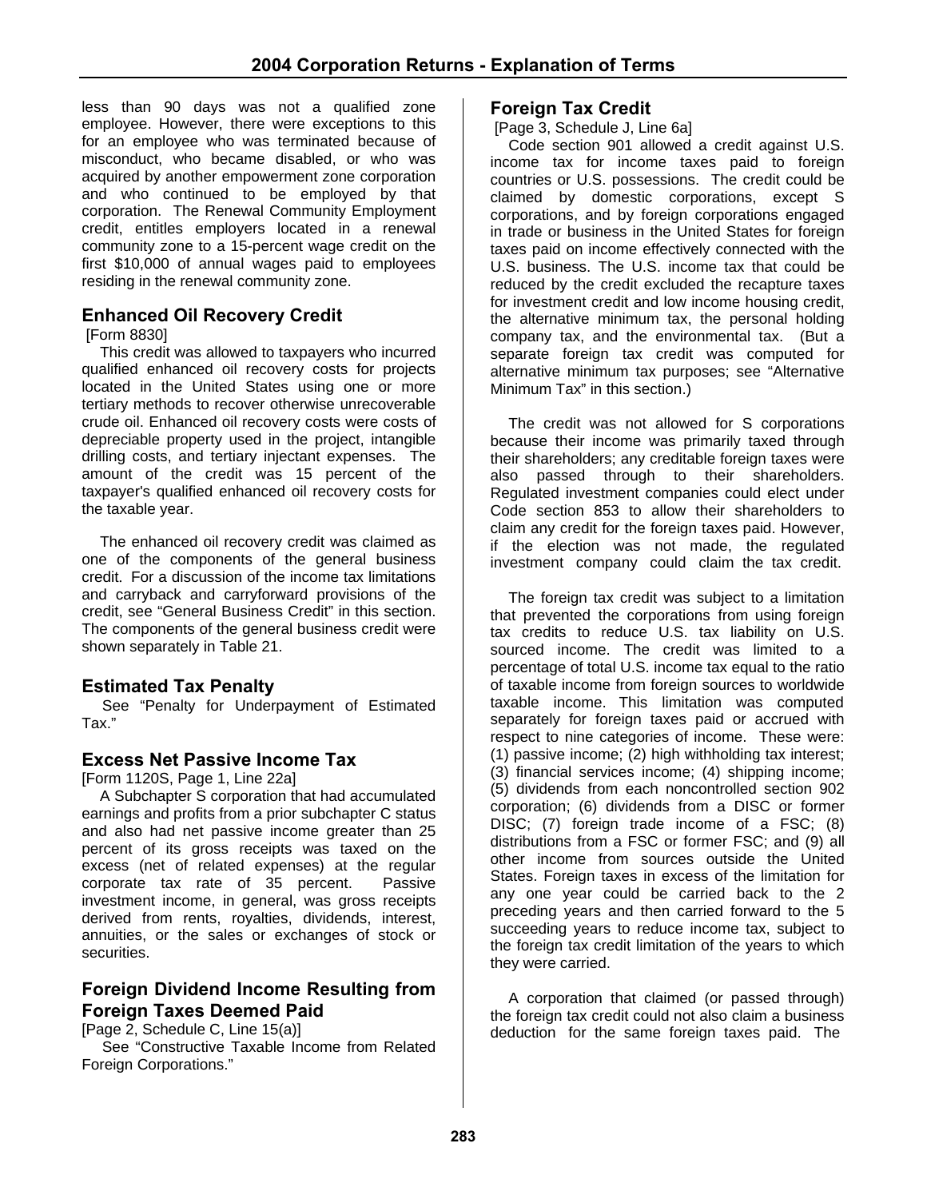less than 90 days was not a qualified zone employee. However, there were exceptions to this for an employee who was terminated because of misconduct, who became disabled, or who was acquired by another empowerment zone corporation and who continued to be employed by that corporation. The Renewal Community Employment credit, entitles employers located in a renewal community zone to a 15-percent wage credit on the first $10,000 of annual wages paid to employees residing in the renewal community zone.

### Enhanced Oil Recovery Credit

[Form 8830]

This credit was allowed to taxpayers who incurred qualified enhanced oil recovery costs for projects located in the United States using one or more tertiary methods to recover otherwise unrecoverable crude oil. Enhanced oil recovery costs were costs of depreciable property used in the project, intangible drilling costs, and tertiary injectant expenses. The amount of the credit was 15 percent of the taxpayer's qualified enhanced oil recovery costs for the taxable year.

The enhanced oil recovery credit was claimed as one of the components of the general business credit. For a discussion of the income tax limitations and carryback and carryforward provisions of the credit, see "General Business Credit" in this section. The components of the general business credit were shown separately in Table 21.

### Estimated Tax Penalty

See "Penalty for Underpayment of Estimated Tax."

### Excess Net Passive Income Tax

[Form 1120S, Page 1, Line 22a]

A Subchapter S corporation that had accumulated earnings and profits from a prior subchapter C status and also had net passive income greater than 25 percent of its gross receipts was taxed on the excess (net of related expenses) at the regular corporate tax rate of 35 percent. Passive investment income, in general, was gross receipts derived from rents, royalties, dividends, interest, annuities, or the sales or exchanges of stock or securities.

### Foreign Dividend Income Resulting from Foreign Taxes Deemed Paid

[Page 2, Schedule C, Line 15(a)]

See "Constructive Taxable Income from Related Foreign Corporations."

### Foreign Tax Credit

[Page 3, Schedule J, Line 6a]

Code section 901 allowed a credit against U.S. income tax for income taxes paid to foreign countries or U.S. possessions. The credit could be claimed by domestic corporations, except S corporations, and by foreign corporations engaged in trade or business in the United States for foreign taxes paid on income effectively connected with the U.S. business. The U.S. income tax that could be reduced by the credit excluded the recapture taxes for investment credit and low income housing credit, the alternative minimum tax, the personal holding company tax, and the environmental tax. (But a separate foreign tax credit was computed for alternative minimum tax purposes; see "Alternative Minimum Tax" in this section.)

The credit was not allowed for S corporations because their income was primarily taxed through their shareholders; any creditable foreign taxes were also passed through to their shareholders. Regulated investment companies could elect under Code section 853 to allow their shareholders to claim any credit for the foreign taxes paid. However, if the election was not made, the regulated investment company could claim the tax credit.

The foreign tax credit was subject to a limitation that prevented the corporations from using foreign tax credits to reduce U.S. tax liability on U.S. sourced income. The credit was limited to a percentage of total U.S. income tax equal to the ratio of taxable income from foreign sources to worldwide taxable income. This limitation was computed separately for foreign taxes paid or accrued with respect to nine categories of income. These were: (1) passive income; (2) high withholding tax interest; (3) financial services income; (4) shipping income; (5) dividends from each noncontrolled section 902 corporation; (6) dividends from a DISC or former DISC; (7) foreign trade income of a FSC; (8) distributions from a FSC or former FSC; and (9) all other income from sources outside the United States. Foreign taxes in excess of the limitation for any one year could be carried back to the 2 preceding years and then carried forward to the 5 succeeding years to reduce income tax, subject to the foreign tax credit limitation of the years to which they were carried.

A corporation that claimed (or passed through) the foreign tax credit could not also claim a business deduction for the same foreign taxes paid. The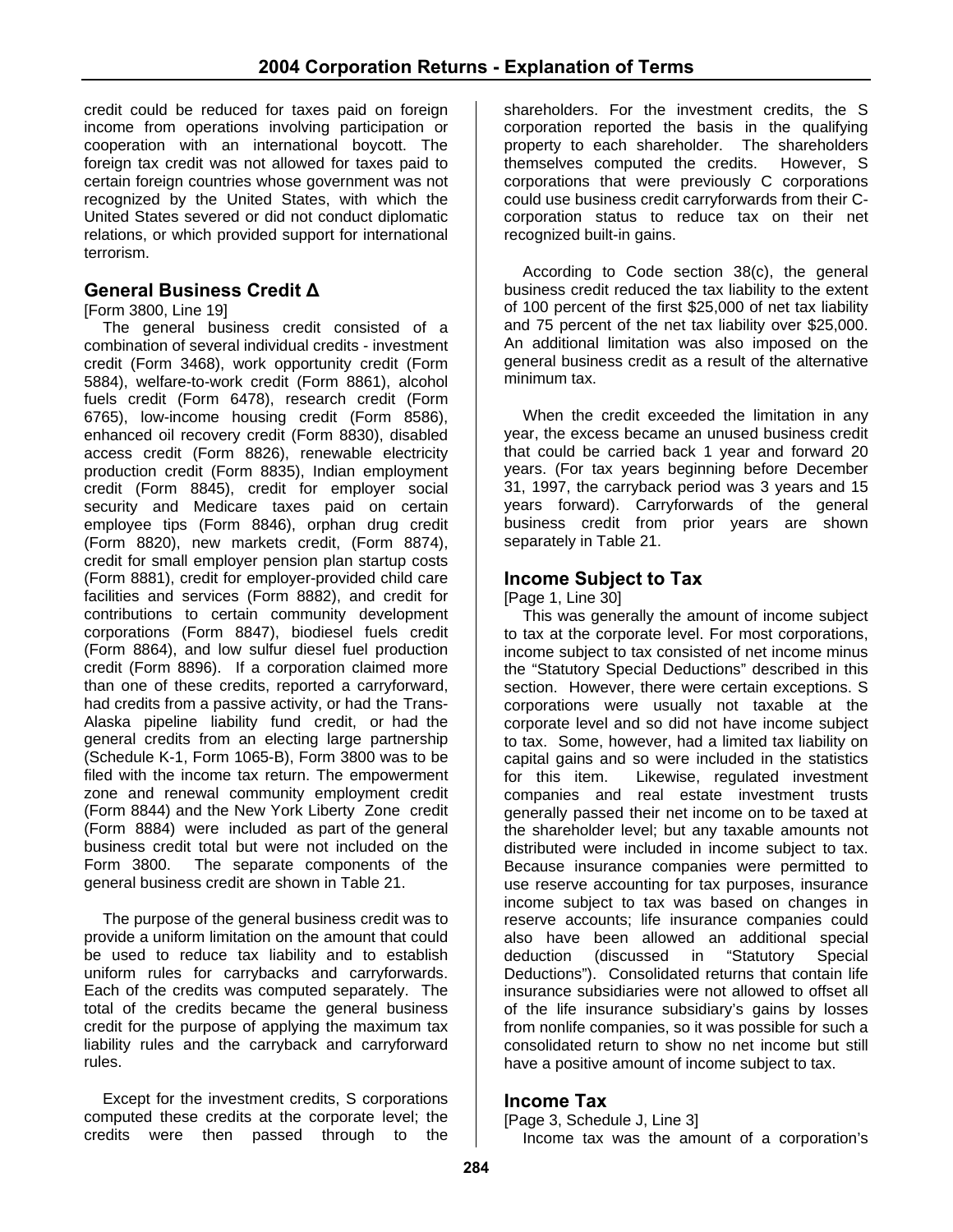credit could be reduced for taxes paid on foreign income from operations involving participation or cooperation with an international boycott. The foreign tax credit was not allowed for taxes paid to certain foreign countries whose government was not recognized by the United States, with which the United States severed or did not conduct diplomatic relations, or which provided support for international terrorism.

## General Business Credit Δ

[Form 3800, Line 19]

The general business credit consisted of a combination of several individual credits - investment credit (Form 3468), work opportunity credit (Form 5884), welfare-to-work credit (Form 8861), alcohol fuels credit (Form 6478), research credit (Form 6765), low-income housing credit (Form 8586), enhanced oil recovery credit (Form 8830), disabled access credit (Form 8826), renewable electricity production credit (Form 8835), Indian employment credit (Form 8845), credit for employer social security and Medicare taxes paid on certain employee tips (Form 8846), orphan drug credit (Form 8820), new markets credit, (Form 8874), credit for small employer pension plan startup costs (Form 8881), credit for employer-provided child care facilities and services (Form 8882), and credit for contributions to certain community development corporations (Form 8847), biodiesel fuels credit (Form 8864), and low sulfur diesel fuel production credit (Form 8896). If a corporation claimed more than one of these credits, reported a carryforward, had credits from a passive activity, or had the Trans-Alaska pipeline liability fund credit, or had the general credits from an electing large partnership (Schedule K-1, Form 1065-B), Form 3800 was to be filed with the income tax return. The empowerment zone and renewal community employment credit (Form 8844) and the New York Liberty Zone credit (Form 8884) were included as part of the general business credit total but were not included on the Form 3800. The separate components of the general business credit are shown in Table 21.

The purpose of the general business credit was to provide a uniform limitation on the amount that could be used to reduce tax liability and to establish uniform rules for carrybacks and carryforwards. Each of the credits was computed separately. The total of the credits became the general business credit for the purpose of applying the maximum tax liability rules and the carryback and carryforward rules.

Except for the investment credits, S corporations computed these credits at the corporate level; the credits were then passed through to the shareholders. For the investment credits, the S corporation reported the basis in the qualifying property to each shareholder. The shareholders themselves computed the credits. However, S corporations that were previously C corporations could use business credit carryforwards from their C-corporation status to reduce tax on their net recognized built-in gains.

According to Code section 38(c), the general business credit reduced the tax liability to the extent of 100 percent of the first $25,000 of net tax liability and 75 percent of the net tax liability over $25,000. An additional limitation was also imposed on the general business credit as a result of the alternative minimum tax.

When the credit exceeded the limitation in any year, the excess became an unused business credit that could be carried back 1 year and forward 20 years. (For tax years beginning before December 31, 1997, the carryback period was 3 years and 15 years forward). Carryforwards of the general business credit from prior years are shown separately in Table 21.

## Income Subject to Tax

[Page 1, Line 30]

This was generally the amount of income subject to tax at the corporate level. For most corporations, income subject to tax consisted of net income minus the "Statutory Special Deductions" described in this section. However, there were certain exceptions. S corporations were usually not taxable at the corporate level and so did not have income subject to tax. Some, however, had a limited tax liability on capital gains and so were included in the statistics for this item. Likewise, regulated investment companies and real estate investment trusts generally passed their net income on to be taxed at the shareholder level; but any taxable amounts not distributed were included in income subject to tax. Because insurance companies were permitted to use reserve accounting for tax purposes, insurance income subject to tax was based on changes in reserve accounts; life insurance companies could also have been allowed an additional special deduction (discussed in "Statutory Special Deductions"). Consolidated returns that contain life insurance subsidiaries were not allowed to offset all of the life insurance subsidiary's gains by losses from nonlife companies, so it was possible for such a consolidated return to show no net income but still have a positive amount of income subject to tax.

## Income Tax

[Page 3, Schedule J, Line 3]

Income tax was the amount of a corporation's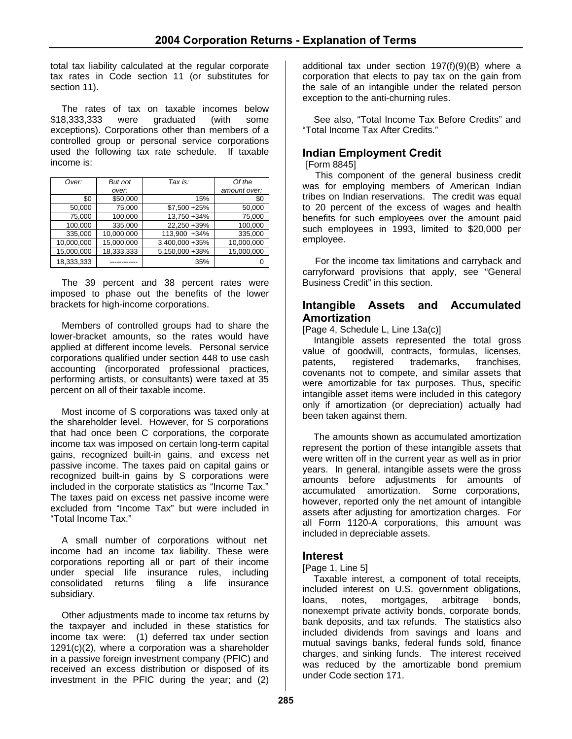total tax liability calculated at the regular corporate tax rates in Code section 11 (or substitutes for section 11).

The rates of tax on taxable incomes below $18,333,333 were graduated (with some exceptions). Corporations other than members of a controlled group or personal service corporations used the following tax rate schedule. If taxable income is:

| *Over:* | *But not over:* | *Tax is:* | *Of the amount over:* |
|---|---|---|---|
| $0 | $50,000 | 15% | $0 |
| 50,000 | 75,000 | $7,500 +25% | 50,000 |
| 75,000 | 100,000 | 13,750 +34% | 75,000 |
| 100,000 | 335,000 | 22,250 +39% | 100,000 |
| 335,000 | 10,000,000 | 113,900 +34% | 335,000 |
| 10,000,000 | 15,000,000 | 3,400,000 +35% | 10,000,000 |
| 15,000,000 | 18,333,333 | 5,150,000 +38% | 15,000,000 |
| 18,333,333 | ------------ | 35% | 0 |

The 39 percent and 38 percent rates were imposed to phase out the benefits of the lower brackets for high-income corporations.

Members of controlled groups had to share the lower-bracket amounts, so the rates would have applied at different income levels. Personal service corporations qualified under section 448 to use cash accounting (incorporated professional practices, performing artists, or consultants) were taxed at 35 percent on all of their taxable income.

Most income of S corporations was taxed only at the shareholder level. However, for S corporations that had once been C corporations, the corporate income tax was imposed on certain long-term capital gains, recognized built-in gains, and excess net passive income. The taxes paid on capital gains or recognized built-in gains by S corporations were included in the corporate statistics as "Income Tax." The taxes paid on excess net passive income were excluded from "Income Tax" but were included in "Total Income Tax."

A small number of corporations without net income had an income tax liability. These were corporations reporting all or part of their income under special life insurance rules, including consolidated returns filing a life insurance subsidiary.

Other adjustments made to income tax returns by the taxpayer and included in these statistics for income tax were: (1) deferred tax under section 1291(c)(2), where a corporation was a shareholder in a passive foreign investment company (PFIC) and received an excess distribution or disposed of its investment in the PFIC during the year; and (2) additional tax under section 197(f)(9)(B) where a corporation that elects to pay tax on the gain from the sale of an intangible under the related person exception to the anti-churning rules.

See also, "Total Income Tax Before Credits" and "Total Income Tax After Credits."

## Indian Employment Credit

[Form 8845]

This component of the general business credit was for employing members of American Indian tribes on Indian reservations. The credit was equal to 20 percent of the excess of wages and health benefits for such employees over the amount paid such employees in 1993, limited to $20,000 per employee.

For the income tax limitations and carryback and carryforward provisions that apply, see "General Business Credit" in this section.

## Intangible Assets and Accumulated Amortization

[Page 4, Schedule L, Line 13a(c)]

Intangible assets represented the total gross value of goodwill, contracts, formulas, licenses, patents, registered trademarks, franchises, covenants not to compete, and similar assets that were amortizable for tax purposes. Thus, specific intangible asset items were included in this category only if amortization (or depreciation) actually had been taken against them.

The amounts shown as accumulated amortization represent the portion of these intangible assets that were written off in the current year as well as in prior years. In general, intangible assets were the gross amounts before adjustments for amounts of accumulated amortization. Some corporations, however, reported only the net amount of intangible assets after adjusting for amortization charges. For all Form 1120-A corporations, this amount was included in depreciable assets.

## Interest

[Page 1, Line 5]

Taxable interest, a component of total receipts, included interest on U.S. government obligations, loans, notes, mortgages, arbitrage bonds, nonexempt private activity bonds, corporate bonds, bank deposits, and tax refunds. The statistics also included dividends from savings and loans and mutual savings banks, federal funds sold, finance charges, and sinking funds. The interest received was reduced by the amortizable bond premium under Code section 171.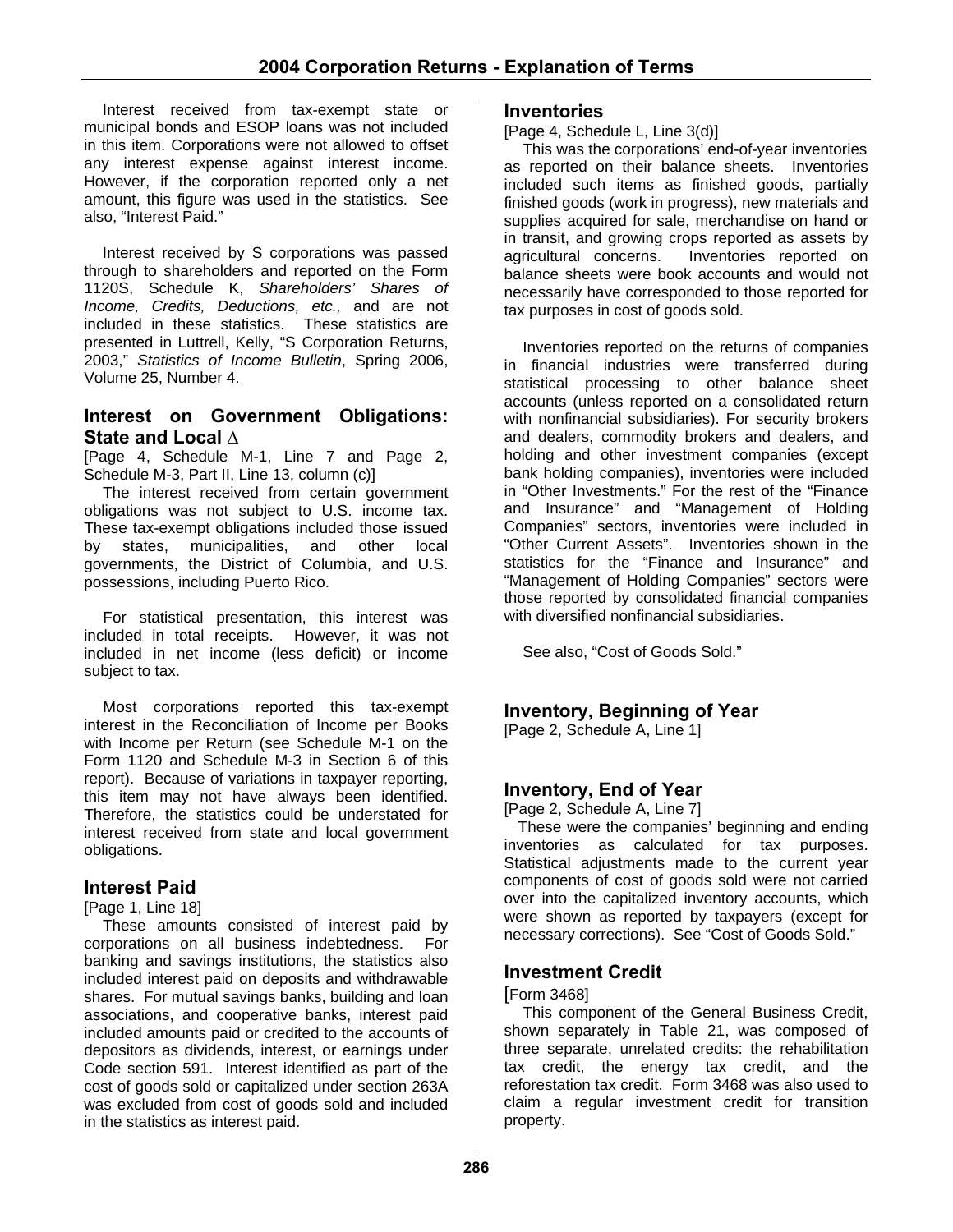Interest received from tax-exempt state or municipal bonds and ESOP loans was not included in this item. Corporations were not allowed to offset any interest expense against interest income. However, if the corporation reported only a net amount, this figure was used in the statistics. See also, "Interest Paid."

Interest received by S corporations was passed through to shareholders and reported on the Form 1120S, Schedule K, *Shareholders' Shares of Income, Credits, Deductions, etc.,* and are not included in these statistics. These statistics are presented in Luttrell, Kelly, "S Corporation Returns, 2003," *Statistics of Income Bulletin*, Spring 2006, Volume 25, Number 4.

## Interest on Government Obligations: State and Local $\Delta$

[Page 4, Schedule M-1, Line 7 and Page 2, Schedule M-3, Part II, Line 13, column (c)]

The interest received from certain government obligations was not subject to U.S. income tax. These tax-exempt obligations included those issued by states, municipalities, and other local governments, the District of Columbia, and U.S. possessions, including Puerto Rico.

For statistical presentation, this interest was included in total receipts. However, it was not included in net income (less deficit) or income subject to tax.

Most corporations reported this tax-exempt interest in the Reconciliation of Income per Books with Income per Return (see Schedule M-1 on the Form 1120 and Schedule M-3 in Section 6 of this report). Because of variations in taxpayer reporting, this item may not have always been identified. Therefore, the statistics could be understated for interest received from state and local government obligations.

## Interest Paid

[Page 1, Line 18]

These amounts consisted of interest paid by corporations on all business indebtedness. For banking and savings institutions, the statistics also included interest paid on deposits and withdrawable shares. For mutual savings banks, building and loan associations, and cooperative banks, interest paid included amounts paid or credited to the accounts of depositors as dividends, interest, or earnings under Code section 591. Interest identified as part of the cost of goods sold or capitalized under section 263A was excluded from cost of goods sold and included in the statistics as interest paid.

## Inventories

[Page 4, Schedule L, Line 3(d)]

This was the corporations' end-of-year inventories as reported on their balance sheets. Inventories included such items as finished goods, partially finished goods (work in progress), new materials and supplies acquired for sale, merchandise on hand or in transit, and growing crops reported as assets by agricultural concerns. Inventories reported on balance sheets were book accounts and would not necessarily have corresponded to those reported for tax purposes in cost of goods sold.

Inventories reported on the returns of companies in financial industries were transferred during statistical processing to other balance sheet accounts (unless reported on a consolidated return with nonfinancial subsidiaries). For security brokers and dealers, commodity brokers and dealers, and holding and other investment companies (except bank holding companies), inventories were included in "Other Investments." For the rest of the "Finance and Insurance" and "Management of Holding Companies" sectors, inventories were included in "Other Current Assets". Inventories shown in the statistics for the "Finance and Insurance" and "Management of Holding Companies" sectors were those reported by consolidated financial companies with diversified nonfinancial subsidiaries.

See also, "Cost of Goods Sold."

## Inventory, Beginning of Year

[Page 2, Schedule A, Line 1]

## Inventory, End of Year

[Page 2, Schedule A, Line 7]

These were the companies' beginning and ending inventories as calculated for tax purposes. Statistical adjustments made to the current year components of cost of goods sold were not carried over into the capitalized inventory accounts, which were shown as reported by taxpayers (except for necessary corrections). See "Cost of Goods Sold."

## Investment Credit

[Form 3468]

This component of the General Business Credit, shown separately in Table 21, was composed of three separate, unrelated credits: the rehabilitation tax credit, the energy tax credit, and the reforestation tax credit. Form 3468 was also used to claim a regular investment credit for transition property.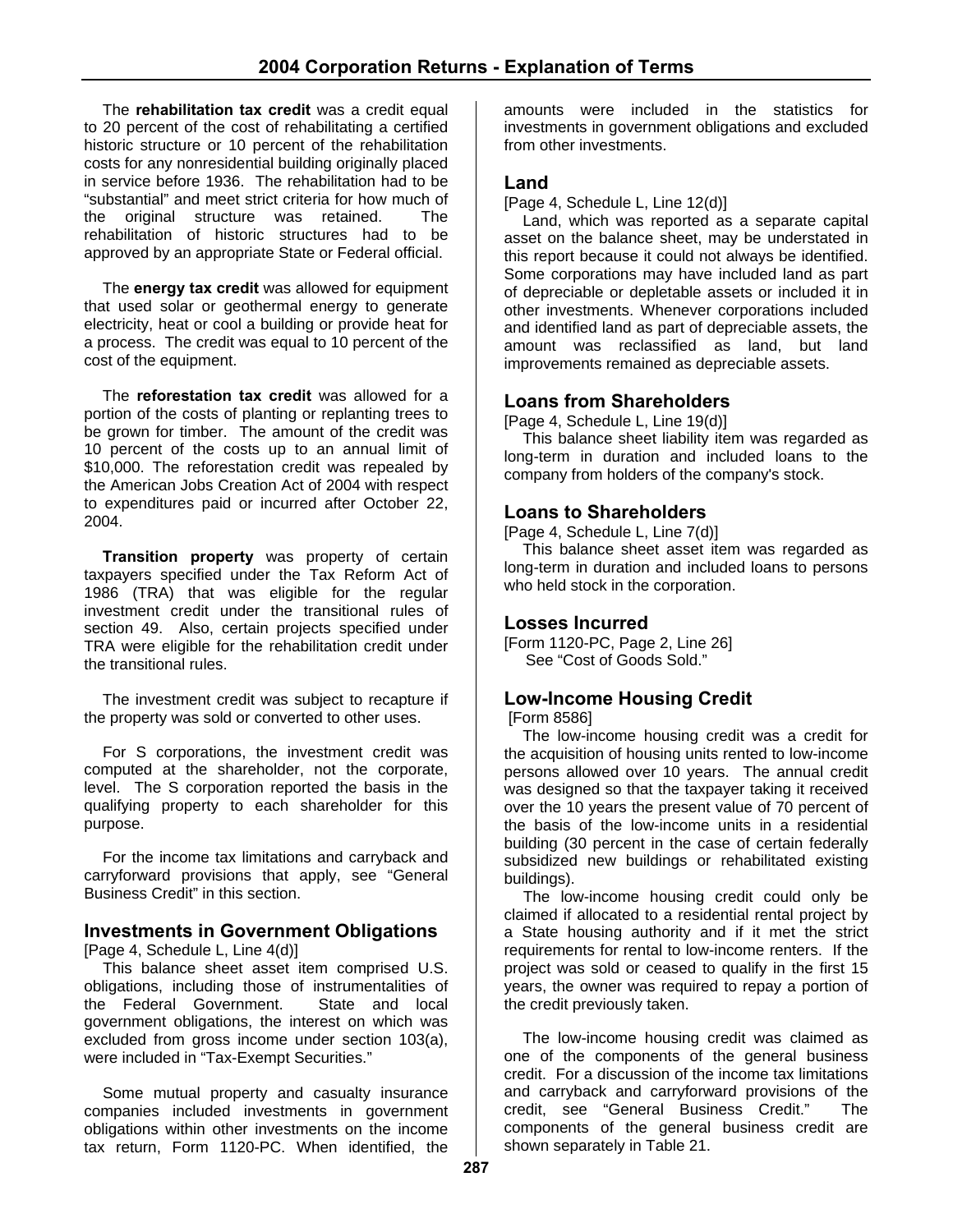The **rehabilitation tax credit** was a credit equal to 20 percent of the cost of rehabilitating a certified historic structure or 10 percent of the rehabilitation costs for any nonresidential building originally placed in service before 1936. The rehabilitation had to be "substantial" and meet strict criteria for how much of the original structure was retained. The rehabilitation of historic structures had to be approved by an appropriate State or Federal official.

The **energy tax credit** was allowed for equipment that used solar or geothermal energy to generate electricity, heat or cool a building or provide heat for a process. The credit was equal to 10 percent of the cost of the equipment.

The **reforestation tax credit** was allowed for a portion of the costs of planting or replanting trees to be grown for timber. The amount of the credit was 10 percent of the costs up to an annual limit of $10,000. The reforestation credit was repealed by the American Jobs Creation Act of 2004 with respect to expenditures paid or incurred after October 22, 2004.

**Transition property** was property of certain taxpayers specified under the Tax Reform Act of 1986 (TRA) that was eligible for the regular investment credit under the transitional rules of section 49. Also, certain projects specified under TRA were eligible for the rehabilitation credit under the transitional rules.

The investment credit was subject to recapture if the property was sold or converted to other uses.

For S corporations, the investment credit was computed at the shareholder, not the corporate, level. The S corporation reported the basis in the qualifying property to each shareholder for this purpose.

For the income tax limitations and carryback and carryforward provisions that apply, see "General Business Credit" in this section.

## Investments in Government Obligations

[Page 4, Schedule L, Line 4(d)]

This balance sheet asset item comprised U.S. obligations, including those of instrumentalities of the Federal Government. State and local government obligations, the interest on which was excluded from gross income under section 103(a), were included in "Tax-Exempt Securities."

Some mutual property and casualty insurance companies included investments in government obligations within other investments on the income tax return, Form 1120-PC. When identified, the amounts were included in the statistics for investments in government obligations and excluded from other investments.

## Land

[Page 4, Schedule L, Line 12(d)]

Land, which was reported as a separate capital asset on the balance sheet, may be understated in this report because it could not always be identified. Some corporations may have included land as part of depreciable or depletable assets or included it in other investments. Whenever corporations included and identified land as part of depreciable assets, the amount was reclassified as land, but land improvements remained as depreciable assets.

## Loans from Shareholders

[Page 4, Schedule L, Line 19(d)]

This balance sheet liability item was regarded as long-term in duration and included loans to the company from holders of the company's stock.

## Loans to Shareholders

[Page 4, Schedule L, Line 7(d)]

This balance sheet asset item was regarded as long-term in duration and included loans to persons who held stock in the corporation.

## Losses Incurred

[Form 1120-PC, Page 2, Line 26]

See "Cost of Goods Sold."

## Low-Income Housing Credit

[Form 8586]

The low-income housing credit was a credit for the acquisition of housing units rented to low-income persons allowed over 10 years. The annual credit was designed so that the taxpayer taking it received over the 10 years the present value of 70 percent of the basis of the low-income units in a residential building (30 percent in the case of certain federally subsidized new buildings or rehabilitated existing buildings).

The low-income housing credit could only be claimed if allocated to a residential rental project by a State housing authority and if it met the strict requirements for rental to low-income renters. If the project was sold or ceased to qualify in the first 15 years, the owner was required to repay a portion of the credit previously taken.

The low-income housing credit was claimed as one of the components of the general business credit. For a discussion of the income tax limitations and carryback and carryforward provisions of the credit, see "General Business Credit." The components of the general business credit are shown separately in Table 21.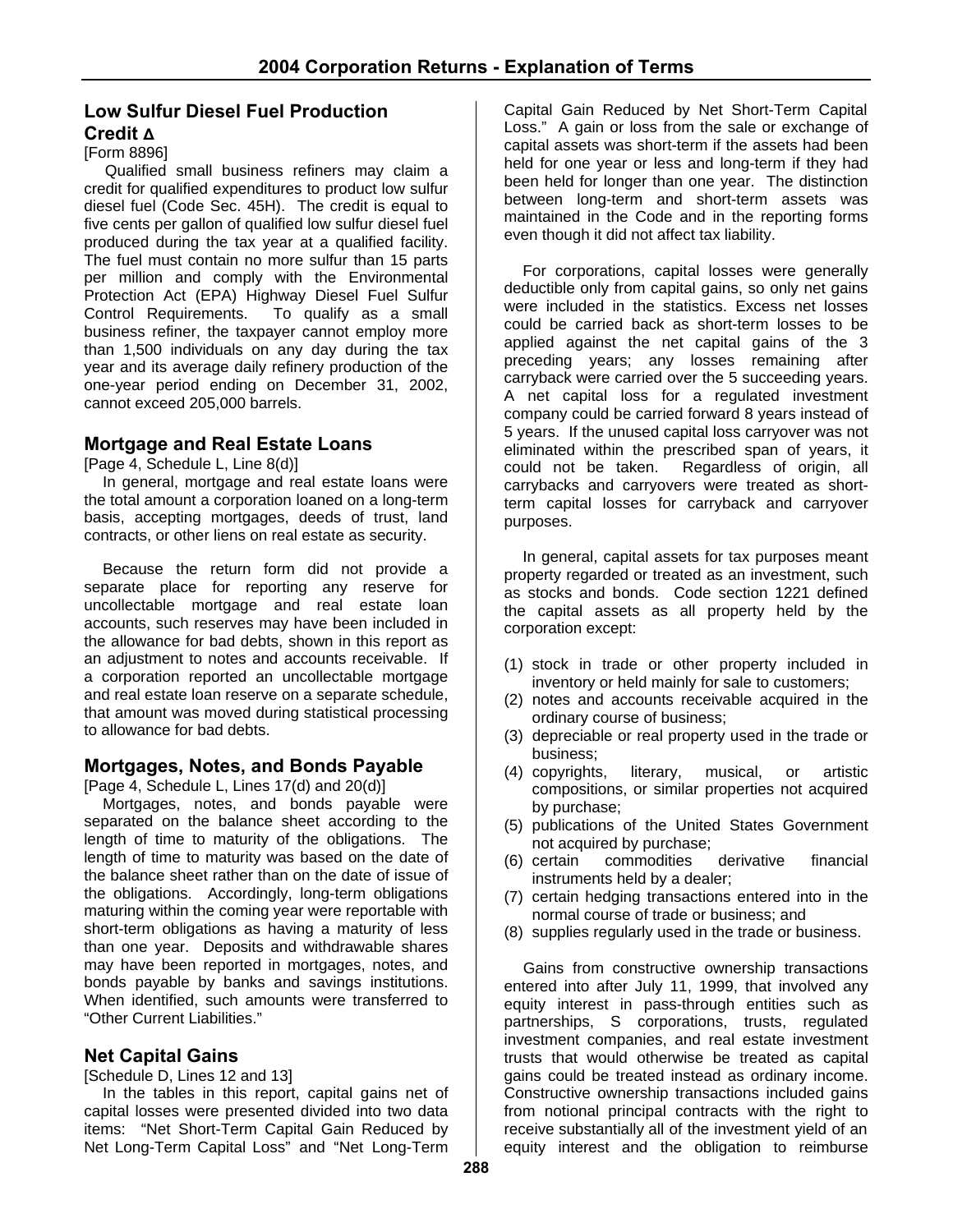## Low Sulfur Diesel Fuel Production Credit Δ

[Form 8896]

Qualified small business refiners may claim a credit for qualified expenditures to product low sulfur diesel fuel (Code Sec. 45H). The credit is equal to five cents per gallon of qualified low sulfur diesel fuel produced during the tax year at a qualified facility. The fuel must contain no more sulfur than 15 parts per million and comply with the Environmental Protection Act (EPA) Highway Diesel Fuel Sulfur Control Requirements. To qualify as a small business refiner, the taxpayer cannot employ more than 1,500 individuals on any day during the tax year and its average daily refinery production of the one-year period ending on December 31, 2002, cannot exceed 205,000 barrels.

## Mortgage and Real Estate Loans

[Page 4, Schedule L, Line 8(d)]

In general, mortgage and real estate loans were the total amount a corporation loaned on a long-term basis, accepting mortgages, deeds of trust, land contracts, or other liens on real estate as security.

Because the return form did not provide a separate place for reporting any reserve for uncollectable mortgage and real estate loan accounts, such reserves may have been included in the allowance for bad debts, shown in this report as an adjustment to notes and accounts receivable. If a corporation reported an uncollectable mortgage and real estate loan reserve on a separate schedule, that amount was moved during statistical processing to allowance for bad debts.

## Mortgages, Notes, and Bonds Payable

[Page 4, Schedule L, Lines 17(d) and 20(d)]

Mortgages, notes, and bonds payable were separated on the balance sheet according to the length of time to maturity of the obligations. The length of time to maturity was based on the date of the balance sheet rather than on the date of issue of the obligations. Accordingly, long-term obligations maturing within the coming year were reportable with short-term obligations as having a maturity of less than one year. Deposits and withdrawable shares may have been reported in mortgages, notes, and bonds payable by banks and savings institutions. When identified, such amounts were transferred to "Other Current Liabilities."

## Net Capital Gains

[Schedule D, Lines 12 and 13]

In the tables in this report, capital gains net of capital losses were presented divided into two data items: "Net Short-Term Capital Gain Reduced by Net Long-Term Capital Loss" and "Net Long-Term Capital Gain Reduced by Net Short-Term Capital Loss." A gain or loss from the sale or exchange of capital assets was short-term if the assets had been held for one year or less and long-term if they had been held for longer than one year. The distinction between long-term and short-term assets was maintained in the Code and in the reporting forms even though it did not affect tax liability.

For corporations, capital losses were generally deductible only from capital gains, so only net gains were included in the statistics. Excess net losses could be carried back as short-term losses to be applied against the net capital gains of the 3 preceding years; any losses remaining after carryback were carried over the 5 succeeding years. A net capital loss for a regulated investment company could be carried forward 8 years instead of 5 years. If the unused capital loss carryover was not eliminated within the prescribed span of years, it could not be taken. Regardless of origin, all carrybacks and carryovers were treated as short-term capital losses for carryback and carryover purposes.

In general, capital assets for tax purposes meant property regarded or treated as an investment, such as stocks and bonds. Code section 1221 defined the capital assets as all property held by the corporation except:

(1) stock in trade or other property included in inventory or held mainly for sale to customers;
(2) notes and accounts receivable acquired in the ordinary course of business;
(3) depreciable or real property used in the trade or business;
(4) copyrights, literary, musical, or artistic compositions, or similar properties not acquired by purchase;
(5) publications of the United States Government not acquired by purchase;
(6) certain commodities derivative financial instruments held by a dealer;
(7) certain hedging transactions entered into in the normal course of trade or business; and
(8) supplies regularly used in the trade or business.

Gains from constructive ownership transactions entered into after July 11, 1999, that involved any equity interest in pass-through entities such as partnerships, S corporations, trusts, regulated investment companies, and real estate investment trusts that would otherwise be treated as capital gains could be treated instead as ordinary income. Constructive ownership transactions included gains from notional principal contracts with the right to receive substantially all of the investment yield of an equity interest and the obligation to reimburse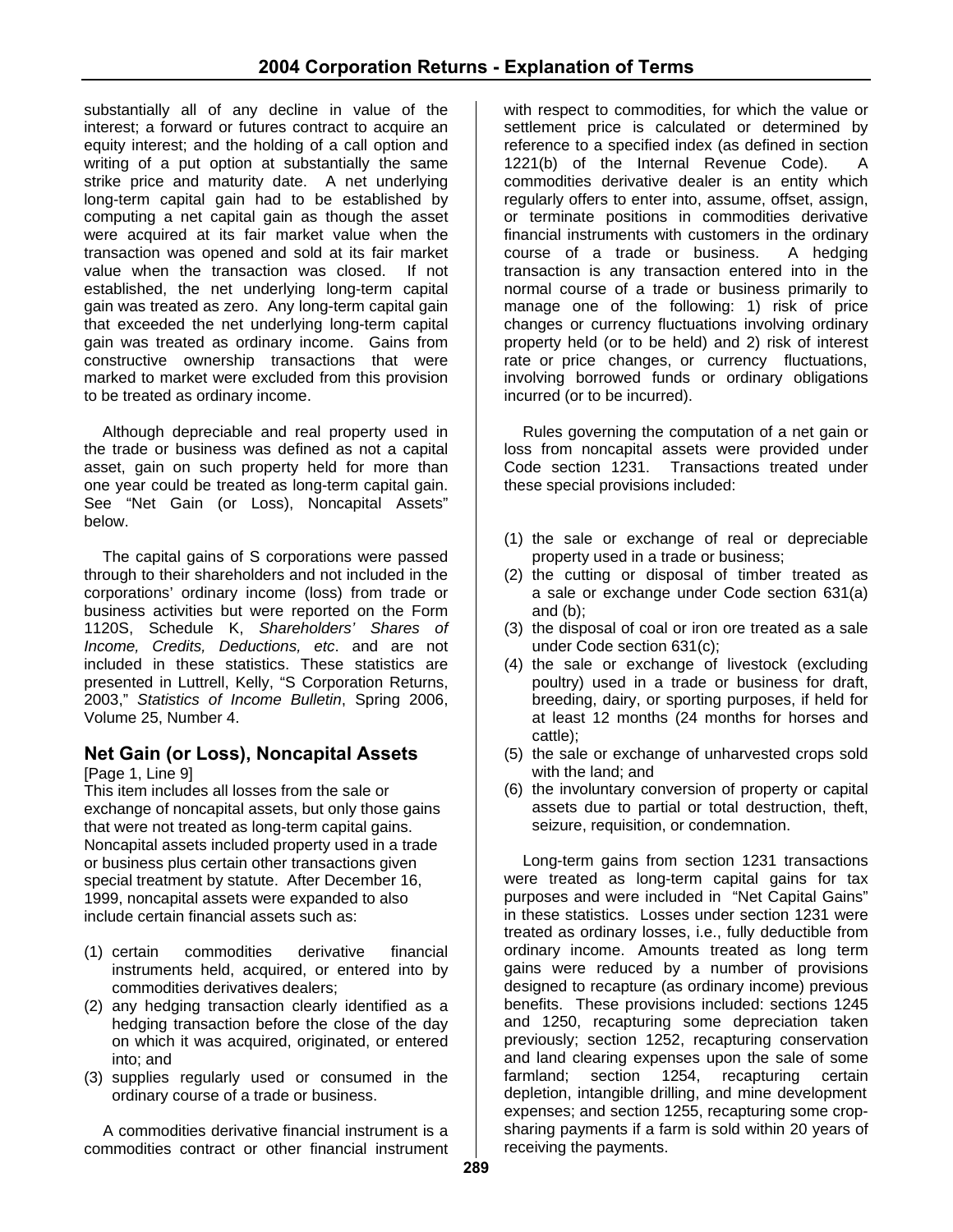substantially all of any decline in value of the interest; a forward or futures contract to acquire an equity interest; and the holding of a call option and writing of a put option at substantially the same strike price and maturity date. A net underlying long-term capital gain had to be established by computing a net capital gain as though the asset were acquired at its fair market value when the transaction was opened and sold at its fair market value when the transaction was closed. If not established, the net underlying long-term capital gain was treated as zero. Any long-term capital gain that exceeded the net underlying long-term capital gain was treated as ordinary income. Gains from constructive ownership transactions that were marked to market were excluded from this provision to be treated as ordinary income.

Although depreciable and real property used in the trade or business was defined as not a capital asset, gain on such property held for more than one year could be treated as long-term capital gain. See "Net Gain (or Loss), Noncapital Assets" below.

The capital gains of S corporations were passed through to their shareholders and not included in the corporations' ordinary income (loss) from trade or business activities but were reported on the Form 1120S, Schedule K, *Shareholders' Shares of Income, Credits, Deductions, etc*. and are not included in these statistics. These statistics are presented in Luttrell, Kelly, "S Corporation Returns, 2003," *Statistics of Income Bulletin*, Spring 2006, Volume 25, Number 4.

## Net Gain (or Loss), Noncapital Assets

[Page 1, Line 9]

This item includes all losses from the sale or exchange of noncapital assets, but only those gains that were not treated as long-term capital gains. Noncapital assets included property used in a trade or business plus certain other transactions given special treatment by statute. After December 16, 1999, noncapital assets were expanded to also include certain financial assets such as:

(1) certain commodities derivative financial instruments held, acquired, or entered into by commodities derivatives dealers;
(2) any hedging transaction clearly identified as a hedging transaction before the close of the day on which it was acquired, originated, or entered into; and
(3) supplies regularly used or consumed in the ordinary course of a trade or business.

A commodities derivative financial instrument is a commodities contract or other financial instrument with respect to commodities, for which the value or settlement price is calculated or determined by reference to a specified index (as defined in section 1221(b) of the Internal Revenue Code). A commodities derivative dealer is an entity which regularly offers to enter into, assume, offset, assign, or terminate positions in commodities derivative financial instruments with customers in the ordinary course of a trade or business. A hedging transaction is any transaction entered into in the normal course of a trade or business primarily to manage one of the following: 1) risk of price changes or currency fluctuations involving ordinary property held (or to be held) and 2) risk of interest rate or price changes, or currency fluctuations, involving borrowed funds or ordinary obligations incurred (or to be incurred).

Rules governing the computation of a net gain or loss from noncapital assets were provided under Code section 1231. Transactions treated under these special provisions included:

(1) the sale or exchange of real or depreciable property used in a trade or business;
(2) the cutting or disposal of timber treated as a sale or exchange under Code section 631(a) and (b);
(3) the disposal of coal or iron ore treated as a sale under Code section 631(c);
(4) the sale or exchange of livestock (excluding poultry) used in a trade or business for draft, breeding, dairy, or sporting purposes, if held for at least 12 months (24 months for horses and cattle);
(5) the sale or exchange of unharvested crops sold with the land; and
(6) the involuntary conversion of property or capital assets due to partial or total destruction, theft, seizure, requisition, or condemnation.

Long-term gains from section 1231 transactions were treated as long-term capital gains for tax purposes and were included in "Net Capital Gains" in these statistics. Losses under section 1231 were treated as ordinary losses, i.e., fully deductible from ordinary income. Amounts treated as long term gains were reduced by a number of provisions designed to recapture (as ordinary income) previous benefits. These provisions included: sections 1245 and 1250, recapturing some depreciation taken previously; section 1252, recapturing conservation and land clearing expenses upon the sale of some farmland; section 1254, recapturing certain depletion, intangible drilling, and mine development expenses; and section 1255, recapturing some crop-sharing payments if a farm is sold within 20 years of receiving the payments.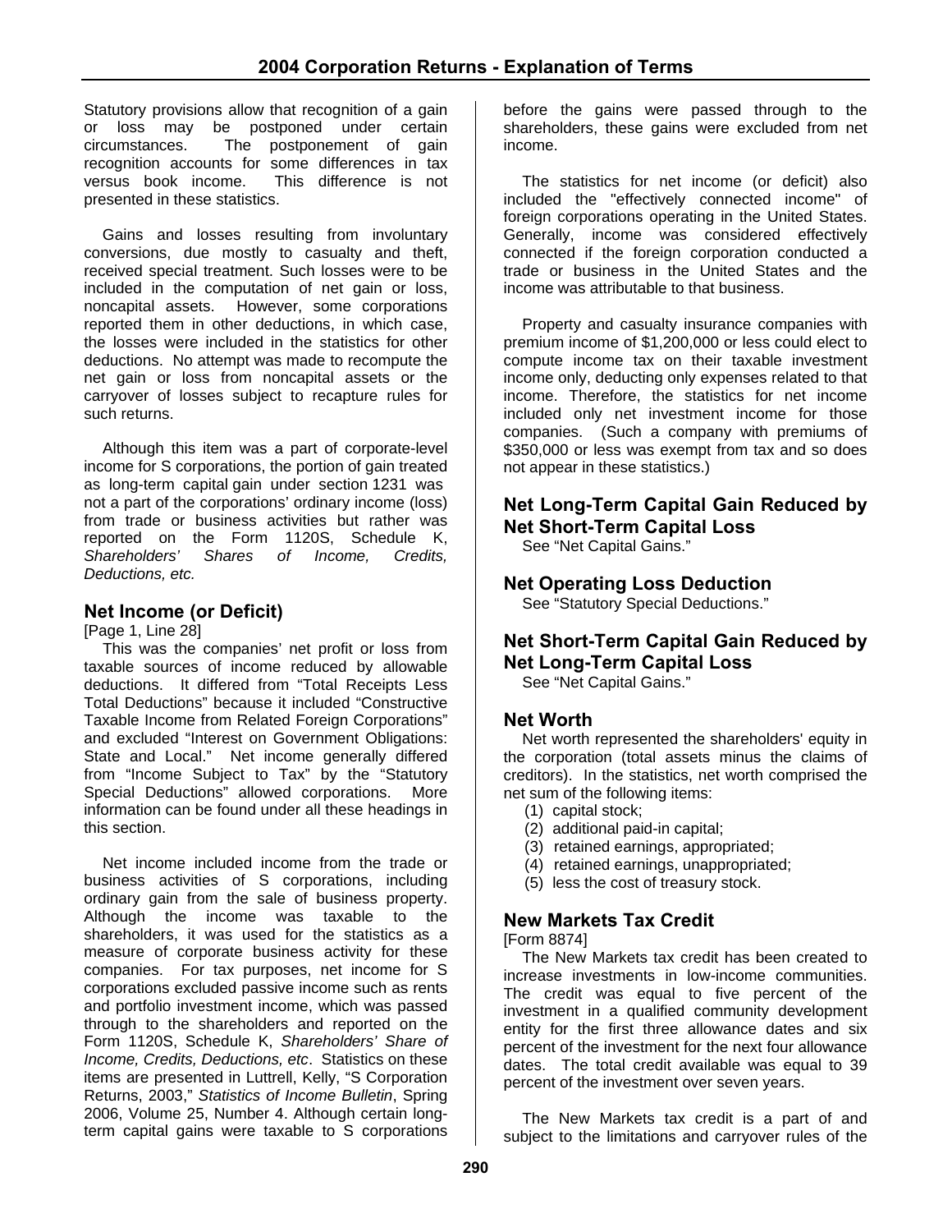Statutory provisions allow that recognition of a gain or loss may be postponed under certain circumstances. The postponement of gain recognition accounts for some differences in tax versus book income. This difference is not presented in these statistics.

Gains and losses resulting from involuntary conversions, due mostly to casualty and theft, received special treatment. Such losses were to be included in the computation of net gain or loss, noncapital assets. However, some corporations reported them in other deductions, in which case, the losses were included in the statistics for other deductions. No attempt was made to recompute the net gain or loss from noncapital assets or the carryover of losses subject to recapture rules for such returns.

Although this item was a part of corporate-level income for S corporations, the portion of gain treated as long-term capital gain under section 1231 was not a part of the corporations' ordinary income (loss) from trade or business activities but rather was reported on the Form 1120S, Schedule K, *Shareholders' Shares of Income, Credits, Deductions, etc.*

## Net Income (or Deficit)

[Page 1, Line 28]

This was the companies' net profit or loss from taxable sources of income reduced by allowable deductions. It differed from "Total Receipts Less Total Deductions" because it included "Constructive Taxable Income from Related Foreign Corporations" and excluded "Interest on Government Obligations: State and Local." Net income generally differed from "Income Subject to Tax" by the "Statutory Special Deductions" allowed corporations. More information can be found under all these headings in this section.

Net income included income from the trade or business activities of S corporations, including ordinary gain from the sale of business property. Although the income was taxable to the shareholders, it was used for the statistics as a measure of corporate business activity for these companies. For tax purposes, net income for S corporations excluded passive income such as rents and portfolio investment income, which was passed through to the shareholders and reported on the Form 1120S, Schedule K, *Shareholders' Share of Income, Credits, Deductions, etc*. Statistics on these items are presented in Luttrell, Kelly, "S Corporation Returns, 2003," *Statistics of Income Bulletin*, Spring 2006, Volume 25, Number 4. Although certain long-term capital gains were taxable to S corporations before the gains were passed through to the shareholders, these gains were excluded from net income.

The statistics for net income (or deficit) also included the "effectively connected income" of foreign corporations operating in the United States. Generally, income was considered effectively connected if the foreign corporation conducted a trade or business in the United States and the income was attributable to that business.

Property and casualty insurance companies with premium income of $1,200,000 or less could elect to compute income tax on their taxable investment income only, deducting only expenses related to that income. Therefore, the statistics for net income included only net investment income for those companies. (Such a company with premiums of $350,000 or less was exempt from tax and so does not appear in these statistics.)

## Net Long-Term Capital Gain Reduced by Net Short-Term Capital Loss

See "Net Capital Gains."

## Net Operating Loss Deduction

See "Statutory Special Deductions."

## Net Short-Term Capital Gain Reduced by Net Long-Term Capital Loss

See "Net Capital Gains."

## Net Worth

Net worth represented the shareholders' equity in the corporation (total assets minus the claims of creditors). In the statistics, net worth comprised the net sum of the following items:

(1) capital stock;
(2) additional paid-in capital;
(3) retained earnings, appropriated;
(4) retained earnings, unappropriated;
(5) less the cost of treasury stock.

## New Markets Tax Credit

[Form 8874]

The New Markets tax credit has been created to increase investments in low-income communities. The credit was equal to five percent of the investment in a qualified community development entity for the first three allowance dates and six percent of the investment for the next four allowance dates. The total credit available was equal to 39 percent of the investment over seven years.

The New Markets tax credit is a part of and subject to the limitations and carryover rules of the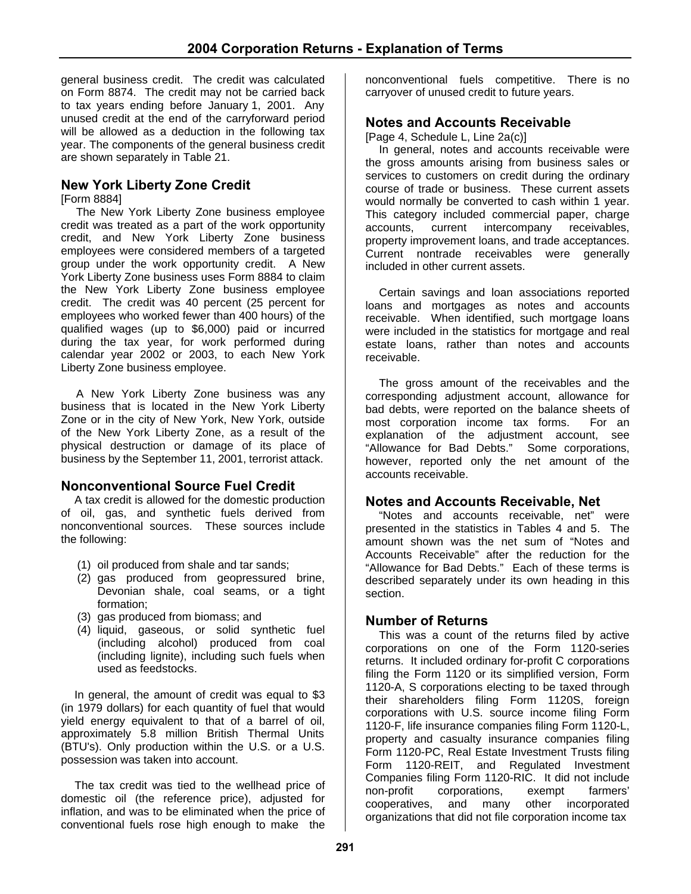general business credit. The credit was calculated on Form 8874. The credit may not be carried back to tax years ending before January 1, 2001. Any unused credit at the end of the carryforward period will be allowed as a deduction in the following tax year. The components of the general business credit are shown separately in Table 21.

## New York Liberty Zone Credit

[Form 8884]

The New York Liberty Zone business employee credit was treated as a part of the work opportunity credit, and New York Liberty Zone business employees were considered members of a targeted group under the work opportunity credit. A New York Liberty Zone business uses Form 8884 to claim the New York Liberty Zone business employee credit. The credit was 40 percent (25 percent for employees who worked fewer than 400 hours) of the qualified wages (up to $6,000) paid or incurred during the tax year, for work performed during calendar year 2002 or 2003, to each New York Liberty Zone business employee.

A New York Liberty Zone business was any business that is located in the New York Liberty Zone or in the city of New York, New York, outside of the New York Liberty Zone, as a result of the physical destruction or damage of its place of business by the September 11, 2001, terrorist attack.

## Nonconventional Source Fuel Credit

A tax credit is allowed for the domestic production of oil, gas, and synthetic fuels derived from nonconventional sources. These sources include the following:

(1) oil produced from shale and tar sands;
(2) gas produced from geopressured brine, Devonian shale, coal seams, or a tight formation;
(3) gas produced from biomass; and
(4) liquid, gaseous, or solid synthetic fuel (including alcohol) produced from coal (including lignite), including such fuels when used as feedstocks.

In general, the amount of credit was equal to $3 (in 1979 dollars) for each quantity of fuel that would yield energy equivalent to that of a barrel of oil, approximately 5.8 million British Thermal Units (BTU's). Only production within the U.S. or a U.S. possession was taken into account.

The tax credit was tied to the wellhead price of domestic oil (the reference price), adjusted for inflation, and was to be eliminated when the price of conventional fuels rose high enough to make the nonconventional fuels competitive. There is no carryover of unused credit to future years.

## Notes and Accounts Receivable

[Page 4, Schedule L, Line 2a(c)]

In general, notes and accounts receivable were the gross amounts arising from business sales or services to customers on credit during the ordinary course of trade or business. These current assets would normally be converted to cash within 1 year. This category included commercial paper, charge accounts, current intercompany receivables, property improvement loans, and trade acceptances. Current nontrade receivables were generally included in other current assets.

Certain savings and loan associations reported loans and mortgages as notes and accounts receivable. When identified, such mortgage loans were included in the statistics for mortgage and real estate loans, rather than notes and accounts receivable.

The gross amount of the receivables and the corresponding adjustment account, allowance for bad debts, were reported on the balance sheets of most corporation income tax forms. For an explanation of the adjustment account, see "Allowance for Bad Debts." Some corporations, however, reported only the net amount of the accounts receivable.

## Notes and Accounts Receivable, Net

"Notes and accounts receivable, net" were presented in the statistics in Tables 4 and 5. The amount shown was the net sum of "Notes and Accounts Receivable" after the reduction for the "Allowance for Bad Debts." Each of these terms is described separately under its own heading in this section.

## Number of Returns

This was a count of the returns filed by active corporations on one of the Form 1120-series returns. It included ordinary for-profit C corporations filing the Form 1120 or its simplified version, Form 1120-A, S corporations electing to be taxed through their shareholders filing Form 1120S, foreign corporations with U.S. source income filing Form 1120-F, life insurance companies filing Form 1120-L, property and casualty insurance companies filing Form 1120-PC, Real Estate Investment Trusts filing Form 1120-REIT, and Regulated Investment Companies filing Form 1120-RIC. It did not include non-profit corporations, exempt farmers' cooperatives, and many other incorporated organizations that did not file corporation income tax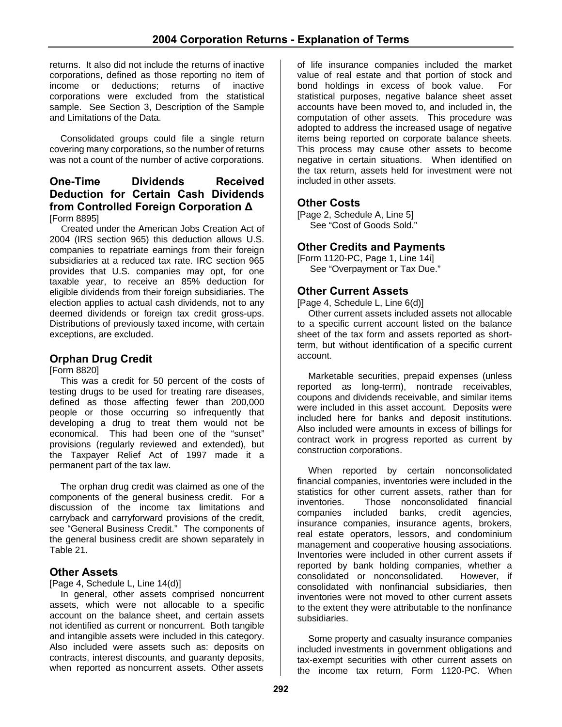returns. It also did not include the returns of inactive corporations, defined as those reporting no item of income or deductions; returns of inactive corporations were excluded from the statistical sample. See Section 3, Description of the Sample and Limitations of the Data.

Consolidated groups could file a single return covering many corporations, so the number of returns was not a count of the number of active corporations.

### One-Time Dividends Received Deduction for Certain Cash Dividends from Controlled Foreign Corporation Δ

[Form 8895]

Created under the American Jobs Creation Act of 2004 (IRS section 965) this deduction allows U.S. companies to repatriate earnings from their foreign subsidiaries at a reduced tax rate. IRC section 965 provides that U.S. companies may opt, for one taxable year, to receive an 85% deduction for eligible dividends from their foreign subsidiaries. The election applies to actual cash dividends, not to any deemed dividends or foreign tax credit gross-ups. Distributions of previously taxed income, with certain exceptions, are excluded.

### Orphan Drug Credit

[Form 8820]

This was a credit for 50 percent of the costs of testing drugs to be used for treating rare diseases, defined as those affecting fewer than 200,000 people or those occurring so infrequently that developing a drug to treat them would not be economical. This had been one of the "sunset" provisions (regularly reviewed and extended), but the Taxpayer Relief Act of 1997 made it a permanent part of the tax law.

The orphan drug credit was claimed as one of the components of the general business credit. For a discussion of the income tax limitations and carryback and carryforward provisions of the credit, see "General Business Credit." The components of the general business credit are shown separately in Table 21.

### Other Assets

[Page 4, Schedule L, Line 14(d)]

In general, other assets comprised noncurrent assets, which were not allocable to a specific account on the balance sheet, and certain assets not identified as current or noncurrent. Both tangible and intangible assets were included in this category. Also included were assets such as: deposits on contracts, interest discounts, and guaranty deposits, when reported as noncurrent assets. Other assets of life insurance companies included the market value of real estate and that portion of stock and bond holdings in excess of book value. For statistical purposes, negative balance sheet asset accounts have been moved to, and included in, the computation of other assets. This procedure was adopted to address the increased usage of negative items being reported on corporate balance sheets. This process may cause other assets to become negative in certain situations. When identified on the tax return, assets held for investment were not included in other assets.

### Other Costs

[Page 2, Schedule A, Line 5]

See "Cost of Goods Sold."

### Other Credits and Payments

[Form 1120-PC, Page 1, Line 14i]

See "Overpayment or Tax Due."

### Other Current Assets

[Page 4, Schedule L, Line 6(d)]

Other current assets included assets not allocable to a specific current account listed on the balance sheet of the tax form and assets reported as short-term, but without identification of a specific current account.

Marketable securities, prepaid expenses (unless reported as long-term), nontrade receivables, coupons and dividends receivable, and similar items were included in this asset account. Deposits were included here for banks and deposit institutions. Also included were amounts in excess of billings for contract work in progress reported as current by construction corporations.

When reported by certain nonconsolidated financial companies, inventories were included in the statistics for other current assets, rather than for inventories. Those nonconsolidated financial companies included banks, credit agencies, insurance companies, insurance agents, brokers, real estate operators, lessors, and condominium management and cooperative housing associations. Inventories were included in other current assets if reported by bank holding companies, whether a consolidated or nonconsolidated. However, if consolidated with nonfinancial subsidiaries, then inventories were not moved to other current assets to the extent they were attributable to the nonfinance subsidiaries.

Some property and casualty insurance companies included investments in government obligations and tax-exempt securities with other current assets on the income tax return, Form 1120-PC. When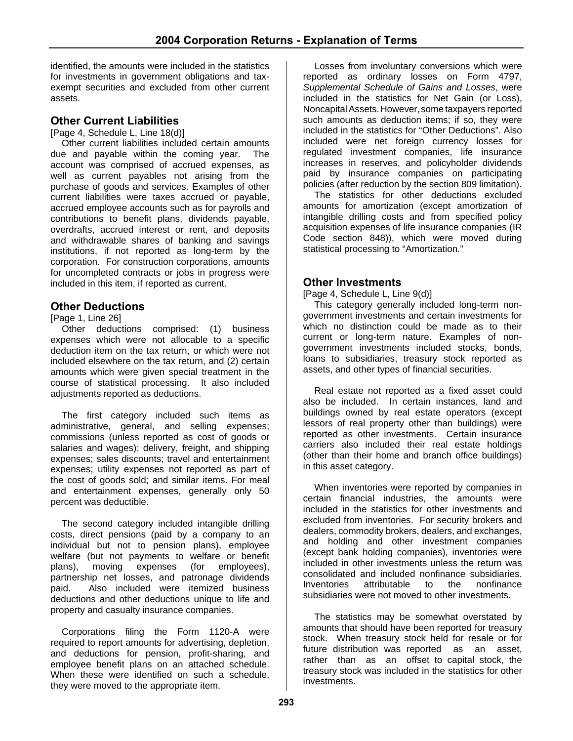identified, the amounts were included in the statistics for investments in government obligations and tax-exempt securities and excluded from other current assets.

## Other Current Liabilities

[Page 4, Schedule L, Line 18(d)]

Other current liabilities included certain amounts due and payable within the coming year. The account was comprised of accrued expenses, as well as current payables not arising from the purchase of goods and services. Examples of other current liabilities were taxes accrued or payable, accrued employee accounts such as for payrolls and contributions to benefit plans, dividends payable, overdrafts, accrued interest or rent, and deposits and withdrawable shares of banking and savings institutions, if not reported as long-term by the corporation. For construction corporations, amounts for uncompleted contracts or jobs in progress were included in this item, if reported as current.

## Other Deductions

[Page 1, Line 26]

Other deductions comprised: (1) business expenses which were not allocable to a specific deduction item on the tax return, or which were not included elsewhere on the tax return, and (2) certain amounts which were given special treatment in the course of statistical processing. It also included adjustments reported as deductions.

The first category included such items as administrative, general, and selling expenses; commissions (unless reported as cost of goods or salaries and wages); delivery, freight, and shipping expenses; sales discounts; travel and entertainment expenses; utility expenses not reported as part of the cost of goods sold; and similar items. For meal and entertainment expenses, generally only 50 percent was deductible.

The second category included intangible drilling costs, direct pensions (paid by a company to an individual but not to pension plans), employee welfare (but not payments to welfare or benefit plans), moving expenses (for employees), partnership net losses, and patronage dividends paid. Also included were itemized business deductions and other deductions unique to life and property and casualty insurance companies.

Corporations filing the Form 1120-A were required to report amounts for advertising, depletion, and deductions for pension, profit-sharing, and employee benefit plans on an attached schedule. When these were identified on such a schedule, they were moved to the appropriate item.

Losses from involuntary conversions which were reported as ordinary losses on Form 4797, *Supplemental Schedule of Gains and Losses*, were included in the statistics for Net Gain (or Loss), Noncapital Assets. However, some taxpayers reported such amounts as deduction items; if so, they were included in the statistics for "Other Deductions". Also included were net foreign currency losses for regulated investment companies, life insurance increases in reserves, and policyholder dividends paid by insurance companies on participating policies (after reduction by the section 809 limitation).

The statistics for other deductions excluded amounts for amortization (except amortization of intangible drilling costs and from specified policy acquisition expenses of life insurance companies (IR Code section 848)), which were moved during statistical processing to "Amortization."

## Other Investments

[Page 4, Schedule L, Line 9(d)]

This category generally included long-term non-government investments and certain investments for which no distinction could be made as to their current or long-term nature. Examples of non-government investments included stocks, bonds, loans to subsidiaries, treasury stock reported as assets, and other types of financial securities.

Real estate not reported as a fixed asset could also be included. In certain instances, land and buildings owned by real estate operators (except lessors of real property other than buildings) were reported as other investments. Certain insurance carriers also included their real estate holdings (other than their home and branch office buildings) in this asset category.

When inventories were reported by companies in certain financial industries, the amounts were included in the statistics for other investments and excluded from inventories. For security brokers and dealers, commodity brokers, dealers, and exchanges, and holding and other investment companies (except bank holding companies), inventories were included in other investments unless the return was consolidated and included nonfinance subsidiaries. Inventories attributable to the nonfinance subsidiaries were not moved to other investments.

The statistics may be somewhat overstated by amounts that should have been reported for treasury stock. When treasury stock held for resale or for future distribution was reported as an asset, rather than as an offset to capital stock, the treasury stock was included in the statistics for other investments.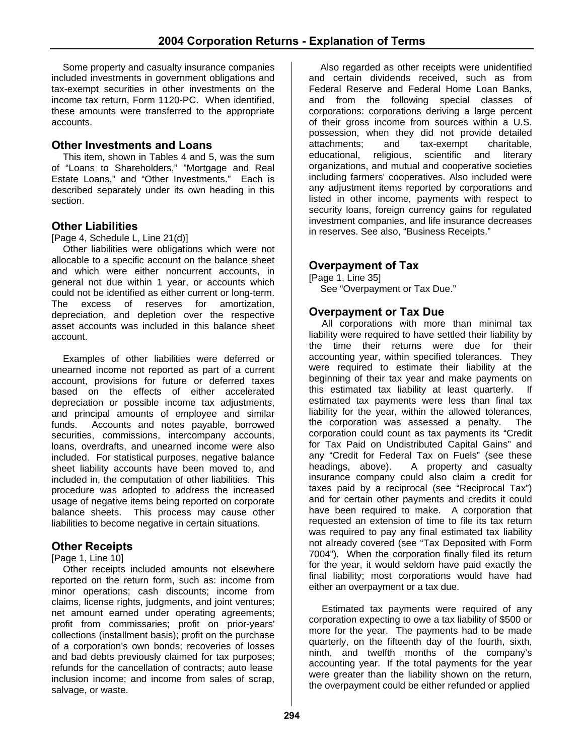Some property and casualty insurance companies included investments in government obligations and tax-exempt securities in other investments on the income tax return, Form 1120-PC. When identified, these amounts were transferred to the appropriate accounts.

## Other Investments and Loans

This item, shown in Tables 4 and 5, was the sum of "Loans to Shareholders," "Mortgage and Real Estate Loans," and "Other Investments." Each is described separately under its own heading in this section.

## Other Liabilities

[Page 4, Schedule L, Line 21(d)]

Other liabilities were obligations which were not allocable to a specific account on the balance sheet and which were either noncurrent accounts, in general not due within 1 year, or accounts which could not be identified as either current or long-term. The excess of reserves for amortization, depreciation, and depletion over the respective asset accounts was included in this balance sheet account.

Examples of other liabilities were deferred or unearned income not reported as part of a current account, provisions for future or deferred taxes based on the effects of either accelerated depreciation or possible income tax adjustments, and principal amounts of employee and similar funds. Accounts and notes payable, borrowed securities, commissions, intercompany accounts, loans, overdrafts, and unearned income were also included. For statistical purposes, negative balance sheet liability accounts have been moved to, and included in, the computation of other liabilities. This procedure was adopted to address the increased usage of negative items being reported on corporate balance sheets. This process may cause other liabilities to become negative in certain situations.

## Other Receipts

[Page 1, Line 10]

Other receipts included amounts not elsewhere reported on the return form, such as: income from minor operations; cash discounts; income from claims, license rights, judgments, and joint ventures; net amount earned under operating agreements; profit from commissaries; profit on prior-years' collections (installment basis); profit on the purchase of a corporation's own bonds; recoveries of losses and bad debts previously claimed for tax purposes; refunds for the cancellation of contracts; auto lease inclusion income; and income from sales of scrap, salvage, or waste.

Also regarded as other receipts were unidentified and certain dividends received, such as from Federal Reserve and Federal Home Loan Banks, and from the following special classes of corporations: corporations deriving a large percent of their gross income from sources within a U.S. possession, when they did not provide detailed attachments; and tax-exempt charitable, educational, religious, scientific and literary organizations, and mutual and cooperative societies including farmers' cooperatives. Also included were any adjustment items reported by corporations and listed in other income, payments with respect to security loans, foreign currency gains for regulated investment companies, and life insurance decreases in reserves. See also, "Business Receipts."

## Overpayment of Tax

[Page 1, Line 35]

See "Overpayment or Tax Due."

## Overpayment or Tax Due

All corporations with more than minimal tax liability were required to have settled their liability by the time their returns were due for their accounting year, within specified tolerances. They were required to estimate their liability at the beginning of their tax year and make payments on this estimated tax liability at least quarterly. If estimated tax payments were less than final tax liability for the year, within the allowed tolerances, the corporation was assessed a penalty. The corporation could count as tax payments its "Credit for Tax Paid on Undistributed Capital Gains" and any "Credit for Federal Tax on Fuels" (see these headings, above). A property and casualty insurance company could also claim a credit for taxes paid by a reciprocal (see "Reciprocal Tax") and for certain other payments and credits it could have been required to make. A corporation that requested an extension of time to file its tax return was required to pay any final estimated tax liability not already covered (see "Tax Deposited with Form 7004"). When the corporation finally filed its return for the year, it would seldom have paid exactly the final liability; most corporations would have had either an overpayment or a tax due.

Estimated tax payments were required of any corporation expecting to owe a tax liability of $500 or more for the year. The payments had to be made quarterly, on the fifteenth day of the fourth, sixth, ninth, and twelfth months of the company's accounting year. If the total payments for the year were greater than the liability shown on the return, the overpayment could be either refunded or applied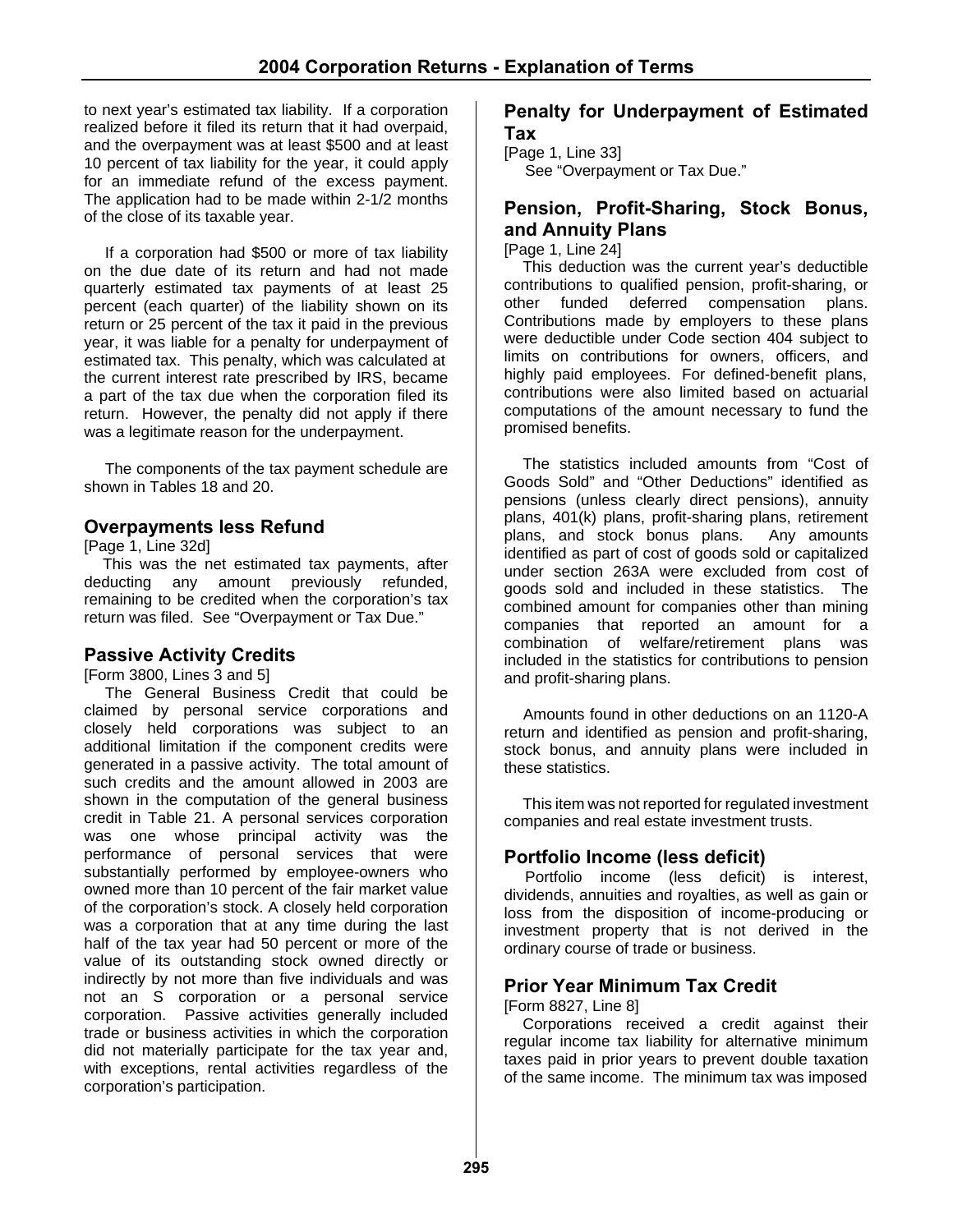to next year's estimated tax liability. If a corporation realized before it filed its return that it had overpaid, and the overpayment was at least $500 and at least 10 percent of tax liability for the year, it could apply for an immediate refund of the excess payment. The application had to be made within 2-1/2 months of the close of its taxable year.

If a corporation had $500 or more of tax liability on the due date of its return and had not made quarterly estimated tax payments of at least 25 percent (each quarter) of the liability shown on its return or 25 percent of the tax it paid in the previous year, it was liable for a penalty for underpayment of estimated tax. This penalty, which was calculated at the current interest rate prescribed by IRS, became a part of the tax due when the corporation filed its return. However, the penalty did not apply if there was a legitimate reason for the underpayment.

The components of the tax payment schedule are shown in Tables 18 and 20.

## Overpayments less Refund

[Page 1, Line 32d]

This was the net estimated tax payments, after deducting any amount previously refunded, remaining to be credited when the corporation's tax return was filed. See "Overpayment or Tax Due."

## Passive Activity Credits

[Form 3800, Lines 3 and 5]

The General Business Credit that could be claimed by personal service corporations and closely held corporations was subject to an additional limitation if the component credits were generated in a passive activity. The total amount of such credits and the amount allowed in 2003 are shown in the computation of the general business credit in Table 21. A personal services corporation was one whose principal activity was the performance of personal services that were substantially performed by employee-owners who owned more than 10 percent of the fair market value of the corporation's stock. A closely held corporation was a corporation that at any time during the last half of the tax year had 50 percent or more of the value of its outstanding stock owned directly or indirectly by not more than five individuals and was not an S corporation or a personal service corporation. Passive activities generally included trade or business activities in which the corporation did not materially participate for the tax year and, with exceptions, rental activities regardless of the corporation's participation.

## Penalty for Underpayment of Estimated Tax

[Page 1, Line 33]

See "Overpayment or Tax Due."

## Pension, Profit-Sharing, Stock Bonus, and Annuity Plans

[Page 1, Line 24]

This deduction was the current year's deductible contributions to qualified pension, profit-sharing, or other funded deferred compensation plans. Contributions made by employers to these plans were deductible under Code section 404 subject to limits on contributions for owners, officers, and highly paid employees. For defined-benefit plans, contributions were also limited based on actuarial computations of the amount necessary to fund the promised benefits.

The statistics included amounts from "Cost of Goods Sold" and "Other Deductions" identified as pensions (unless clearly direct pensions), annuity plans, 401(k) plans, profit-sharing plans, retirement plans, and stock bonus plans. Any amounts identified as part of cost of goods sold or capitalized under section 263A were excluded from cost of goods sold and included in these statistics. The combined amount for companies other than mining companies that reported an amount for a combination of welfare/retirement plans was included in the statistics for contributions to pension and profit-sharing plans.

Amounts found in other deductions on an 1120-A return and identified as pension and profit-sharing, stock bonus, and annuity plans were included in these statistics.

This item was not reported for regulated investment companies and real estate investment trusts.

## Portfolio Income (less deficit)

Portfolio income (less deficit) is interest, dividends, annuities and royalties, as well as gain or loss from the disposition of income-producing or investment property that is not derived in the ordinary course of trade or business.

## Prior Year Minimum Tax Credit

[Form 8827, Line 8]

Corporations received a credit against their regular income tax liability for alternative minimum taxes paid in prior years to prevent double taxation of the same income. The minimum tax was imposed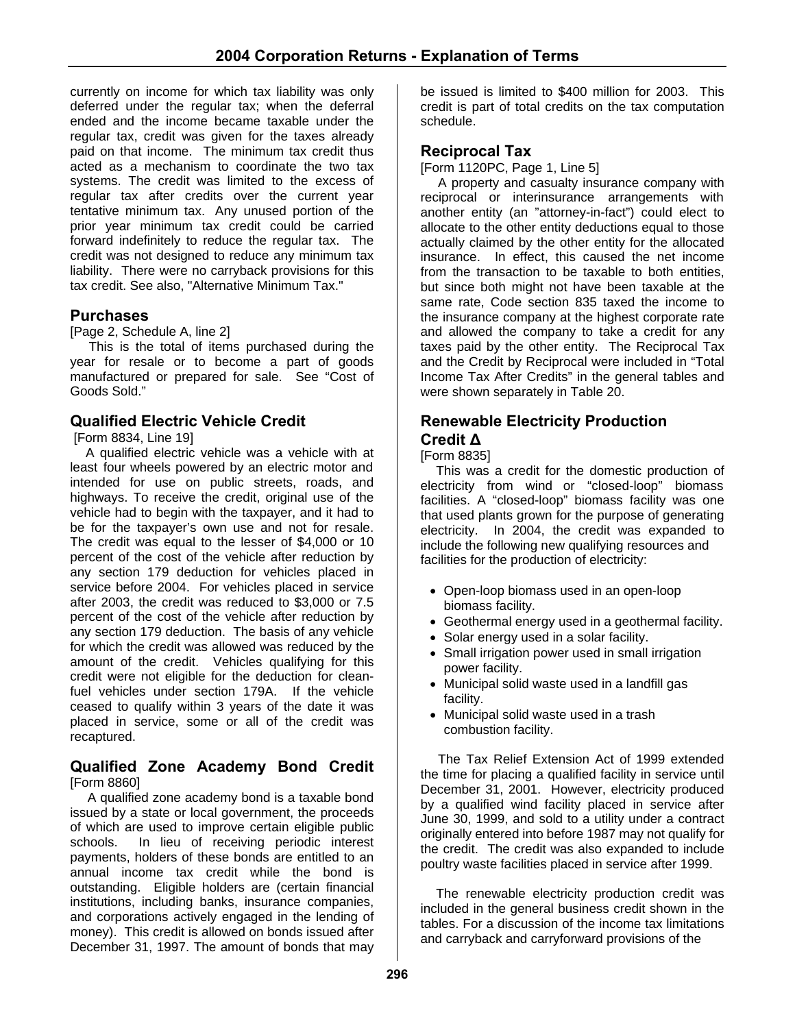currently on income for which tax liability was only deferred under the regular tax; when the deferral ended and the income became taxable under the regular tax, credit was given for the taxes already paid on that income. The minimum tax credit thus acted as a mechanism to coordinate the two tax systems. The credit was limited to the excess of regular tax after credits over the current year tentative minimum tax. Any unused portion of the prior year minimum tax credit could be carried forward indefinitely to reduce the regular tax. The credit was not designed to reduce any minimum tax liability. There were no carryback provisions for this tax credit. See also, "Alternative Minimum Tax."

## Purchases

[Page 2, Schedule A, line 2]

This is the total of items purchased during the year for resale or to become a part of goods manufactured or prepared for sale. See "Cost of Goods Sold."

## Qualified Electric Vehicle Credit

[Form 8834, Line 19]

A qualified electric vehicle was a vehicle with at least four wheels powered by an electric motor and intended for use on public streets, roads, and highways. To receive the credit, original use of the vehicle had to begin with the taxpayer, and it had to be for the taxpayer's own use and not for resale. The credit was equal to the lesser of $4,000 or 10 percent of the cost of the vehicle after reduction by any section 179 deduction for vehicles placed in service before 2004. For vehicles placed in service after 2003, the credit was reduced to $3,000 or 7.5 percent of the cost of the vehicle after reduction by any section 179 deduction. The basis of any vehicle for which the credit was allowed was reduced by the amount of the credit. Vehicles qualifying for this credit were not eligible for the deduction for clean-fuel vehicles under section 179A. If the vehicle ceased to qualify within 3 years of the date it was placed in service, some or all of the credit was recaptured.

## Qualified Zone Academy Bond Credit

[Form 8860]

A qualified zone academy bond is a taxable bond issued by a state or local government, the proceeds of which are used to improve certain eligible public schools. In lieu of receiving periodic interest payments, holders of these bonds are entitled to an annual income tax credit while the bond is outstanding. Eligible holders are (certain financial institutions, including banks, insurance companies, and corporations actively engaged in the lending of money). This credit is allowed on bonds issued after December 31, 1997. The amount of bonds that may be issued is limited to $400 million for 2003. This credit is part of total credits on the tax computation schedule.

## Reciprocal Tax

[Form 1120PC, Page 1, Line 5]

A property and casualty insurance company with reciprocal or interinsurance arrangements with another entity (an "attorney-in-fact") could elect to allocate to the other entity deductions equal to those actually claimed by the other entity for the allocated insurance. In effect, this caused the net income from the transaction to be taxable to both entities, but since both might not have been taxable at the same rate, Code section 835 taxed the income to the insurance company at the highest corporate rate and allowed the company to take a credit for any taxes paid by the other entity. The Reciprocal Tax and the Credit by Reciprocal were included in "Total Income Tax After Credits" in the general tables and were shown separately in Table 20.

## Renewable Electricity Production Credit Δ

[Form 8835]

This was a credit for the domestic production of electricity from wind or "closed-loop" biomass facilities. A "closed-loop" biomass facility was one that used plants grown for the purpose of generating electricity. In 2004, the credit was expanded to include the following new qualifying resources and facilities for the production of electricity:

- Open-loop biomass used in an open-loop biomass facility.
- Geothermal energy used in a geothermal facility.
- Solar energy used in a solar facility.
- Small irrigation power used in small irrigation power facility.
- Municipal solid waste used in a landfill gas facility.
- Municipal solid waste used in a trash combustion facility.

The Tax Relief Extension Act of 1999 extended the time for placing a qualified facility in service until December 31, 2001. However, electricity produced by a qualified wind facility placed in service after June 30, 1999, and sold to a utility under a contract originally entered into before 1987 may not qualify for the credit. The credit was also expanded to include poultry waste facilities placed in service after 1999.

The renewable electricity production credit was included in the general business credit shown in the tables. For a discussion of the income tax limitations and carryback and carryforward provisions of the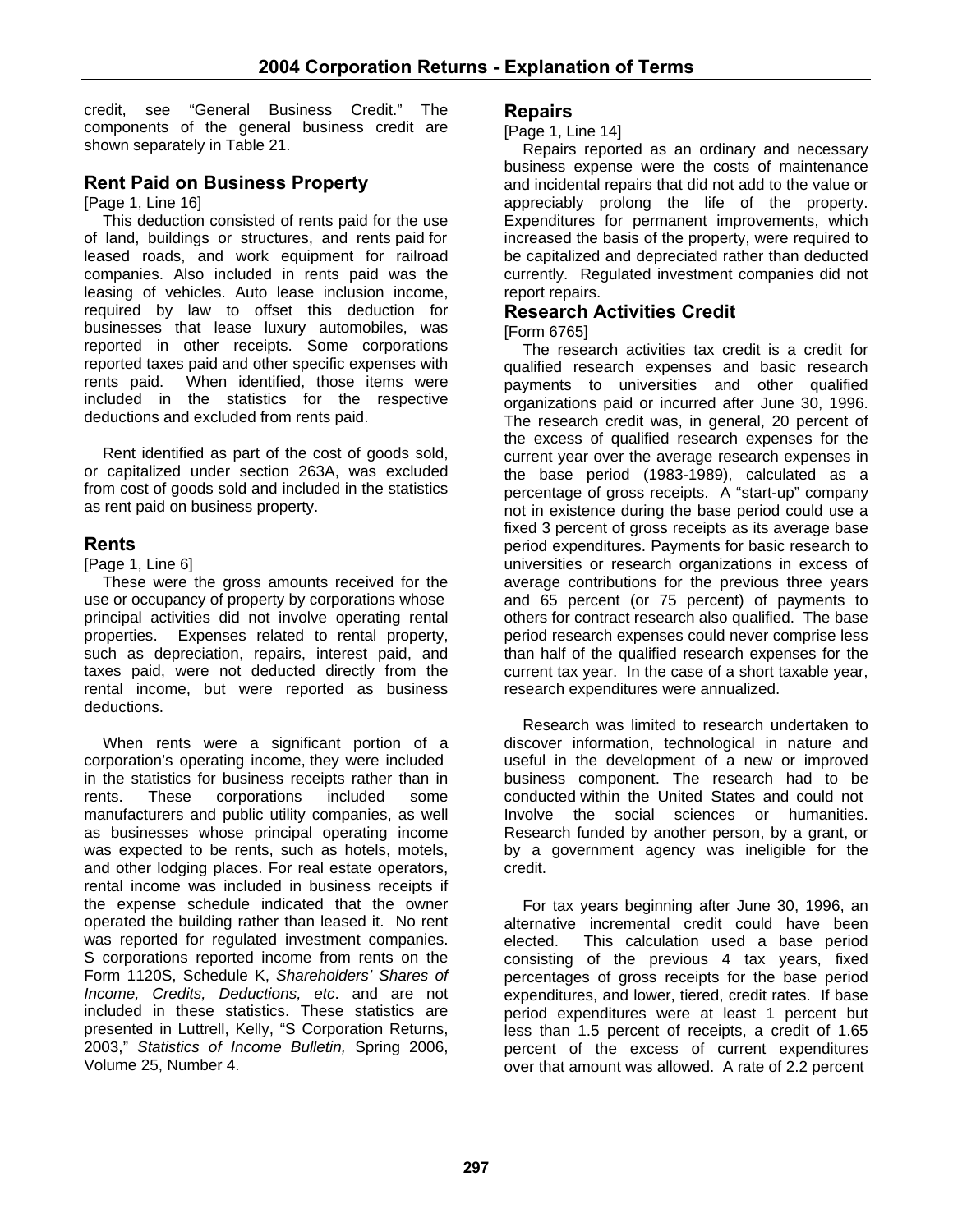credit, see "General Business Credit." The components of the general business credit are shown separately in Table 21.

## Rent Paid on Business Property

[Page 1, Line 16]

This deduction consisted of rents paid for the use of land, buildings or structures, and rents paid for leased roads, and work equipment for railroad companies. Also included in rents paid was the leasing of vehicles. Auto lease inclusion income, required by law to offset this deduction for businesses that lease luxury automobiles, was reported in other receipts. Some corporations reported taxes paid and other specific expenses with rents paid. When identified, those items were included in the statistics for the respective deductions and excluded from rents paid.

Rent identified as part of the cost of goods sold, or capitalized under section 263A, was excluded from cost of goods sold and included in the statistics as rent paid on business property.

## Rents

[Page 1, Line 6]

These were the gross amounts received for the use or occupancy of property by corporations whose principal activities did not involve operating rental properties. Expenses related to rental property, such as depreciation, repairs, interest paid, and taxes paid, were not deducted directly from the rental income, but were reported as business deductions.

When rents were a significant portion of a corporation's operating income, they were included in the statistics for business receipts rather than in rents. These corporations included some manufacturers and public utility companies, as well as businesses whose principal operating income was expected to be rents, such as hotels, motels, and other lodging places. For real estate operators, rental income was included in business receipts if the expense schedule indicated that the owner operated the building rather than leased it. No rent was reported for regulated investment companies. S corporations reported income from rents on the Form 1120S, Schedule K, *Shareholders' Shares of Income, Credits, Deductions, etc*. and are not included in these statistics. These statistics are presented in Luttrell, Kelly, "S Corporation Returns, 2003," *Statistics of Income Bulletin,* Spring 2006, Volume 25, Number 4.

## Repairs

[Page 1, Line 14]

Repairs reported as an ordinary and necessary business expense were the costs of maintenance and incidental repairs that did not add to the value or appreciably prolong the life of the property. Expenditures for permanent improvements, which increased the basis of the property, were required to be capitalized and depreciated rather than deducted currently. Regulated investment companies did not report repairs.

## Research Activities Credit

[Form 6765]

The research activities tax credit is a credit for qualified research expenses and basic research payments to universities and other qualified organizations paid or incurred after June 30, 1996. The research credit was, in general, 20 percent of the excess of qualified research expenses for the current year over the average research expenses in the base period (1983-1989), calculated as a percentage of gross receipts. A "start-up" company not in existence during the base period could use a fixed 3 percent of gross receipts as its average base period expenditures. Payments for basic research to universities or research organizations in excess of average contributions for the previous three years and 65 percent (or 75 percent) of payments to others for contract research also qualified. The base period research expenses could never comprise less than half of the qualified research expenses for the current tax year. In the case of a short taxable year, research expenditures were annualized.

Research was limited to research undertaken to discover information, technological in nature and useful in the development of a new or improved business component. The research had to be conducted within the United States and could not Involve the social sciences or humanities. Research funded by another person, by a grant, or by a government agency was ineligible for the credit.

For tax years beginning after June 30, 1996, an alternative incremental credit could have been elected. This calculation used a base period consisting of the previous 4 tax years, fixed percentages of gross receipts for the base period expenditures, and lower, tiered, credit rates. If base period expenditures were at least 1 percent but less than 1.5 percent of receipts, a credit of 1.65 percent of the excess of current expenditures over that amount was allowed. A rate of 2.2 percent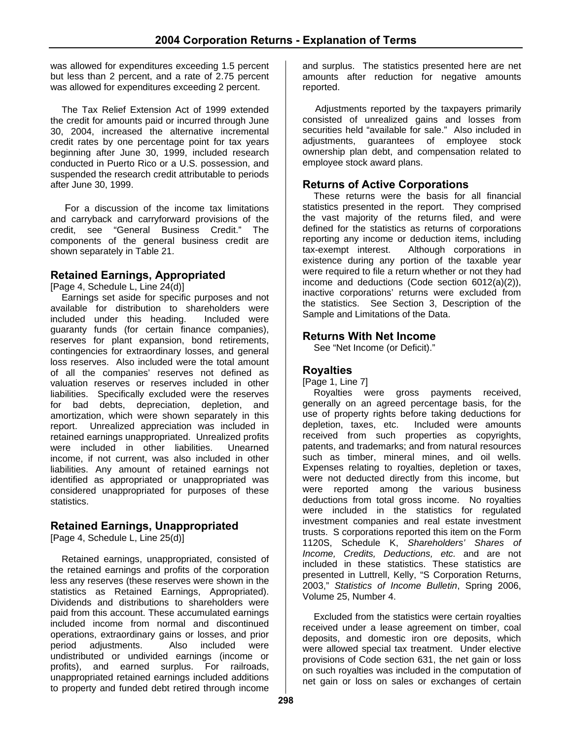was allowed for expenditures exceeding 1.5 percent but less than 2 percent, and a rate of 2.75 percent was allowed for expenditures exceeding 2 percent.

The Tax Relief Extension Act of 1999 extended the credit for amounts paid or incurred through June 30, 2004, increased the alternative incremental credit rates by one percentage point for tax years beginning after June 30, 1999, included research conducted in Puerto Rico or a U.S. possession, and suspended the research credit attributable to periods after June 30, 1999.

For a discussion of the income tax limitations and carryback and carryforward provisions of the credit, see "General Business Credit." The components of the general business credit are shown separately in Table 21.

## Retained Earnings, Appropriated

[Page 4, Schedule L, Line 24(d)]

Earnings set aside for specific purposes and not available for distribution to shareholders were included under this heading. Included were guaranty funds (for certain finance companies), reserves for plant expansion, bond retirements, contingencies for extraordinary losses, and general loss reserves. Also included were the total amount of all the companies' reserves not defined as valuation reserves or reserves included in other liabilities. Specifically excluded were the reserves for bad debts, depreciation, depletion, and amortization, which were shown separately in this report. Unrealized appreciation was included in retained earnings unappropriated. Unrealized profits were included in other liabilities. Unearned income, if not current, was also included in other liabilities. Any amount of retained earnings not identified as appropriated or unappropriated was considered unappropriated for purposes of these statistics.

## Retained Earnings, Unappropriated

[Page 4, Schedule L, Line 25(d)]

Retained earnings, unappropriated, consisted of the retained earnings and profits of the corporation less any reserves (these reserves were shown in the statistics as Retained Earnings, Appropriated). Dividends and distributions to shareholders were paid from this account. These accumulated earnings included income from normal and discontinued operations, extraordinary gains or losses, and prior period adjustments. Also included were undistributed or undivided earnings (income or profits), and earned surplus. For railroads, unappropriated retained earnings included additions to property and funded debt retired through income and surplus. The statistics presented here are net amounts after reduction for negative amounts reported.

Adjustments reported by the taxpayers primarily consisted of unrealized gains and losses from securities held "available for sale." Also included in adjustments, guarantees of employee stock ownership plan debt, and compensation related to employee stock award plans.

## Returns of Active Corporations

These returns were the basis for all financial statistics presented in the report. They comprised the vast majority of the returns filed, and were defined for the statistics as returns of corporations reporting any income or deduction items, including tax-exempt interest. Although corporations in existence during any portion of the taxable year were required to file a return whether or not they had income and deductions (Code section 6012(a)(2)), inactive corporations' returns were excluded from the statistics. See Section 3, Description of the Sample and Limitations of the Data.

## Returns With Net Income

See "Net Income (or Deficit)."

## Royalties

[Page 1, Line 7]

Royalties were gross payments received, generally on an agreed percentage basis, for the use of property rights before taking deductions for depletion, taxes, etc. Included were amounts received from such properties as copyrights, patents, and trademarks; and from natural resources such as timber, mineral mines, and oil wells. Expenses relating to royalties, depletion or taxes, were not deducted directly from this income, but were reported among the various business deductions from total gross income. No royalties were included in the statistics for regulated investment companies and real estate investment trusts. S corporations reported this item on the Form 1120S, Schedule K, *Shareholders' Shares of Income, Credits, Deductions, etc.* and are not included in these statistics. These statistics are presented in Luttrell, Kelly, "S Corporation Returns, 2003," *Statistics of Income Bulletin*, Spring 2006, Volume 25, Number 4.

Excluded from the statistics were certain royalties received under a lease agreement on timber, coal deposits, and domestic iron ore deposits, which were allowed special tax treatment. Under elective provisions of Code section 631, the net gain or loss on such royalties was included in the computation of net gain or loss on sales or exchanges of certain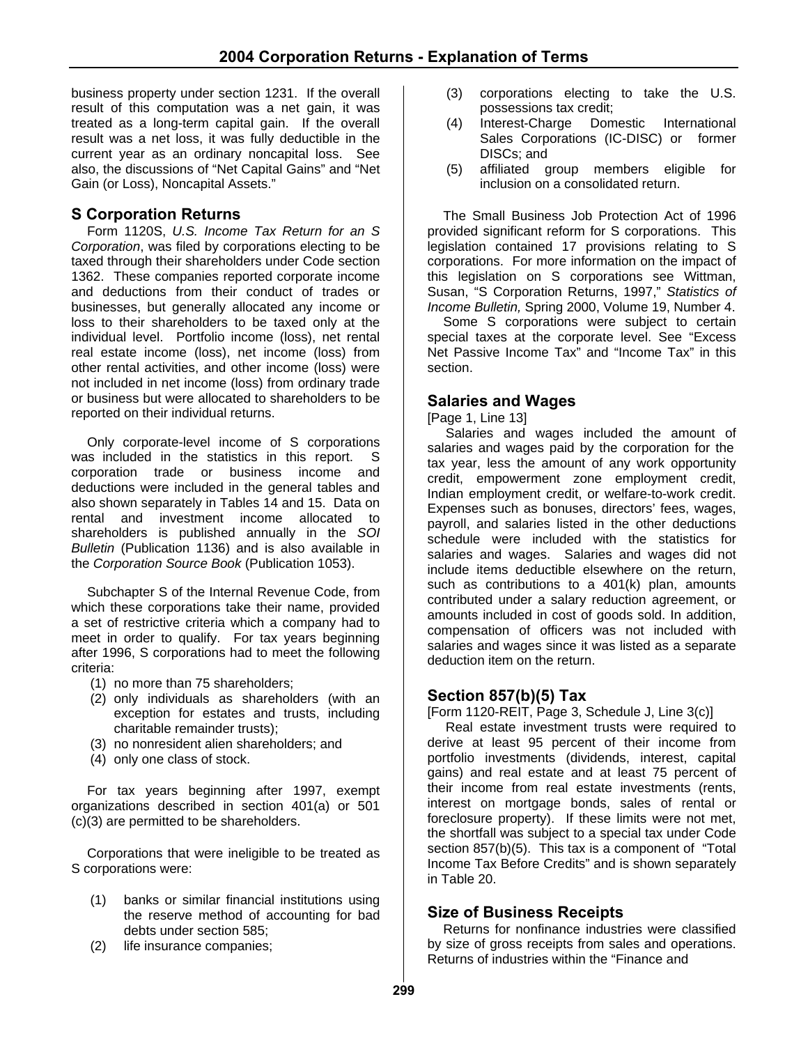business property under section 1231. If the overall result of this computation was a net gain, it was treated as a long-term capital gain. If the overall result was a net loss, it was fully deductible in the current year as an ordinary noncapital loss. See also, the discussions of "Net Capital Gains" and "Net Gain (or Loss), Noncapital Assets."

## S Corporation Returns

Form 1120S, *U.S. Income Tax Return for an S Corporation*, was filed by corporations electing to be taxed through their shareholders under Code section 1362. These companies reported corporate income and deductions from their conduct of trades or businesses, but generally allocated any income or loss to their shareholders to be taxed only at the individual level. Portfolio income (loss), net rental real estate income (loss), net income (loss) from other rental activities, and other income (loss) were not included in net income (loss) from ordinary trade or business but were allocated to shareholders to be reported on their individual returns.

Only corporate-level income of S corporations was included in the statistics in this report. S corporation trade or business income and deductions were included in the general tables and also shown separately in Tables 14 and 15. Data on rental and investment income allocated to shareholders is published annually in the *SOI Bulletin* (Publication 1136) and is also available in the *Corporation Source Book* (Publication 1053).

Subchapter S of the Internal Revenue Code, from which these corporations take their name, provided a set of restrictive criteria which a company had to meet in order to qualify. For tax years beginning after 1996, S corporations had to meet the following criteria:

(1) no more than 75 shareholders;
(2) only individuals as shareholders (with an exception for estates and trusts, including charitable remainder trusts);
(3) no nonresident alien shareholders; and
(4) only one class of stock.

For tax years beginning after 1997, exempt organizations described in section 401(a) or 501 (c)(3) are permitted to be shareholders.

Corporations that were ineligible to be treated as S corporations were:

(1) banks or similar financial institutions using the reserve method of accounting for bad debts under section 585;
(2) life insurance companies;
(3) corporations electing to take the U.S. possessions tax credit;
(4) Interest-Charge Domestic International Sales Corporations (IC-DISC) or former DISCs; and
(5) affiliated group members eligible for inclusion on a consolidated return.

The Small Business Job Protection Act of 1996 provided significant reform for S corporations. This legislation contained 17 provisions relating to S corporations. For more information on the impact of this legislation on S corporations see Wittman, Susan, "S Corporation Returns, 1997," *Statistics of Income Bulletin,* Spring 2000, Volume 19, Number 4.

Some S corporations were subject to certain special taxes at the corporate level. See "Excess Net Passive Income Tax" and "Income Tax" in this section.

## Salaries and Wages

[Page 1, Line 13]

Salaries and wages included the amount of salaries and wages paid by the corporation for the tax year, less the amount of any work opportunity credit, empowerment zone employment credit, Indian employment credit, or welfare-to-work credit. Expenses such as bonuses, directors' fees, wages, payroll, and salaries listed in the other deductions schedule were included with the statistics for salaries and wages. Salaries and wages did not include items deductible elsewhere on the return, such as contributions to a 401(k) plan, amounts contributed under a salary reduction agreement, or amounts included in cost of goods sold. In addition, compensation of officers was not included with salaries and wages since it was listed as a separate deduction item on the return.

## Section 857(b)(5) Tax

[Form 1120-REIT, Page 3, Schedule J, Line 3(c)]

Real estate investment trusts were required to derive at least 95 percent of their income from portfolio investments (dividends, interest, capital gains) and real estate and at least 75 percent of their income from real estate investments (rents, interest on mortgage bonds, sales of rental or foreclosure property). If these limits were not met, the shortfall was subject to a special tax under Code section 857(b)(5). This tax is a component of "Total Income Tax Before Credits" and is shown separately in Table 20.

## Size of Business Receipts

Returns for nonfinance industries were classified by size of gross receipts from sales and operations. Returns of industries within the "Finance and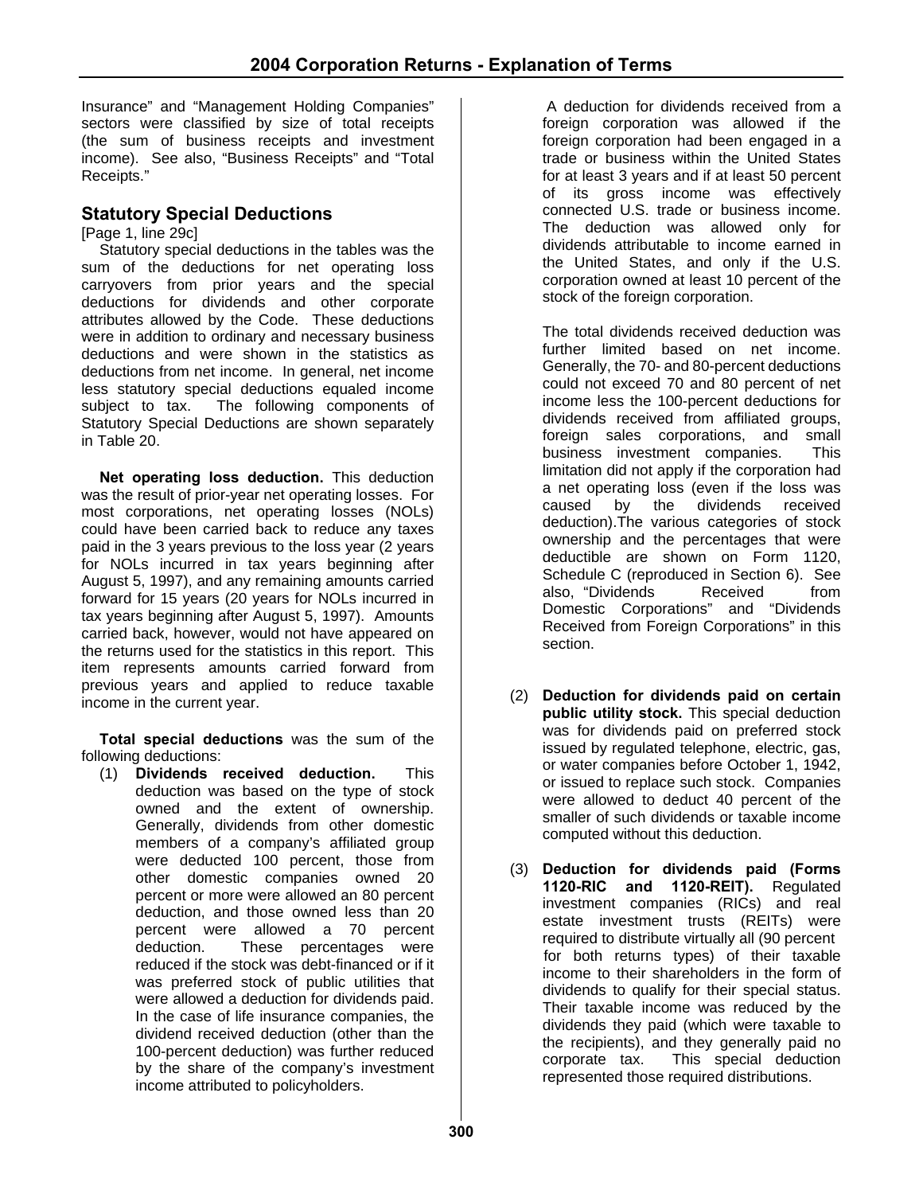Insurance" and "Management Holding Companies" sectors were classified by size of total receipts (the sum of business receipts and investment income). See also, "Business Receipts" and "Total Receipts."

## Statutory Special Deductions

[Page 1, line 29c]

Statutory special deductions in the tables was the sum of the deductions for net operating loss carryovers from prior years and the special deductions for dividends and other corporate attributes allowed by the Code. These deductions were in addition to ordinary and necessary business deductions and were shown in the statistics as deductions from net income. In general, net income less statutory special deductions equaled income subject to tax. The following components of Statutory Special Deductions are shown separately in Table 20.

**Net operating loss deduction.** This deduction was the result of prior-year net operating losses. For most corporations, net operating losses (NOLs) could have been carried back to reduce any taxes paid in the 3 years previous to the loss year (2 years for NOLs incurred in tax years beginning after August 5, 1997), and any remaining amounts carried forward for 15 years (20 years for NOLs incurred in tax years beginning after August 5, 1997). Amounts carried back, however, would not have appeared on the returns used for the statistics in this report. This item represents amounts carried forward from previous years and applied to reduce taxable income in the current year.

**Total special deductions** was the sum of the following deductions:

(1) **Dividends received deduction.** This deduction was based on the type of stock owned and the extent of ownership. Generally, dividends from other domestic members of a company's affiliated group were deducted 100 percent, those from other domestic companies owned 20 percent or more were allowed an 80 percent deduction, and those owned less than 20 percent were allowed a 70 percent deduction. These percentages were reduced if the stock was debt-financed or if it was preferred stock of public utilities that were allowed a deduction for dividends paid. In the case of life insurance companies, the dividend received deduction (other than the 100-percent deduction) was further reduced by the share of the company's investment income attributed to policyholders.

A deduction for dividends received from a foreign corporation was allowed if the foreign corporation had been engaged in a trade or business within the United States for at least 3 years and if at least 50 percent of its gross income was effectively connected U.S. trade or business income. The deduction was allowed only for dividends attributable to income earned in the United States, and only if the U.S. corporation owned at least 10 percent of the stock of the foreign corporation.

The total dividends received deduction was further limited based on net income. Generally, the 70- and 80-percent deductions could not exceed 70 and 80 percent of net income less the 100-percent deductions for dividends received from affiliated groups, foreign sales corporations, and small business investment companies. This limitation did not apply if the corporation had a net operating loss (even if the loss was caused by the dividends received deduction).The various categories of stock ownership and the percentages that were deductible are shown on Form 1120, Schedule C (reproduced in Section 6). See also, "Dividends Received from Domestic Corporations" and "Dividends Received from Foreign Corporations" in this section.

(2) **Deduction for dividends paid on certain public utility stock.** This special deduction was for dividends paid on preferred stock issued by regulated telephone, electric, gas, or water companies before October 1, 1942, or issued to replace such stock. Companies were allowed to deduct 40 percent of the smaller of such dividends or taxable income computed without this deduction.

(3) **Deduction for dividends paid (Forms 1120-RIC and 1120-REIT).** Regulated investment companies (RICs) and real estate investment trusts (REITs) were required to distribute virtually all (90 percent for both returns types) of their taxable income to their shareholders in the form of dividends to qualify for their special status. Their taxable income was reduced by the dividends they paid (which were taxable to the recipients), and they generally paid no corporate tax. This special deduction represented those required distributions.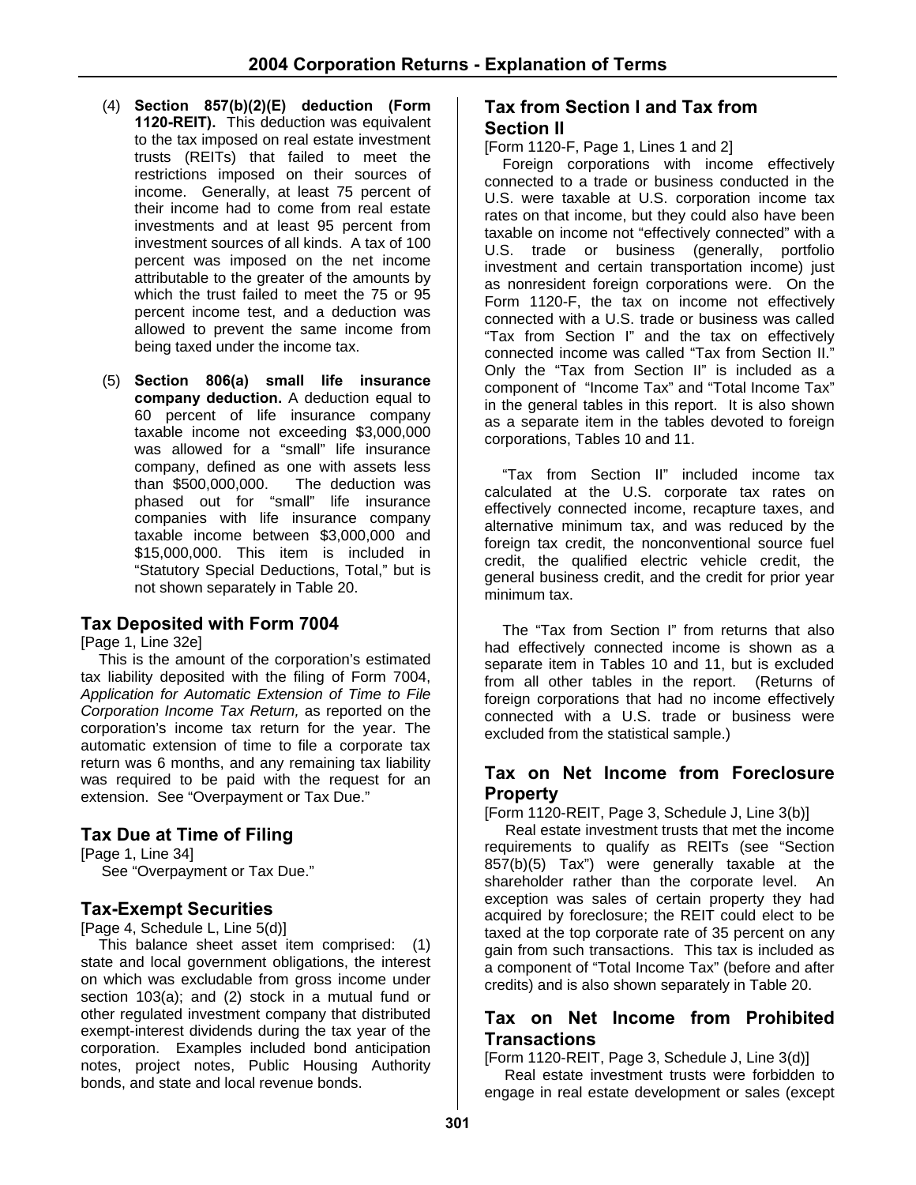(4) **Section 857(b)(2)(E) deduction (Form 1120-REIT).** This deduction was equivalent to the tax imposed on real estate investment trusts (REITs) that failed to meet the restrictions imposed on their sources of income. Generally, at least 75 percent of their income had to come from real estate investments and at least 95 percent from investment sources of all kinds. A tax of 100 percent was imposed on the net income attributable to the greater of the amounts by which the trust failed to meet the 75 or 95 percent income test, and a deduction was allowed to prevent the same income from being taxed under the income tax.

(5) **Section 806(a) small life insurance company deduction.** A deduction equal to 60 percent of life insurance company taxable income not exceeding $3,000,000 was allowed for a "small" life insurance company, defined as one with assets less than $500,000,000. The deduction was phased out for "small" life insurance companies with life insurance company taxable income between $3,000,000 and $15,000,000. This item is included in "Statutory Special Deductions, Total," but is not shown separately in Table 20.

## Tax Deposited with Form 7004

[Page 1, Line 32e]

This is the amount of the corporation's estimated tax liability deposited with the filing of Form 7004, *Application for Automatic Extension of Time to File Corporation Income Tax Return,* as reported on the corporation's income tax return for the year. The automatic extension of time to file a corporate tax return was 6 months, and any remaining tax liability was required to be paid with the request for an extension. See "Overpayment or Tax Due."

## Tax Due at Time of Filing

[Page 1, Line 34]

See "Overpayment or Tax Due."

## Tax-Exempt Securities

[Page 4, Schedule L, Line 5(d)]

This balance sheet asset item comprised: (1) state and local government obligations, the interest on which was excludable from gross income under section 103(a); and (2) stock in a mutual fund or other regulated investment company that distributed exempt-interest dividends during the tax year of the corporation. Examples included bond anticipation notes, project notes, Public Housing Authority bonds, and state and local revenue bonds.

## Tax from Section I and Tax from Section II

[Form 1120-F, Page 1, Lines 1 and 2]

Foreign corporations with income effectively connected to a trade or business conducted in the U.S. were taxable at U.S. corporation income tax rates on that income, but they could also have been taxable on income not "effectively connected" with a U.S. trade or business (generally, portfolio investment and certain transportation income) just as nonresident foreign corporations were. On the Form 1120-F, the tax on income not effectively connected with a U.S. trade or business was called "Tax from Section I" and the tax on effectively connected income was called "Tax from Section II." Only the "Tax from Section II" is included as a component of "Income Tax" and "Total Income Tax" in the general tables in this report. It is also shown as a separate item in the tables devoted to foreign corporations, Tables 10 and 11.

"Tax from Section II" included income tax calculated at the U.S. corporate tax rates on effectively connected income, recapture taxes, and alternative minimum tax, and was reduced by the foreign tax credit, the nonconventional source fuel credit, the qualified electric vehicle credit, the general business credit, and the credit for prior year minimum tax.

The "Tax from Section I" from returns that also had effectively connected income is shown as a separate item in Tables 10 and 11, but is excluded from all other tables in the report. (Returns of foreign corporations that had no income effectively connected with a U.S. trade or business were excluded from the statistical sample.)

## Tax on Net Income from Foreclosure Property

[Form 1120-REIT, Page 3, Schedule J, Line 3(b)]

Real estate investment trusts that met the income requirements to qualify as REITs (see "Section 857(b)(5) Tax") were generally taxable at the shareholder rather than the corporate level. An exception was sales of certain property they had acquired by foreclosure; the REIT could elect to be taxed at the top corporate rate of 35 percent on any gain from such transactions. This tax is included as a component of "Total Income Tax" (before and after credits) and is also shown separately in Table 20.

## Tax on Net Income from Prohibited Transactions

[Form 1120-REIT, Page 3, Schedule J, Line 3(d)]

Real estate investment trusts were forbidden to engage in real estate development or sales (except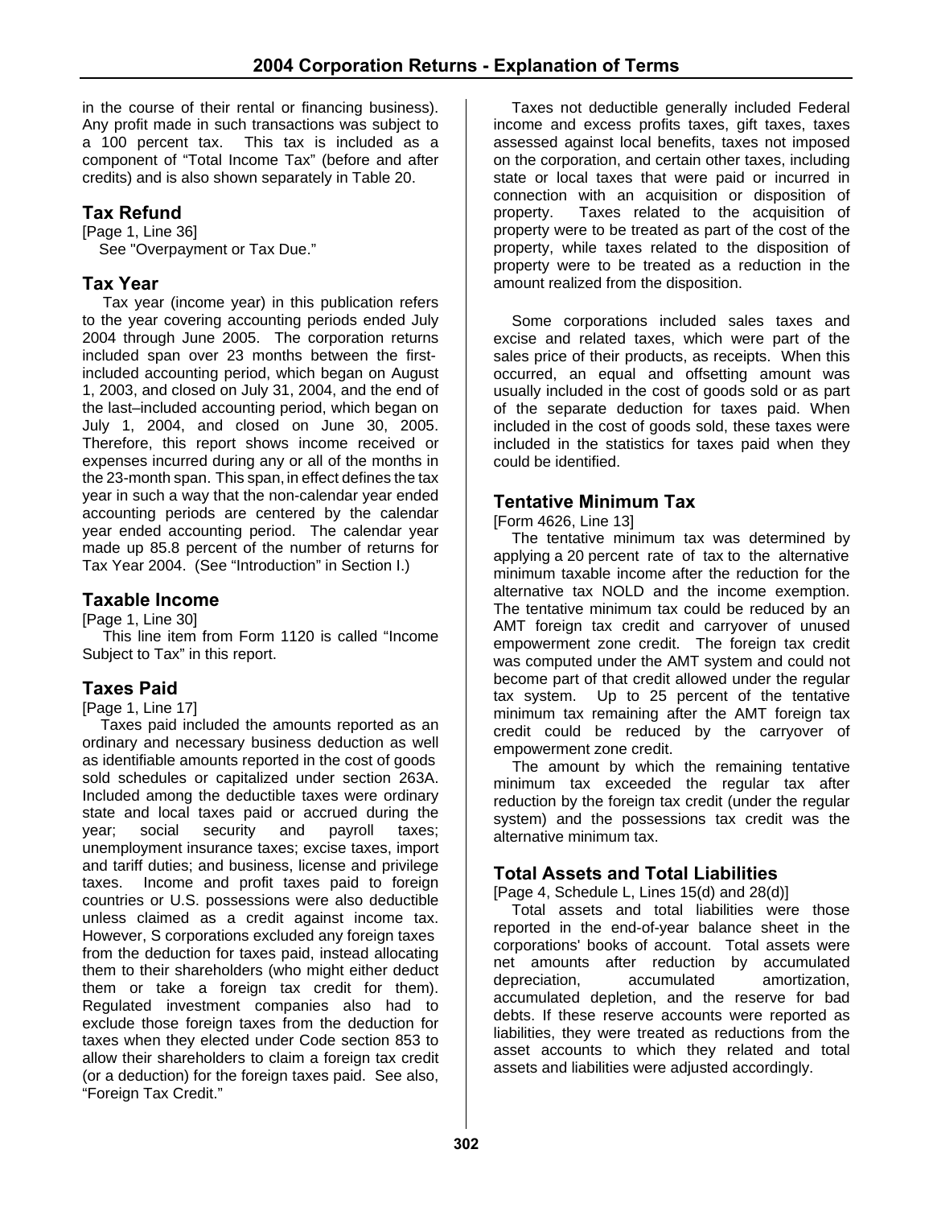in the course of their rental or financing business). Any profit made in such transactions was subject to a 100 percent tax. This tax is included as a component of "Total Income Tax" (before and after credits) and is also shown separately in Table 20.

## Tax Refund

[Page 1, Line 36]
See "Overpayment or Tax Due."

## Tax Year

Tax year (income year) in this publication refers to the year covering accounting periods ended July 2004 through June 2005. The corporation returns included span over 23 months between the first-included accounting period, which began on August 1, 2003, and closed on July 31, 2004, and the end of the last–included accounting period, which began on July 1, 2004, and closed on June 30, 2005. Therefore, this report shows income received or expenses incurred during any or all of the months in the 23-month span. This span, in effect defines the tax year in such a way that the non-calendar year ended accounting periods are centered by the calendar year ended accounting period. The calendar year made up 85.8 percent of the number of returns for Tax Year 2004. (See "Introduction" in Section I.)

## Taxable Income

[Page 1, Line 30]
This line item from Form 1120 is called "Income Subject to Tax" in this report.

## Taxes Paid

[Page 1, Line 17]
Taxes paid included the amounts reported as an ordinary and necessary business deduction as well as identifiable amounts reported in the cost of goods sold schedules or capitalized under section 263A. Included among the deductible taxes were ordinary state and local taxes paid or accrued during the year; social security and payroll taxes; unemployment insurance taxes; excise taxes, import and tariff duties; and business, license and privilege taxes. Income and profit taxes paid to foreign countries or U.S. possessions were also deductible unless claimed as a credit against income tax. However, S corporations excluded any foreign taxes from the deduction for taxes paid, instead allocating them to their shareholders (who might either deduct them or take a foreign tax credit for them). Regulated investment companies also had to exclude those foreign taxes from the deduction for taxes when they elected under Code section 853 to allow their shareholders to claim a foreign tax credit (or a deduction) for the foreign taxes paid. See also, "Foreign Tax Credit."

Taxes not deductible generally included Federal income and excess profits taxes, gift taxes, taxes assessed against local benefits, taxes not imposed on the corporation, and certain other taxes, including state or local taxes that were paid or incurred in connection with an acquisition or disposition of property. Taxes related to the acquisition of property were to be treated as part of the cost of the property, while taxes related to the disposition of property were to be treated as a reduction in the amount realized from the disposition.

Some corporations included sales taxes and excise and related taxes, which were part of the sales price of their products, as receipts. When this occurred, an equal and offsetting amount was usually included in the cost of goods sold or as part of the separate deduction for taxes paid. When included in the cost of goods sold, these taxes were included in the statistics for taxes paid when they could be identified.

## Tentative Minimum Tax

[Form 4626, Line 13]
The tentative minimum tax was determined by applying a 20 percent rate of tax to the alternative minimum taxable income after the reduction for the alternative tax NOLD and the income exemption. The tentative minimum tax could be reduced by an AMT foreign tax credit and carryover of unused empowerment zone credit. The foreign tax credit was computed under the AMT system and could not become part of that credit allowed under the regular tax system. Up to 25 percent of the tentative minimum tax remaining after the AMT foreign tax credit could be reduced by the carryover of empowerment zone credit.

The amount by which the remaining tentative minimum tax exceeded the regular tax after reduction by the foreign tax credit (under the regular system) and the possessions tax credit was the alternative minimum tax.

## Total Assets and Total Liabilities

[Page 4, Schedule L, Lines 15(d) and 28(d)]
Total assets and total liabilities were those reported in the end-of-year balance sheet in the corporations' books of account. Total assets were net amounts after reduction by accumulated depreciation, accumulated amortization, accumulated depletion, and the reserve for bad debts. If these reserve accounts were reported as liabilities, they were treated as reductions from the asset accounts to which they related and total assets and liabilities were adjusted accordingly.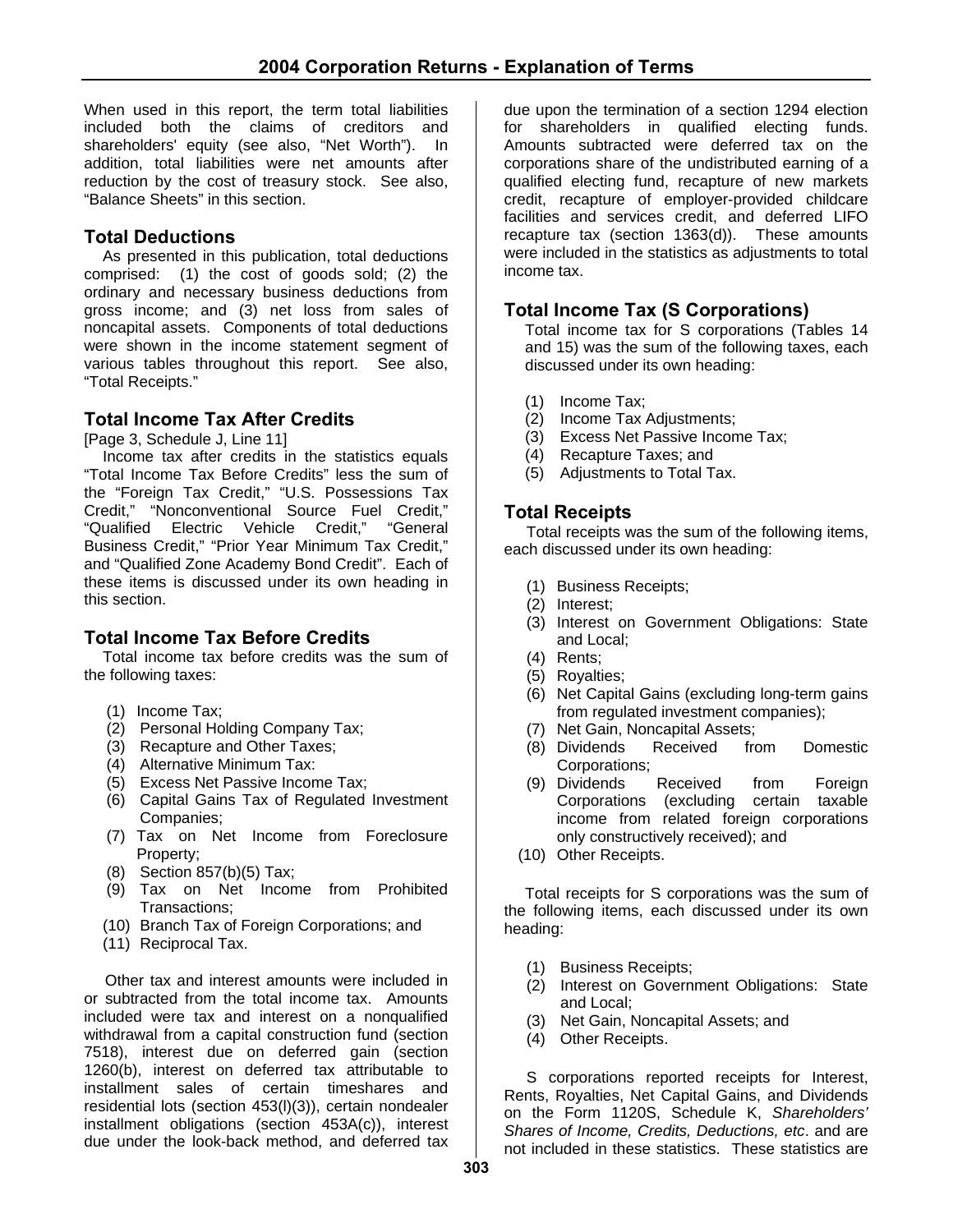When used in this report, the term total liabilities included both the claims of creditors and shareholders' equity (see also, "Net Worth"). In addition, total liabilities were net amounts after reduction by the cost of treasury stock. See also, "Balance Sheets" in this section.

## Total Deductions

As presented in this publication, total deductions comprised: (1) the cost of goods sold; (2) the ordinary and necessary business deductions from gross income; and (3) net loss from sales of noncapital assets. Components of total deductions were shown in the income statement segment of various tables throughout this report. See also, "Total Receipts."

## Total Income Tax After Credits

[Page 3, Schedule J, Line 11]

Income tax after credits in the statistics equals "Total Income Tax Before Credits" less the sum of the "Foreign Tax Credit," "U.S. Possessions Tax Credit," "Nonconventional Source Fuel Credit," "Qualified Electric Vehicle Credit," "General Business Credit," "Prior Year Minimum Tax Credit," and "Qualified Zone Academy Bond Credit". Each of these items is discussed under its own heading in this section.

## Total Income Tax Before Credits

Total income tax before credits was the sum of the following taxes:

(1) Income Tax;
(2) Personal Holding Company Tax;
(3) Recapture and Other Taxes;
(4) Alternative Minimum Tax:
(5) Excess Net Passive Income Tax;
(6) Capital Gains Tax of Regulated Investment Companies;
(7) Tax on Net Income from Foreclosure Property;
(8) Section 857(b)(5) Tax;
(9) Tax on Net Income from Prohibited Transactions;
(10) Branch Tax of Foreign Corporations; and
(11) Reciprocal Tax.

Other tax and interest amounts were included in or subtracted from the total income tax. Amounts included were tax and interest on a nonqualified withdrawal from a capital construction fund (section 7518), interest due on deferred gain (section 1260(b), interest on deferred tax attributable to installment sales of certain timeshares and residential lots (section 453(l)(3)), certain nondealer installment obligations (section 453A(c)), interest due under the look-back method, and deferred tax due upon the termination of a section 1294 election for shareholders in qualified electing funds. Amounts subtracted were deferred tax on the corporations share of the undistributed earning of a qualified electing fund, recapture of new markets credit, recapture of employer-provided childcare facilities and services credit, and deferred LIFO recapture tax (section 1363(d)). These amounts were included in the statistics as adjustments to total income tax.

## Total Income Tax (S Corporations)

Total income tax for S corporations (Tables 14 and 15) was the sum of the following taxes, each discussed under its own heading:

(1) Income Tax;
(2) Income Tax Adjustments;
(3) Excess Net Passive Income Tax;
(4) Recapture Taxes; and
(5) Adjustments to Total Tax.

## Total Receipts

Total receipts was the sum of the following items, each discussed under its own heading:

(1) Business Receipts;
(2) Interest;
(3) Interest on Government Obligations: State and Local;
(4) Rents;
(5) Royalties;
(6) Net Capital Gains (excluding long-term gains from regulated investment companies);
(7) Net Gain, Noncapital Assets;
(8) Dividends Received from Domestic Corporations;
(9) Dividends Received from Foreign Corporations (excluding certain taxable income from related foreign corporations only constructively received); and
(10) Other Receipts.

Total receipts for S corporations was the sum of the following items, each discussed under its own heading:

(1) Business Receipts;
(2) Interest on Government Obligations: State and Local;
(3) Net Gain, Noncapital Assets; and
(4) Other Receipts.

S corporations reported receipts for Interest, Rents, Royalties, Net Capital Gains, and Dividends on the Form 1120S, Schedule K, *Shareholders' Shares of Income, Credits, Deductions, etc*. and are not included in these statistics. These statistics are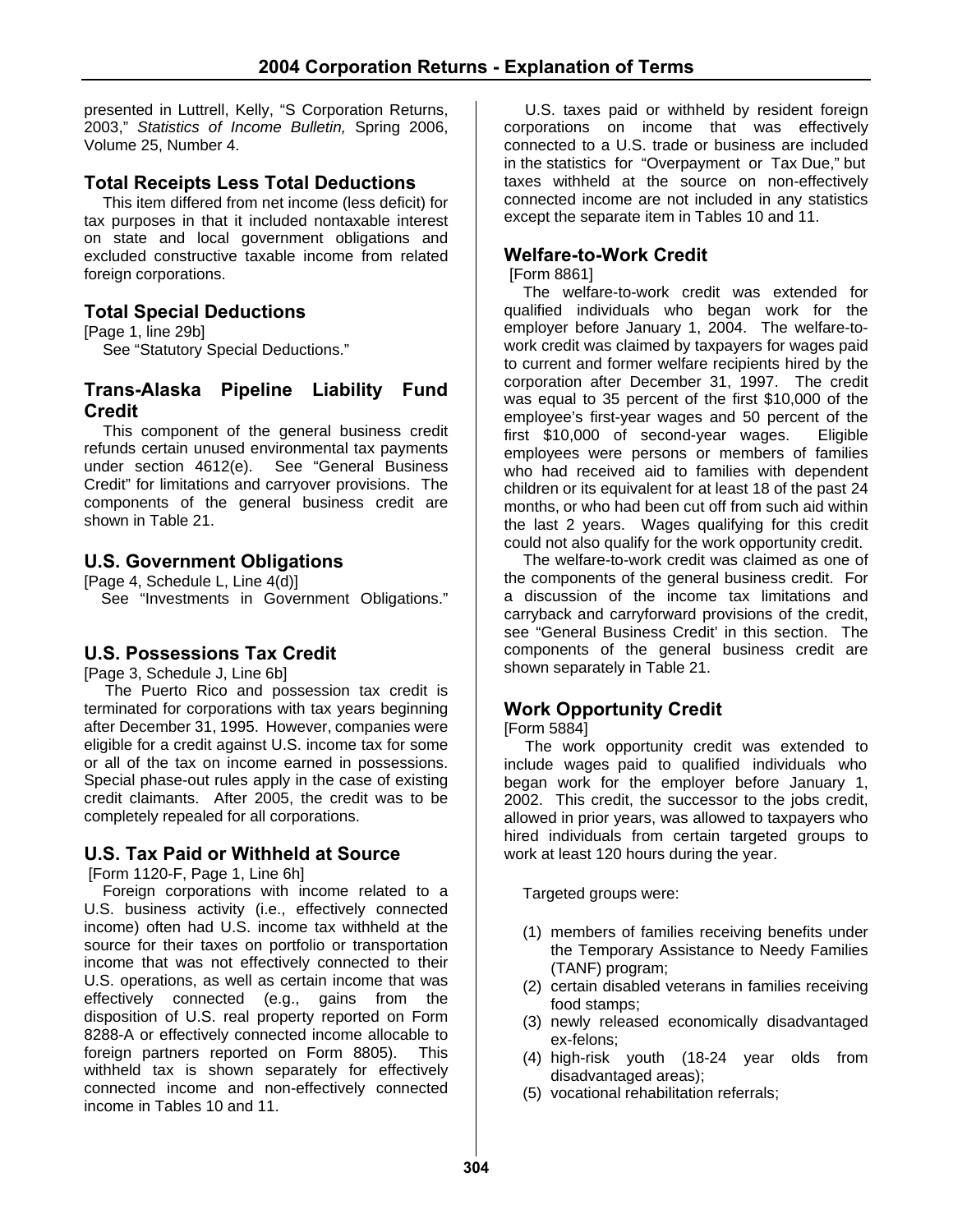presented in Luttrell, Kelly, "S Corporation Returns, 2003," *Statistics of Income Bulletin,* Spring 2006, Volume 25, Number 4.

## Total Receipts Less Total Deductions

This item differed from net income (less deficit) for tax purposes in that it included nontaxable interest on state and local government obligations and excluded constructive taxable income from related foreign corporations.

## Total Special Deductions

[Page 1, line 29b]

See "Statutory Special Deductions."

## Trans-Alaska Pipeline Liability Fund Credit

This component of the general business credit refunds certain unused environmental tax payments under section 4612(e). See "General Business Credit" for limitations and carryover provisions. The components of the general business credit are shown in Table 21.

## U.S. Government Obligations

[Page 4, Schedule L, Line 4(d)]

See "Investments in Government Obligations."

## U.S. Possessions Tax Credit

[Page 3, Schedule J, Line 6b]

The Puerto Rico and possession tax credit is terminated for corporations with tax years beginning after December 31, 1995. However, companies were eligible for a credit against U.S. income tax for some or all of the tax on income earned in possessions. Special phase-out rules apply in the case of existing credit claimants. After 2005, the credit was to be completely repealed for all corporations.

## U.S. Tax Paid or Withheld at Source

[Form 1120-F, Page 1, Line 6h]

Foreign corporations with income related to a U.S. business activity (i.e., effectively connected income) often had U.S. income tax withheld at the source for their taxes on portfolio or transportation income that was not effectively connected to their U.S. operations, as well as certain income that was effectively connected (e.g., gains from the disposition of U.S. real property reported on Form 8288-A or effectively connected income allocable to foreign partners reported on Form 8805). This withheld tax is shown separately for effectively connected income and non-effectively connected income in Tables 10 and 11.

U.S. taxes paid or withheld by resident foreign corporations on income that was effectively connected to a U.S. trade or business are included in the statistics for "Overpayment or Tax Due," but taxes withheld at the source on non-effectively connected income are not included in any statistics except the separate item in Tables 10 and 11.

## Welfare-to-Work Credit

[Form 8861]

The welfare-to-work credit was extended for qualified individuals who began work for the employer before January 1, 2004. The welfare-to-work credit was claimed by taxpayers for wages paid to current and former welfare recipients hired by the corporation after December 31, 1997. The credit was equal to 35 percent of the first $10,000 of the employee's first-year wages and 50 percent of the first $10,000 of second-year wages. Eligible employees were persons or members of families who had received aid to families with dependent children or its equivalent for at least 18 of the past 24 months, or who had been cut off from such aid within the last 2 years. Wages qualifying for this credit could not also qualify for the work opportunity credit.

The welfare-to-work credit was claimed as one of the components of the general business credit. For a discussion of the income tax limitations and carryback and carryforward provisions of the credit, see "General Business Credit' in this section. The components of the general business credit are shown separately in Table 21.

## Work Opportunity Credit

[Form 5884]

The work opportunity credit was extended to include wages paid to qualified individuals who began work for the employer before January 1, 2002. This credit, the successor to the jobs credit, allowed in prior years, was allowed to taxpayers who hired individuals from certain targeted groups to work at least 120 hours during the year.

Targeted groups were:

(1) members of families receiving benefits under the Temporary Assistance to Needy Families (TANF) program;
(2) certain disabled veterans in families receiving food stamps;
(3) newly released economically disadvantaged ex-felons;
(4) high-risk youth (18-24 year olds from disadvantaged areas);
(5) vocational rehabilitation referrals;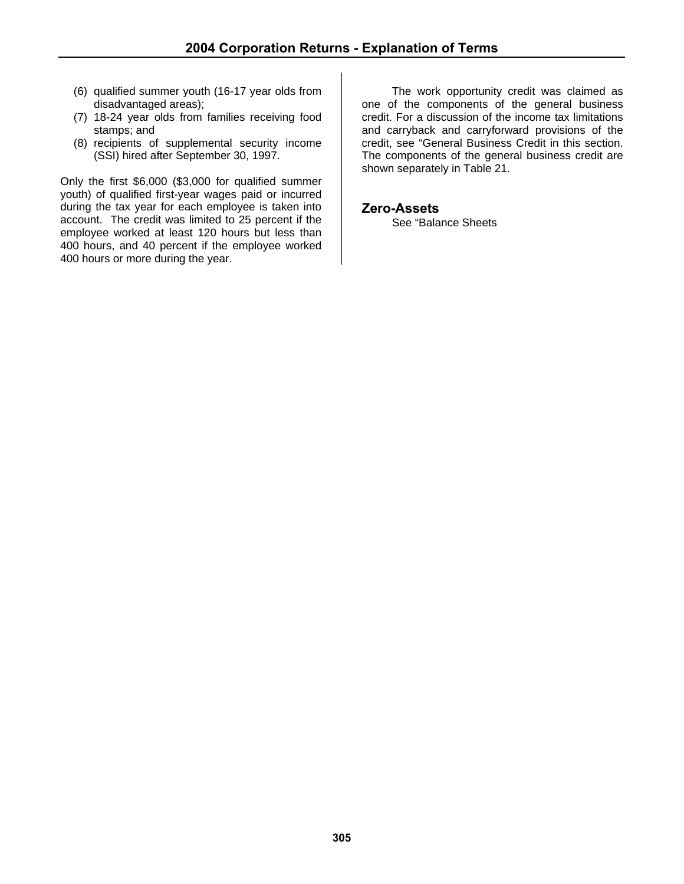(6) qualified summer youth (16-17 year olds from disadvantaged areas);
(7) 18-24 year olds from families receiving food stamps; and
(8) recipients of supplemental security income (SSI) hired after September 30, 1997.

Only the first $6,000 ($3,000 for qualified summer youth) of qualified first-year wages paid or incurred during the tax year for each employee is taken into account. The credit was limited to 25 percent if the employee worked at least 120 hours but less than 400 hours, and 40 percent if the employee worked 400 hours or more during the year.

The work opportunity credit was claimed as one of the components of the general business credit. For a discussion of the income tax limitations and carryback and carryforward provisions of the credit, see "General Business Credit in this section. The components of the general business credit are shown separately in Table 21.

## Zero-Assets

See "Balance Sheets